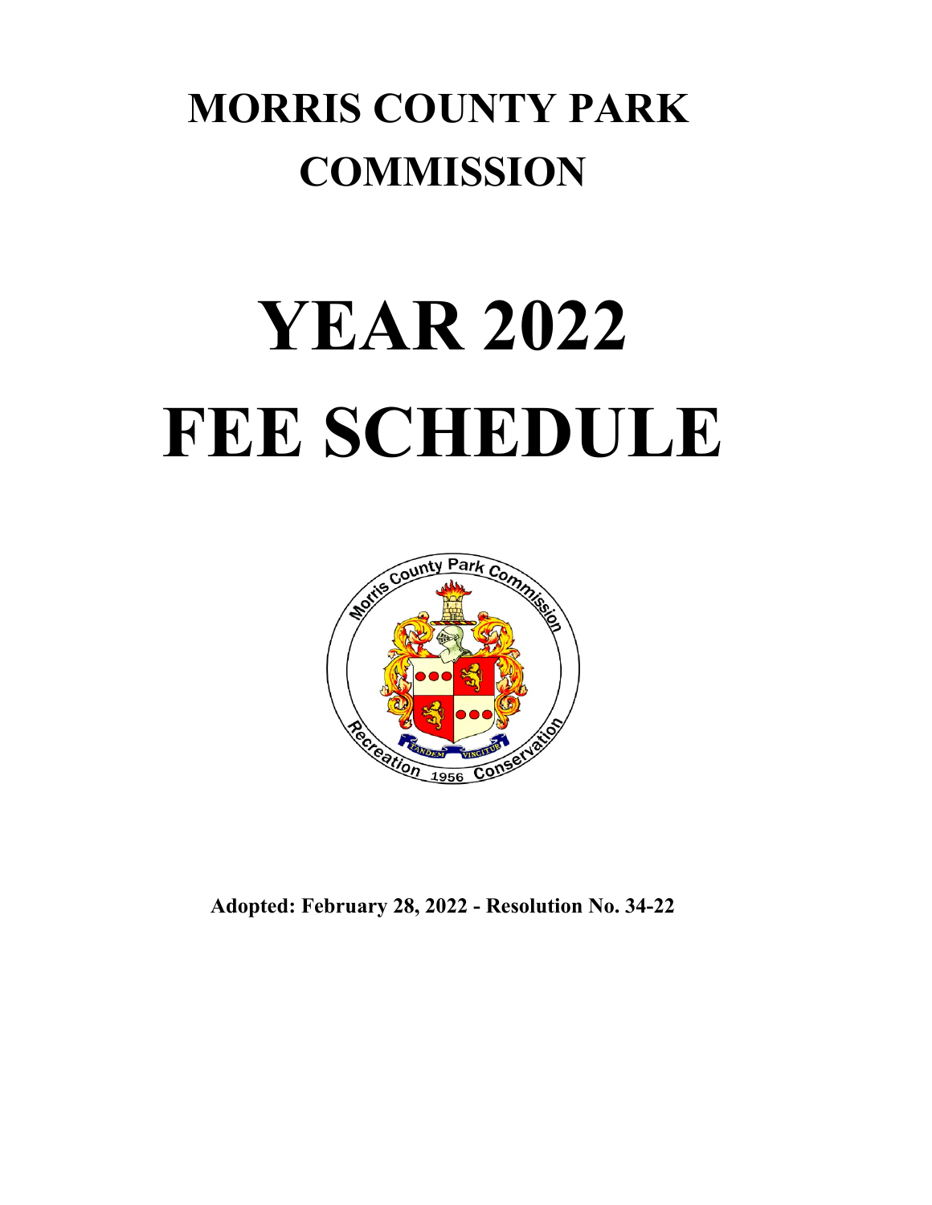# MORRIS COUNTY PARK COMMISSION

# YEAR 2022 FEE SCHEDULE

**Adopted: February 28, 2022 - Resolution No. 34-22**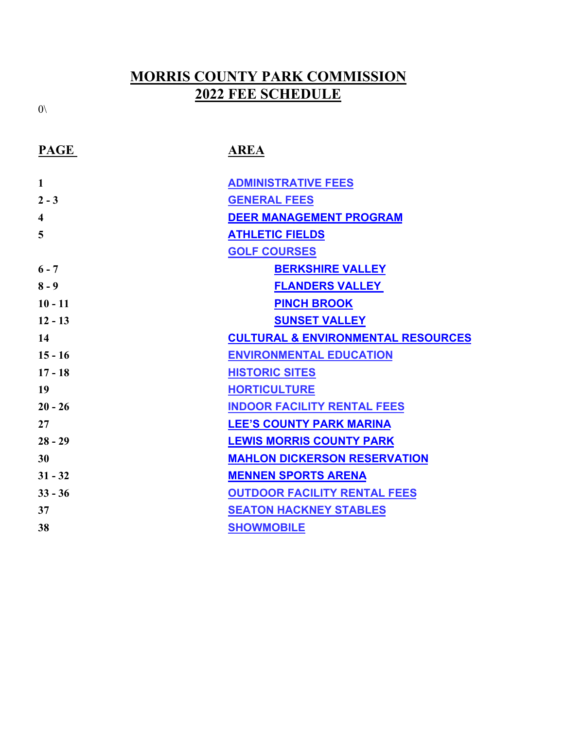# MORRIS COUNTY PARK COMMISSION
# 2022 FEE SCHEDULE

0\

| PAGE | AREA |
|---|---|
| 1 | ADMINISTRATIVE FEES |
| 2 - 3 | GENERAL FEES |
| 4 | DEER MANAGEMENT PROGRAM |
| 5 | ATHLETIC FIELDS |
| | GOLF COURSES |
| 6 - 7 | BERKSHIRE VALLEY |
| 8 - 9 | FLANDERS VALLEY |
| 10 - 11 | PINCH BROOK |
| 12 - 13 | SUNSET VALLEY |
| 14 | CULTURAL & ENVIRONMENTAL RESOURCES |
| 15 - 16 | ENVIRONMENTAL EDUCATION |
| 17 - 18 | HISTORIC SITES |
| 19 | HORTICULTURE |
| 20 - 26 | INDOOR FACILITY RENTAL FEES |
| 27 | LEE'S COUNTY PARK MARINA |
| 28 - 29 | LEWIS MORRIS COUNTY PARK |
| 30 | MAHLON DICKERSON RESERVATION |
| 31 - 32 | MENNEN SPORTS ARENA |
| 33 - 36 | OUTDOOR FACILITY RENTAL FEES |
| 37 | SEATON HACKNEY STABLES |
| 38 | SHOWMOBILE |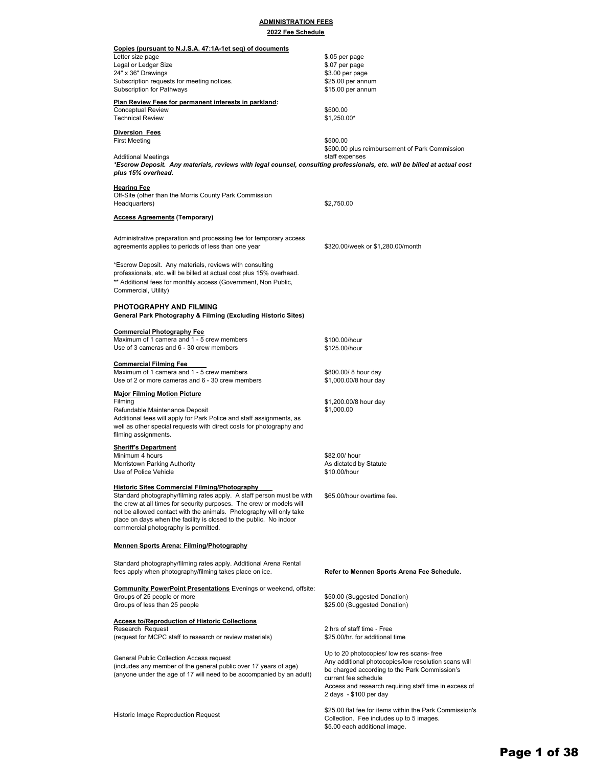## ADMINISTRATION FEES

### 2022 Fee Schedule

**Copies (pursuant to N.J.S.A. 47:1A-1et seq) of documents**

| | |
|---|---|
| Letter size page | $.05 per page |
| Legal or Ledger Size | $.07 per page |
| 24" x 36" Drawings | $3.00 per page |
| Subscription requests for meeting notices. | $25.00 per annum |
| Subscription for Pathways | $15.00 per annum |

**Plan Review Fees for permanent interests in parkland:**

| | |
|---|---|
| Conceptual Review | $500.00 |
| Technical Review | $1,250.00* |

**Diversion Fees**

| | |
|---|---|
| First Meeting | $500.00 |
| Additional Meetings | $500.00 plus reimbursement of Park Commission staff expenses |

***Escrow Deposit. Any materials, reviews with legal counsel, consulting professionals, etc. will be billed at actual cost plus 15% overhead.***

**Hearing Fee**

| | |
|---|---|
| Off-Site (other than the Morris County Park Commission Headquarters) | $2,750.00 |

**Access Agreements (Temporary)**

| | |
|---|---|
| Administrative preparation and processing fee for temporary access agreements applies to periods of less than one year | $320.00/week or $1,280.00/month |

*Escrow Deposit. Any materials, reviews with consulting professionals, etc. will be billed at actual cost plus 15% overhead.
** Additional fees for monthly access (Government, Non Public, Commercial, Utility)

## PHOTOGRAPHY AND FILMING

### General Park Photography & Filming (Excluding Historic Sites)

**Commercial Photography Fee**

| | |
|---|---|
| Maximum of 1 camera and 1 - 5 crew members | $100.00/hour |
| Use of 3 cameras and 6 - 30 crew members | $125.00/hour |

**Commercial Filming Fee**

| | |
|---|---|
| Maximum of 1 camera and 1 - 5 crew members | $800.00/ 8 hour day |
| Use of 2 or more cameras and 6 - 30 crew members | $1,000.00/8 hour day |

**Major Filming Motion Picture**

| | |
|---|---|
| Filming | $1,200.00/8 hour day |
| Refundable Maintenance Deposit | $1,000.00 |

Additional fees will apply for Park Police and staff assignments, as well as other special requests with direct costs for photography and filming assignments.

**Sheriff's Department**

| | |
|---|---|
| Minimum 4 hours | $82.00/ hour |
| Morristown Parking Authority | As dictated by Statute |
| Use of Police Vehicle | $10.00/hour |

**Historic Sites Commercial Filming/Photography**

| | |
|---|---|
| Standard photography/filming rates apply. A staff person must be with the crew at all times for security purposes. The crew or models will not be allowed contact with the animals. Photography will only take place on days when the facility is closed to the public. No indoor commercial photography is permitted. | $65.00/hour overtime fee. |

**Mennen Sports Arena: Filming/Photography**

| | |
|---|---|
| Standard photography/filming rates apply. Additional Arena Rental fees apply when photography/filming takes place on ice. | **Refer to Mennen Sports Arena Fee Schedule.** |

**Community PowerPoint Presentations** Evenings or weekend, offsite:

| | |
|---|---|
| Groups of 25 people or more | $50.00 (Suggested Donation) |
| Groups of less than 25 people | $25.00 (Suggested Donation) |

**Access to/Reproduction of Historic Collections**

| | |
|---|---|
| Research Request (request for MCPC staff to research or review materials) | 2 hrs of staff time - Free<br>$25.00/hr. for additional time |
| General Public Collection Access request (includes any member of the general public over 17 years of age) (anyone under the age of 17 will need to be accompanied by an adult) | Up to 20 photocopies/ low res scans- free<br>Any additional photocopies/low resolution scans will be charged according to the Park Commission's current fee schedule<br>Access and research requiring staff time in excess of 2 days - $100 per day |
| Historic Image Reproduction Request | $25.00 flat fee for items within the Park Commission's Collection. Fee includes up to 5 images.<br>$5.00 each additional image. |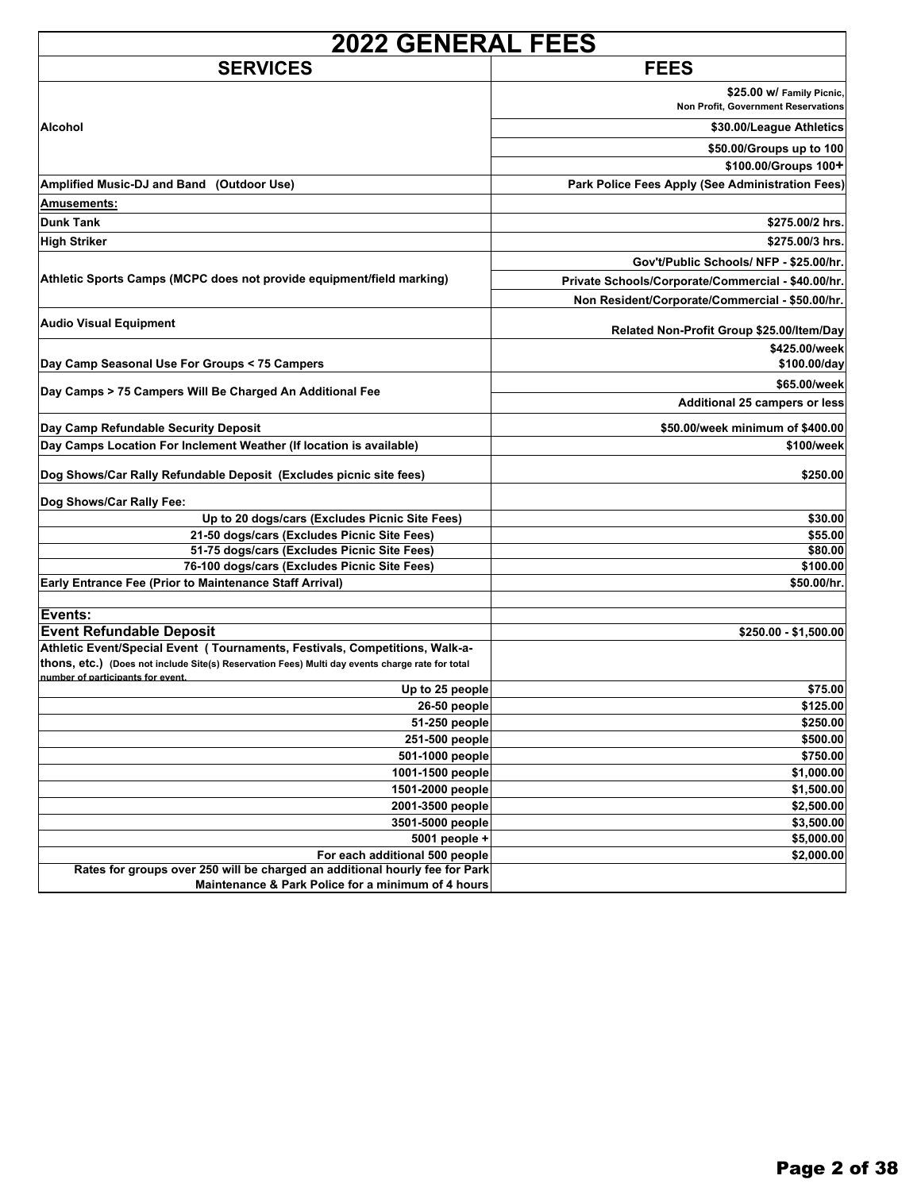# 2022 GENERAL FEES

| SERVICES | FEES |
|---|---|
| Alcohol | $25.00 w/ Family Picnic, Non Profit, Government Reservations |
| | $30.00/League Athletics |
| | $50.00/Groups up to 100 |
| | $100.00/Groups 100+ |
| Amplified Music-DJ and Band (Outdoor Use) | Park Police Fees Apply (See Administration Fees) |
| **Amusements:** | |
| Dunk Tank | $275.00/2 hrs. |
| High Striker | $275.00/3 hrs. |
| Athletic Sports Camps (MCPC does not provide equipment/field marking) | Gov't/Public Schools/ NFP - $25.00/hr. |
| | Private Schools/Corporate/Commercial - $40.00/hr. |
| | Non Resident/Corporate/Commercial - $50.00/hr. |
| Audio Visual Equipment | Related Non-Profit Group $25.00/Item/Day |
| Day Camp Seasonal Use For Groups < 75 Campers | $425.00/week $100.00/day |
| Day Camps > 75 Campers Will Be Charged An Additional Fee | $65.00/week |
| | Additional 25 campers or less |
| Day Camp Refundable Security Deposit | $50.00/week minimum of $400.00 |
| Day Camps Location For Inclement Weather (If location is available) | $100/week |
| Dog Shows/Car Rally Refundable Deposit (Excludes picnic site fees) | $250.00 |
| Dog Shows/Car Rally Fee: | |
| Up to 20 dogs/cars (Excludes Picnic Site Fees) | $30.00 |
| 21-50 dogs/cars (Excludes Picnic Site Fees) | $55.00 |
| 51-75 dogs/cars (Excludes Picnic Site Fees) | $80.00 |
| 76-100 dogs/cars (Excludes Picnic Site Fees) | $100.00 |
| Early Entrance Fee (Prior to Maintenance Staff Arrival) | $50.00/hr. |
| | |
| **Events:** | |
| **Event Refundable Deposit** | $250.00 - $1,500.00 |
| Athletic Event/Special Event ( Tournaments, Festivals, Competitions, Walk-a-thons, etc.) (Does not include Site(s) Reservation Fees) Multi day events charge rate for total number of participants for event. | |
| Up to 25 people | $75.00 |
| 26-50 people | $125.00 |
| 51-250 people | $250.00 |
| 251-500 people | $500.00 |
| 501-1000 people | $750.00 |
| 1001-1500 people | $1,000.00 |
| 1501-2000 people | $1,500.00 |
| 2001-3500 people | $2,500.00 |
| 3501-5000 people | $3,500.00 |
| 5001 people + | $5,000.00 |
| For each additional 500 people | $2,000.00 |
| Rates for groups over 250 will be charged an additional hourly fee for Park Maintenance & Park Police for a minimum of 4 hours | |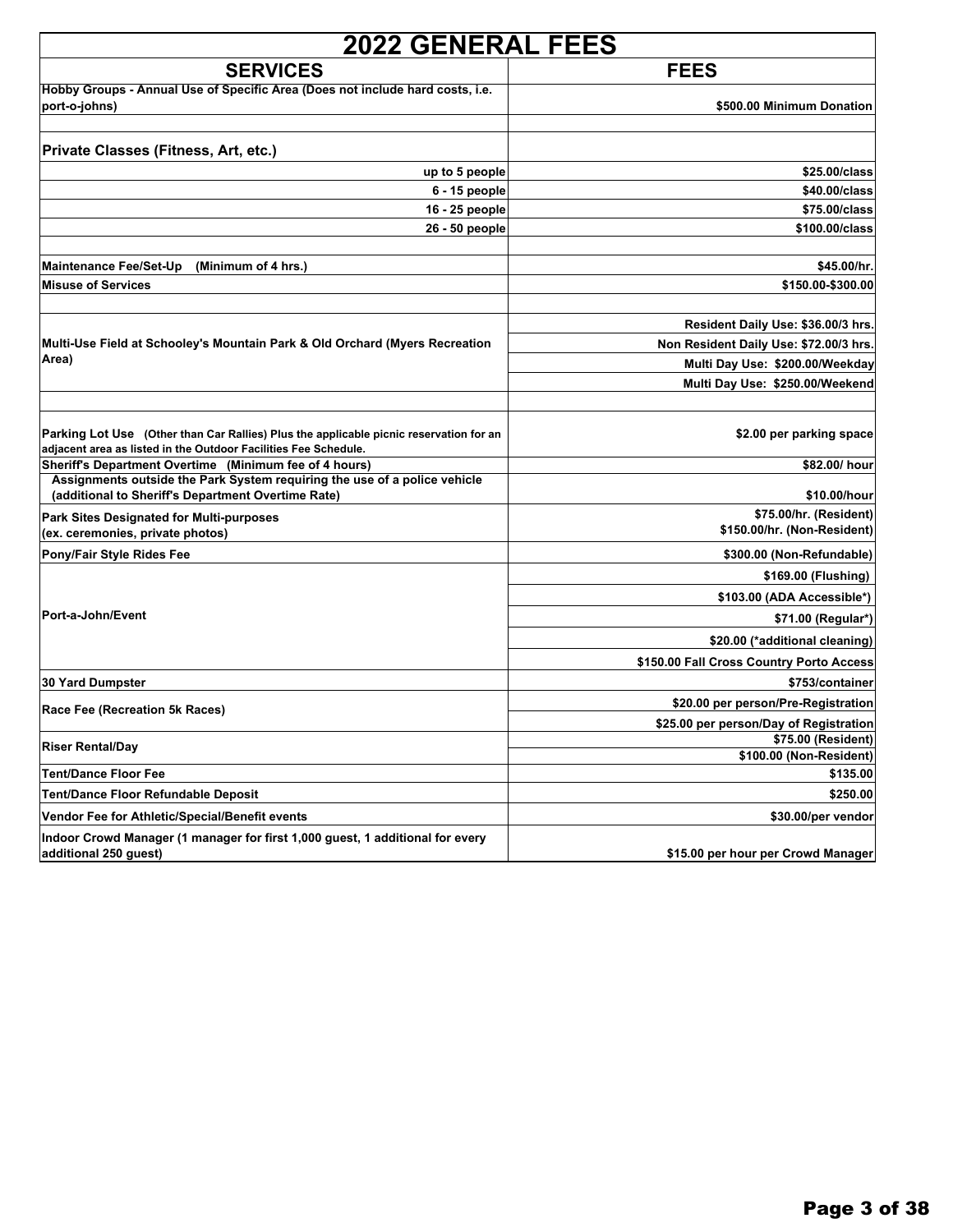# 2022 GENERAL FEES

| SERVICES | FEES |
|---|---|
| **Hobby Groups - Annual Use of Specific Area (Does not include hard costs, i.e. port-o-johns)** | **$500.00 Minimum Donation** |
| | |
| **Private Classes (Fitness, Art, etc.)** | |
| **up to 5 people** | **$25.00/class** |
| **6 - 15 people** | **$40.00/class** |
| **16 - 25 people** | **$75.00/class** |
| **26 - 50 people** | **$100.00/class** |
| | |
| **Maintenance Fee/Set-Up (Minimum of 4 hrs.)** | **$45.00/hr.** |
| **Misuse of Services** | **$150.00-$300.00** |
| | |
| **Multi-Use Field at Schooley's Mountain Park & Old Orchard (Myers Recreation Area)** | **Resident Daily Use: $36.00/3 hrs.** |
| | **Non Resident Daily Use: $72.00/3 hrs.** |
| | **Multi Day Use: $200.00/Weekday** |
| | **Multi Day Use: $250.00/Weekend** |
| | |
| **Parking Lot Use (Other than Car Rallies) Plus the applicable picnic reservation for an adjacent area as listed in the Outdoor Facilities Fee Schedule.** | **$2.00 per parking space** |
| **Sheriff's Department Overtime (Minimum fee of 4 hours)** | **$82.00/ hour** |
| **Assignments outside the Park System requiring the use of a police vehicle (additional to Sheriff's Department Overtime Rate)** | **$10.00/hour** |
| **Park Sites Designated for Multi-purposes (ex. ceremonies, private photos)** | **$75.00/hr. (Resident)**<br>**$150.00/hr. (Non-Resident)** |
| **Pony/Fair Style Rides Fee** | **$300.00 (Non-Refundable)** |
| **Port-a-John/Event** | **$169.00 (Flushing)** |
| | **$103.00 (ADA Accessible*)** |
| | **$71.00 (Regular*)** |
| | **$20.00 (*additional cleaning)** |
| | **$150.00 Fall Cross Country Porto Access** |
| **30 Yard Dumpster** | **$753/container** |
| **Race Fee (Recreation 5k Races)** | **$20.00 per person/Pre-Registration** |
| | **$25.00 per person/Day of Registration** |
| **Riser Rental/Day** | **$75.00 (Resident)** |
| | **$100.00 (Non-Resident)** |
| **Tent/Dance Floor Fee** | **$135.00** |
| **Tent/Dance Floor Refundable Deposit** | **$250.00** |
| **Vendor Fee for Athletic/Special/Benefit events** | **$30.00/per vendor** |
| **Indoor Crowd Manager (1 manager for first 1,000 guest, 1 additional for every additional 250 guest)** | **$15.00 per hour per Crowd Manager** |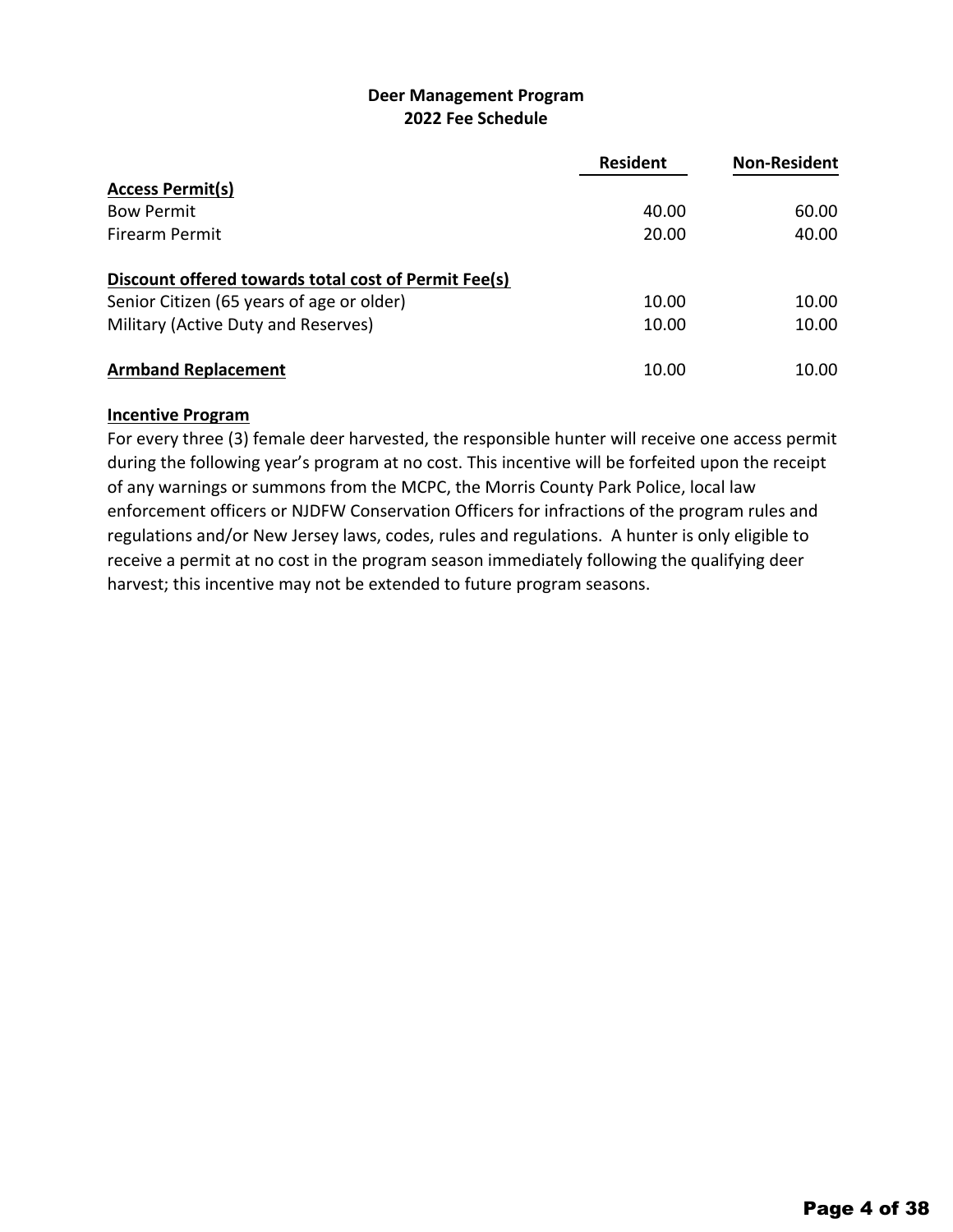# Deer Management Program
## 2022 Fee Schedule

| | Resident | Non-Resident |
|---|---|---|
| **Access Permit(s)** | | |
| Bow Permit | 40.00 | 60.00 |
| Firearm Permit | 20.00 | 40.00 |
| | | |
| **Discount offered towards total cost of Permit Fee(s)** | | |
| Senior Citizen (65 years of age or older) | 10.00 | 10.00 |
| Military (Active Duty and Reserves) | 10.00 | 10.00 |
| | | |
| **Armband Replacement** | 10.00 | 10.00 |

**Incentive Program**

For every three (3) female deer harvested, the responsible hunter will receive one access permit during the following year's program at no cost. This incentive will be forfeited upon the receipt of any warnings or summons from the MCPC, the Morris County Park Police, local law enforcement officers or NJDFW Conservation Officers for infractions of the program rules and regulations and/or New Jersey laws, codes, rules and regulations. A hunter is only eligible to receive a permit at no cost in the program season immediately following the qualifying deer harvest; this incentive may not be extended to future program seasons.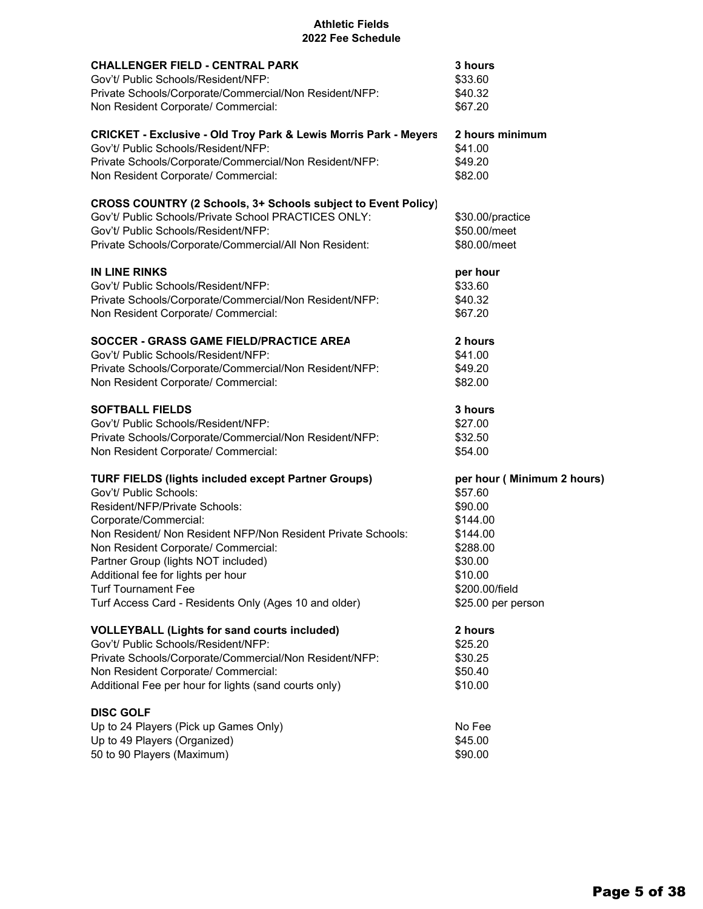# Athletic Fields
## 2022 Fee Schedule

| **CHALLENGER FIELD - CENTRAL PARK** | **3 hours** |
|---|---|
| Gov't/ Public Schools/Resident/NFP: | $33.60 |
| Private Schools/Corporate/Commercial/Non Resident/NFP: | $40.32 |
| Non Resident Corporate/ Commercial: | $67.20 |

| **CRICKET - Exclusive - Old Troy Park & Lewis Morris Park - Meyers** | **2 hours minimum** |
|---|---|
| Gov't/ Public Schools/Resident/NFP: | $41.00 |
| Private Schools/Corporate/Commercial/Non Resident/NFP: | $49.20 |
| Non Resident Corporate/ Commercial: | $82.00 |

| **CROSS COUNTRY (2 Schools, 3+ Schools subject to Event Policy)** | |
|---|---|
| Gov't/ Public Schools/Private School PRACTICES ONLY: | $30.00/practice |
| Gov't/ Public Schools/Resident/NFP: | $50.00/meet |
| Private Schools/Corporate/Commercial/All Non Resident: | $80.00/meet |

| **IN LINE RINKS** | **per hour** |
|---|---|
| Gov't/ Public Schools/Resident/NFP: | $33.60 |
| Private Schools/Corporate/Commercial/Non Resident/NFP: | $40.32 |
| Non Resident Corporate/ Commercial: | $67.20 |

| **SOCCER - GRASS GAME FIELD/PRACTICE AREA** | **2 hours** |
|---|---|
| Gov't/ Public Schools/Resident/NFP: | $41.00 |
| Private Schools/Corporate/Commercial/Non Resident/NFP: | $49.20 |
| Non Resident Corporate/ Commercial: | $82.00 |

| **SOFTBALL FIELDS** | **3 hours** |
|---|---|
| Gov't/ Public Schools/Resident/NFP: | $27.00 |
| Private Schools/Corporate/Commercial/Non Resident/NFP: | $32.50 |
| Non Resident Corporate/ Commercial: | $54.00 |

| **TURF FIELDS (lights included except Partner Groups)** | **per hour ( Minimum 2 hours)** |
|---|---|
| Gov't/ Public Schools: | $57.60 |
| Resident/NFP/Private Schools: | $90.00 |
| Corporate/Commercial: | $144.00 |
| Non Resident/ Non Resident NFP/Non Resident Private Schools: | $144.00 |
| Non Resident Corporate/ Commercial: | $288.00 |
| Partner Group (lights NOT included) | $30.00 |
| Additional fee for lights per hour | $10.00 |
| Turf Tournament Fee | $200.00/field |
| Turf Access Card - Residents Only (Ages 10 and older) | $25.00 per person |

| **VOLLEYBALL (Lights for sand courts included)** | **2 hours** |
|---|---|
| Gov't/ Public Schools/Resident/NFP: | $25.20 |
| Private Schools/Corporate/Commercial/Non Resident/NFP: | $30.25 |
| Non Resident Corporate/ Commercial: | $50.40 |
| Additional Fee per hour for lights (sand courts only) | $10.00 |

| **DISC GOLF** | |
|---|---|
| Up to 24 Players (Pick up Games Only) | No Fee |
| Up to 49 Players (Organized) | $45.00 |
| 50 to 90 Players (Maximum) | $90.00 |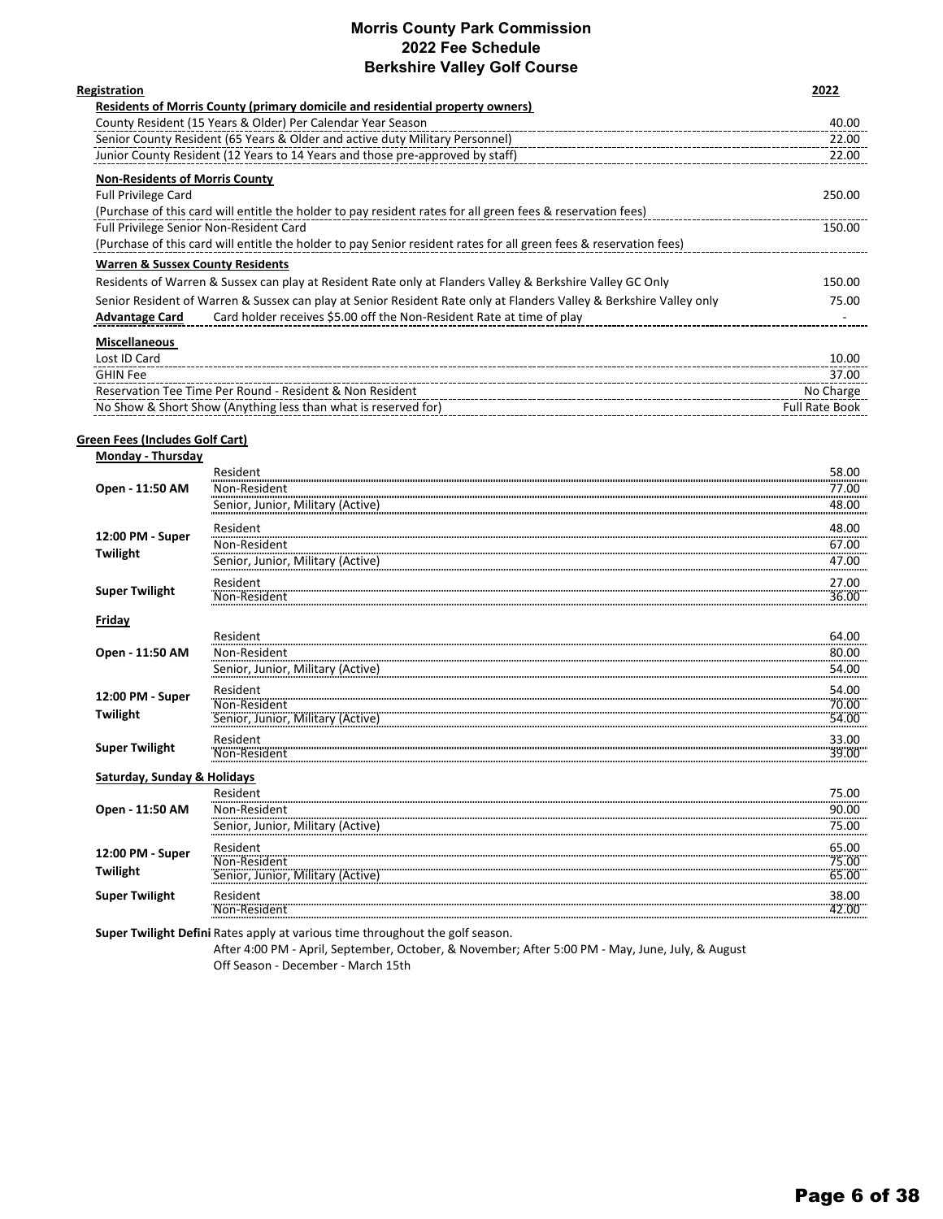# Morris County Park Commission
## 2022 Fee Schedule
## Berkshire Valley Golf Course

| Registration | 2022 |
|---|---|
| **Residents of Morris County (primary domicile and residential property owners)** | |
| County Resident (15 Years & Older) Per Calendar Year Season | 40.00 |
| Senior County Resident (65 Years & Older and active duty Military Personnel) | 22.00 |
| Junior County Resident (12 Years to 14 Years and those pre-approved by staff) | 22.00 |
| **Non-Residents of Morris County** | |
| Full Privilege Card | 250.00 |
| (Purchase of this card will entitle the holder to pay resident rates for all green fees & reservation fees) | |
| Full Privilege Senior Non-Resident Card | 150.00 |
| (Purchase of this card will entitle the holder to pay Senior resident rates for all green fees & reservation fees) | |
| **Warren & Sussex County Residents** | |
| Residents of Warren & Sussex can play at Resident Rate only at Flanders Valley & Berkshire Valley GC Only | 150.00 |
| Senior Resident of Warren & Sussex can play at Senior Resident Rate only at Flanders Valley & Berkshire Valley only | 75.00 |
| **Advantage Card** Card holder receives $5.00 off the Non-Resident Rate at time of play | - |
| **Miscellaneous** | |
| Lost ID Card | 10.00 |
| GHIN Fee | 37.00 |
| Reservation Tee Time Per Round - Resident & Non Resident | No Charge |
| No Show & Short Show (Anything less than what is reserved for) | Full Rate Book |

## Green Fees (Includes Golf Cart)

| | | |
|---|---|---|
| **Monday - Thursday** | | |
| Open - 11:50 AM | Resident | 58.00 |
| | Non-Resident | 77.00 |
| | Senior, Junior, Military (Active) | 48.00 |
| 12:00 PM - Super Twilight | Resident | 48.00 |
| | Non-Resident | 67.00 |
| | Senior, Junior, Military (Active) | 47.00 |
| Super Twilight | Resident | 27.00 |
| | Non-Resident | 36.00 |
| **Friday** | | |
| Open - 11:50 AM | Resident | 64.00 |
| | Non-Resident | 80.00 |
| | Senior, Junior, Military (Active) | 54.00 |
| 12:00 PM - Super Twilight | Resident | 54.00 |
| | Non-Resident | 70.00 |
| | Senior, Junior, Military (Active) | 54.00 |
| Super Twilight | Resident | 33.00 |
| | Non-Resident | 39.00 |
| **Saturday, Sunday & Holidays** | | |
| Open - 11:50 AM | Resident | 75.00 |
| | Non-Resident | 90.00 |
| | Senior, Junior, Military (Active) | 75.00 |
| 12:00 PM - Super Twilight | Resident | 65.00 |
| | Non-Resident | 75.00 |
| | Senior, Junior, Military (Active) | 65.00 |
| Super Twilight | Resident | 38.00 |
| | Non-Resident | 42.00 |

**Super Twilight Defini** Rates apply at various time throughout the golf season.
After 4:00 PM - April, September, October, & November; After 5:00 PM - May, June, July, & August
Off Season - December - March 15th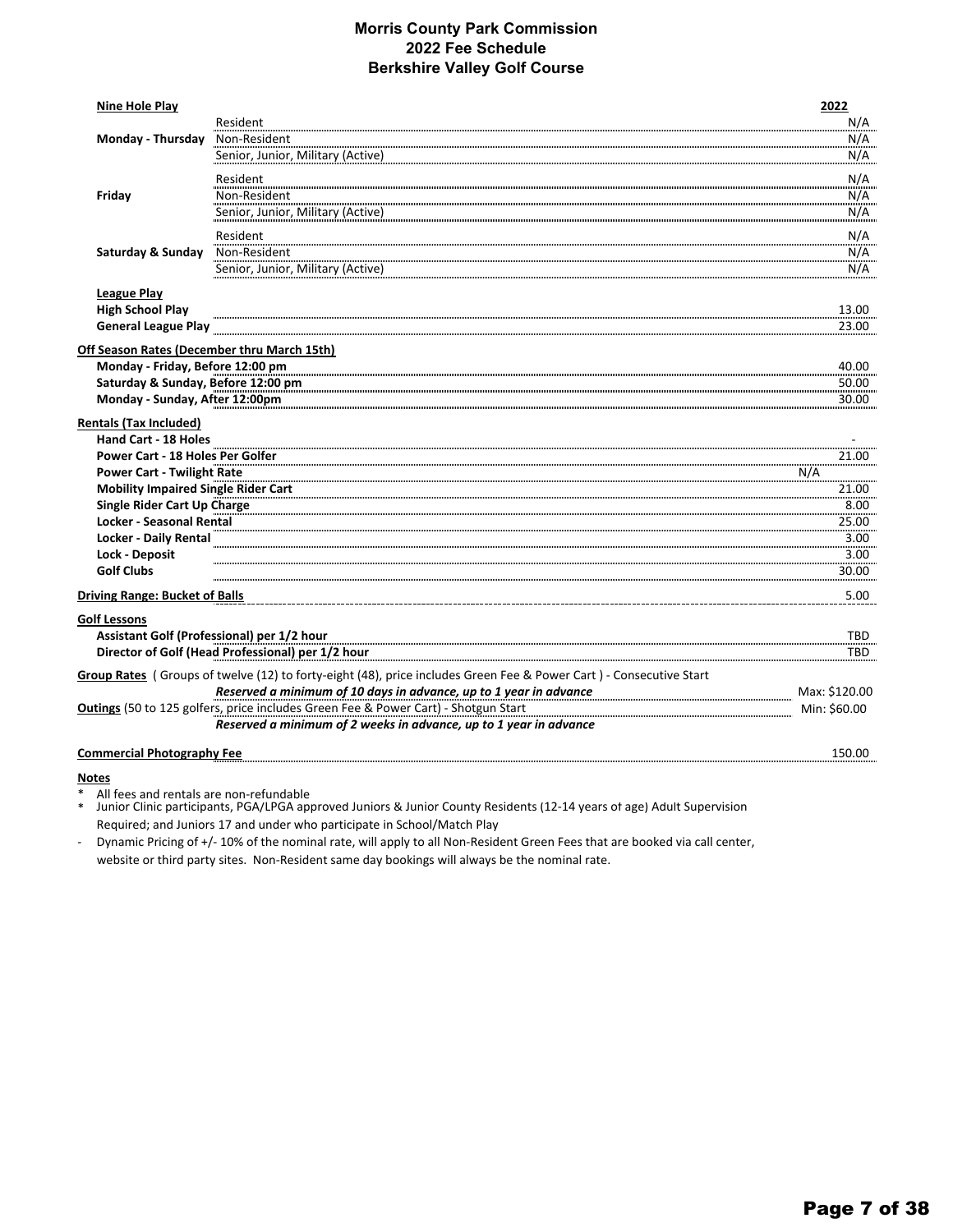# Morris County Park Commission
## 2022 Fee Schedule
## Berkshire Valley Golf Course

| **Nine Hole Play** | | **2022** |
|---|---|---|
| **Monday - Thursday** | Resident | N/A |
| | Non-Resident | N/A |
| | Senior, Junior, Military (Active) | N/A |
| **Friday** | Resident | N/A |
| | Non-Resident | N/A |
| | Senior, Junior, Military (Active) | N/A |
| **Saturday & Sunday** | Resident | N/A |
| | Non-Resident | N/A |
| | Senior, Junior, Military (Active) | N/A |
| **League Play** | | |
| **High School Play** | | 13.00 |
| **General League Play** | | 23.00 |
| **Off Season Rates (December thru March 15th)** | | |
| **Monday - Friday, Before 12:00 pm** | | 40.00 |
| **Saturday & Sunday, Before 12:00 pm** | | 50.00 |
| **Monday - Sunday, After 12:00pm** | | 30.00 |
| **Rentals (Tax Included)** | | |
| **Hand Cart - 18 Holes** | | - |
| **Power Cart - 18 Holes Per Golfer** | | 21.00 |
| **Power Cart - Twilight Rate** | | N/A |
| **Mobility Impaired Single Rider Cart** | | 21.00 |
| **Single Rider Cart Up Charge** | | 8.00 |
| **Locker - Seasonal Rental** | | 25.00 |
| **Locker - Daily Rental** | | 3.00 |
| **Lock - Deposit** | | 3.00 |
| **Golf Clubs** | | 30.00 |
| **Driving Range: Bucket of Balls** | | 5.00 |
| **Golf Lessons** | | |
| **Assistant Golf (Professional) per 1/2 hour** | | TBD |
| **Director of Golf (Head Professional) per 1/2 hour** | | TBD |
| **Group Rates** ( Groups of twelve (12) to forty-eight (48), price includes Green Fee & Power Cart ) - Consecutive Start<br>***Reserved a minimum of 10 days in advance, up to 1 year in advance*** | | Max: $120.00 |
| **Outings** (50 to 125 golfers, price includes Green Fee & Power Cart) - Shotgun Start<br>***Reserved a minimum of 2 weeks in advance, up to 1 year in advance*** | | Min: $60.00 |
| **Commercial Photography Fee** | | 150.00 |

**Notes**

* All fees and rentals are non-refundable
* Junior Clinic participants, PGA/LPGA approved Juniors & Junior County Residents (12-14 years of age) Adult Supervision Required; and Juniors 17 and under who participate in School/Match Play

- Dynamic Pricing of +/- 10% of the nominal rate, will apply to all Non-Resident Green Fees that are booked via call center, website or third party sites. Non-Resident same day bookings will always be the nominal rate.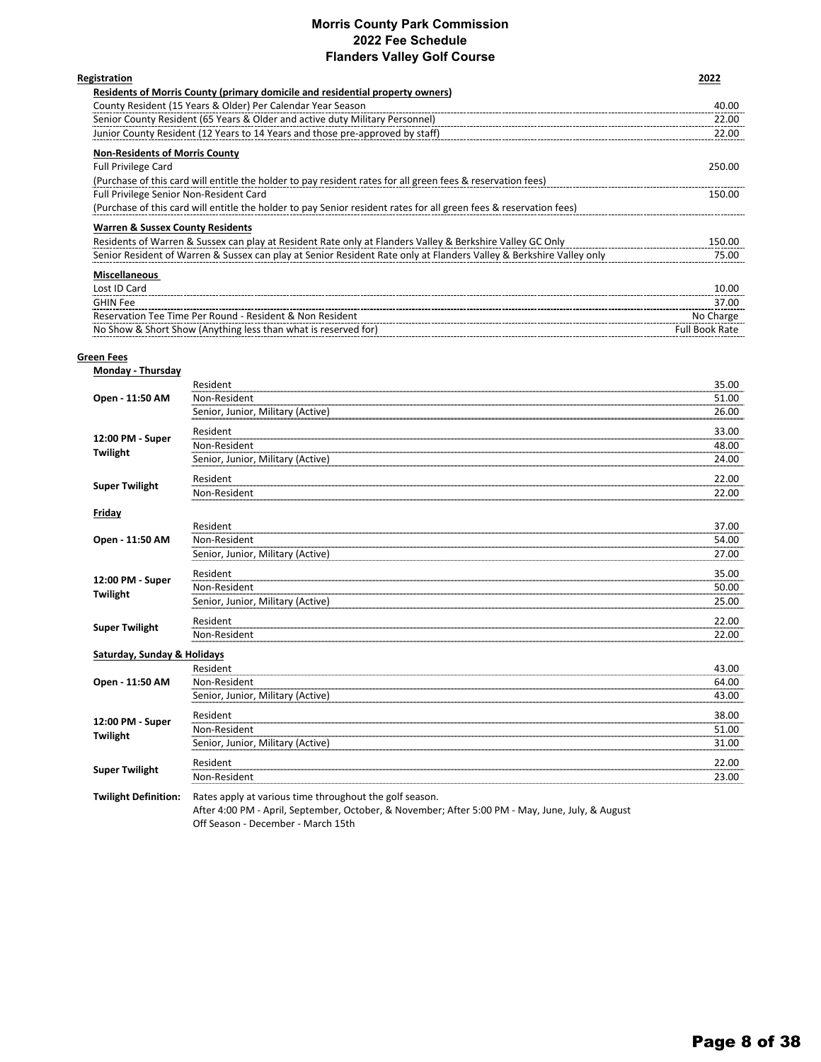# Morris County Park Commission
## 2022 Fee Schedule
## Flanders Valley Golf Course

| Registration | 2022 |
|---|---|
| **Residents of Morris County (primary domicile and residential property owners)** | |
| County Resident (15 Years & Older) Per Calendar Year Season | 40.00 |
| Senior County Resident (65 Years & Older and active duty Military Personnel) | 22.00 |
| Junior County Resident (12 Years to 14 Years and those pre-approved by staff) | 22.00 |
| **Non-Residents of Morris County** | |
| Full Privilege Card | 250.00 |
| (Purchase of this card will entitle the holder to pay resident rates for all green fees & reservation fees) | |
| Full Privilege Senior Non-Resident Card | 150.00 |
| (Purchase of this card will entitle the holder to pay Senior resident rates for all green fees & reservation fees) | |
| **Warren & Sussex County Residents** | |
| Residents of Warren & Sussex can play at Resident Rate only at Flanders Valley & Berkshire Valley GC Only | 150.00 |
| Senior Resident of Warren & Sussex can play at Senior Resident Rate only at Flanders Valley & Berkshire Valley only | 75.00 |
| **Miscellaneous** | |
| Lost ID Card | 10.00 |
| GHIN Fee | 37.00 |
| Reservation Tee Time Per Round - Resident & Non Resident | No Charge |
| No Show & Short Show (Anything less than what is reserved for) | Full Book Rate |

## Green Fees

| Time | Category | Fee |
|---|---|---|
| **Monday - Thursday** | | |
| Open - 11:50 AM | Resident | 35.00 |
| | Non-Resident | 51.00 |
| | Senior, Junior, Military (Active) | 26.00 |
| 12:00 PM - Super Twilight | Resident | 33.00 |
| | Non-Resident | 48.00 |
| | Senior, Junior, Military (Active) | 24.00 |
| Super Twilight | Resident | 22.00 |
| | Non-Resident | 22.00 |
| **Friday** | | |
| Open - 11:50 AM | Resident | 37.00 |
| | Non-Resident | 54.00 |
| | Senior, Junior, Military (Active) | 27.00 |
| 12:00 PM - Super Twilight | Resident | 35.00 |
| | Non-Resident | 50.00 |
| | Senior, Junior, Military (Active) | 25.00 |
| Super Twilight | Resident | 22.00 |
| | Non-Resident | 22.00 |
| **Saturday, Sunday & Holidays** | | |
| Open - 11:50 AM | Resident | 43.00 |
| | Non-Resident | 64.00 |
| | Senior, Junior, Military (Active) | 43.00 |
| 12:00 PM - Super Twilight | Resident | 38.00 |
| | Non-Resident | 51.00 |
| | Senior, Junior, Military (Active) | 31.00 |
| Super Twilight | Resident | 22.00 |
| | Non-Resident | 23.00 |

**Twilight Definition:** Rates apply at various time throughout the golf season.
After 4:00 PM - April, September, October, & November; After 5:00 PM - May, June, July, & August
Off Season - December - March 15th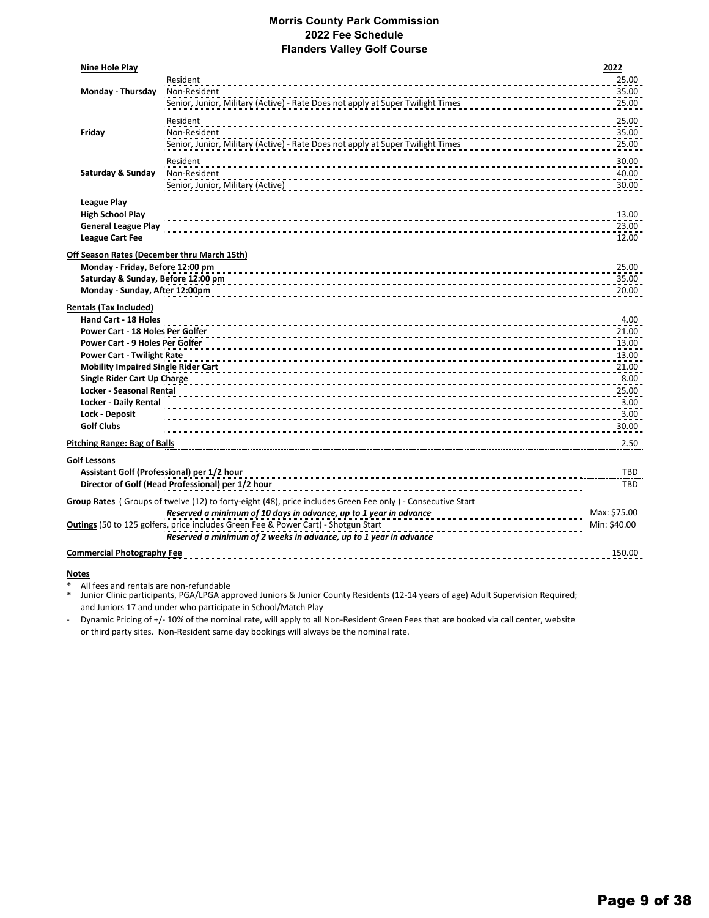# Morris County Park Commission
## 2022 Fee Schedule
## Flanders Valley Golf Course

| Nine Hole Play | | 2022 |
|---|---|---|
| Monday - Thursday | Resident | 25.00 |
| | Non-Resident | 35.00 |
| | Senior, Junior, Military (Active) - Rate Does not apply at Super Twilight Times | 25.00 |
| Friday | Resident | 25.00 |
| | Non-Resident | 35.00 |
| | Senior, Junior, Military (Active) - Rate Does not apply at Super Twilight Times | 25.00 |
| Saturday & Sunday | Resident | 30.00 |
| | Non-Resident | 40.00 |
| | Senior, Junior, Military (Active) | 30.00 |

**League Play**

| | |
|---|---|
| High School Play | 13.00 |
| General League Play | 23.00 |
| League Cart Fee | 12.00 |

**Off Season Rates (December thru March 15th)**

| | |
|---|---|
| Monday - Friday, Before 12:00 pm | 25.00 |
| Saturday & Sunday, Before 12:00 pm | 35.00 |
| Monday - Sunday, After 12:00pm | 20.00 |

**Rentals (Tax Included)**

| | |
|---|---|
| Hand Cart - 18 Holes | 4.00 |
| Power Cart - 18 Holes Per Golfer | 21.00 |
| Power Cart - 9 Holes Per Golfer | 13.00 |
| Power Cart - Twilight Rate | 13.00 |
| Mobility Impaired Single Rider Cart | 21.00 |
| Single Rider Cart Up Charge | 8.00 |
| Locker - Seasonal Rental | 25.00 |
| Locker - Daily Rental | 3.00 |
| Lock - Deposit | 3.00 |
| Golf Clubs | 30.00 |

| | |
|---|---|
| **Pitching Range: Bag of Balls** | 2.50 |

**Golf Lessons**

| | |
|---|---|
| Assistant Golf (Professional) per 1/2 hour | TBD |
| Director of Golf (Head Professional) per 1/2 hour | TBD |

**Group Rates** ( Groups of twelve (12) to forty-eight (48), price includes Green Fee only ) - Consecutive Start
***Reserved a minimum of 10 days in advance, up to 1 year in advance*** — Max: $75.00

**Outings** (50 to 125 golfers, price includes Green Fee & Power Cart) - Shotgun Start — Min: $40.00
***Reserved a minimum of 2 weeks in advance, up to 1 year in advance***

| | |
|---|---|
| **Commercial Photography Fee** | 150.00 |

**Notes**

* All fees and rentals are non-refundable
* Junior Clinic participants, PGA/LPGA approved Juniors & Junior County Residents (12-14 years of age) Adult Supervision Required; and Juniors 17 and under who participate in School/Match Play

- Dynamic Pricing of +/- 10% of the nominal rate, will apply to all Non-Resident Green Fees that are booked via call center, website or third party sites. Non-Resident same day bookings will always be the nominal rate.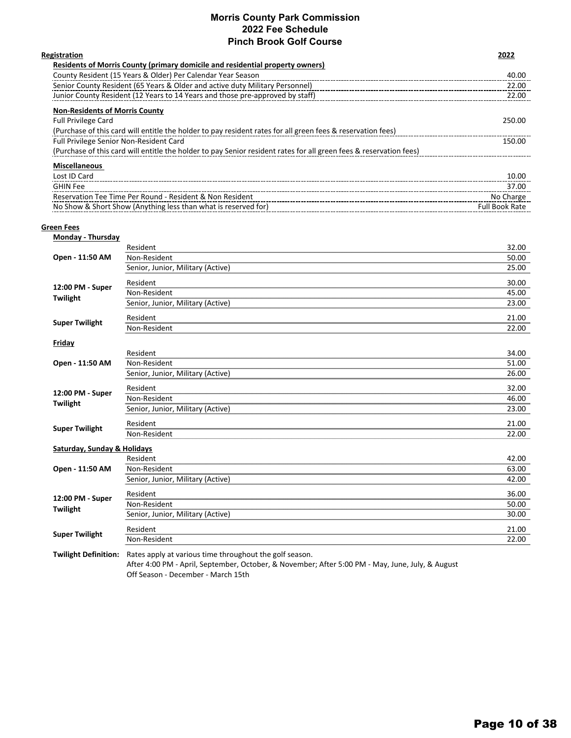# Morris County Park Commission
## 2022 Fee Schedule
## Pinch Brook Golf Course

| Registration | 2022 |
|---|---|
| **Residents of Morris County (primary domicile and residential property owners)** | |
| County Resident (15 Years & Older) Per Calendar Year Season | 40.00 |
| Senior County Resident (65 Years & Older and active duty Military Personnel) | 22.00 |
| Junior County Resident (12 Years to 14 Years and those pre-approved by staff) | 22.00 |
| **Non-Residents of Morris County** | |
| Full Privilege Card | 250.00 |
| (Purchase of this card will entitle the holder to pay resident rates for all green fees & reservation fees) | |
| Full Privilege Senior Non-Resident Card | 150.00 |
| (Purchase of this card will entitle the holder to pay Senior resident rates for all green fees & reservation fees) | |
| **Miscellaneous** | |
| Lost ID Card | 10.00 |
| GHIN Fee | 37.00 |
| Reservation Tee Time Per Round - Resident & Non Resident | No Charge |
| No Show & Short Show (Anything less than what is reserved for) | Full Book Rate |

**Green Fees**

| Period | Category | 2022 |
|---|---|---|
| **Monday - Thursday** | | |
| Open - 11:50 AM | Resident | 32.00 |
| | Non-Resident | 50.00 |
| | Senior, Junior, Military (Active) | 25.00 |
| 12:00 PM - Super Twilight | Resident | 30.00 |
| | Non-Resident | 45.00 |
| | Senior, Junior, Military (Active) | 23.00 |
| Super Twilight | Resident | 21.00 |
| | Non-Resident | 22.00 |
| **Friday** | | |
| Open - 11:50 AM | Resident | 34.00 |
| | Non-Resident | 51.00 |
| | Senior, Junior, Military (Active) | 26.00 |
| 12:00 PM - Super Twilight | Resident | 32.00 |
| | Non-Resident | 46.00 |
| | Senior, Junior, Military (Active) | 23.00 |
| Super Twilight | Resident | 21.00 |
| | Non-Resident | 22.00 |
| **Saturday, Sunday & Holidays** | | |
| Open - 11:50 AM | Resident | 42.00 |
| | Non-Resident | 63.00 |
| | Senior, Junior, Military (Active) | 42.00 |
| 12:00 PM - Super Twilight | Resident | 36.00 |
| | Non-Resident | 50.00 |
| | Senior, Junior, Military (Active) | 30.00 |
| Super Twilight | Resident | 21.00 |
| | Non-Resident | 22.00 |

**Twilight Definition:** Rates apply at various time throughout the golf season.
After 4:00 PM - April, September, October, & November; After 5:00 PM - May, June, July, & August
Off Season - December - March 15th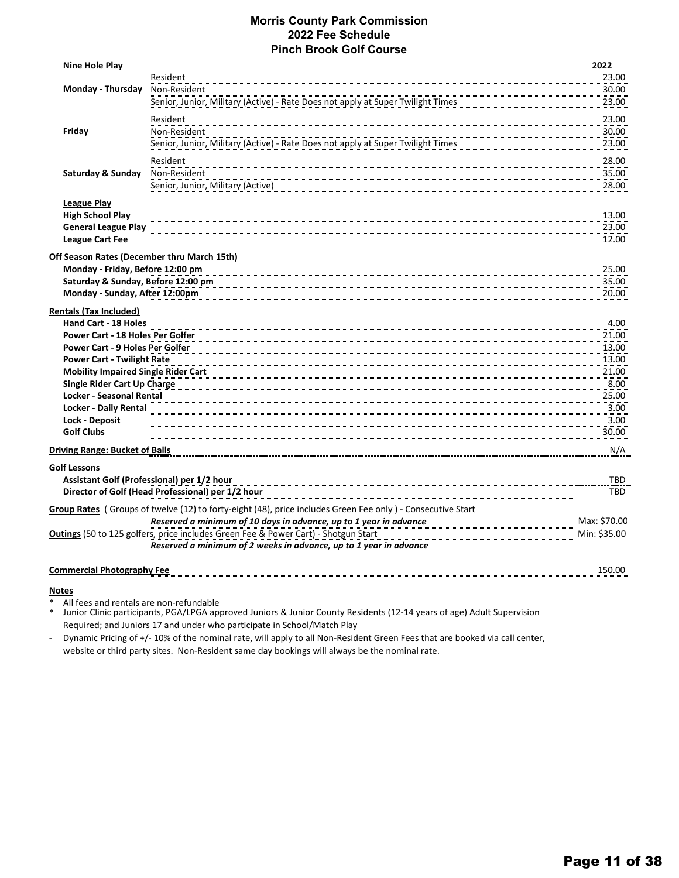# Morris County Park Commission
## 2022 Fee Schedule
## Pinch Brook Golf Course

| Nine Hole Play | | 2022 |
|---|---|---|
| Monday - Thursday | Resident | 23.00 |
| | Non-Resident | 30.00 |
| | Senior, Junior, Military (Active) - Rate Does not apply at Super Twilight Times | 23.00 |
| Friday | Resident | 23.00 |
| | Non-Resident | 30.00 |
| | Senior, Junior, Military (Active) - Rate Does not apply at Super Twilight Times | 23.00 |
| Saturday & Sunday | Resident | 28.00 |
| | Non-Resident | 35.00 |
| | Senior, Junior, Military (Active) | 28.00 |
| **League Play** | | |
| **High School Play** | | 13.00 |
| **General League Play** | | 23.00 |
| **League Cart Fee** | | 12.00 |
| **Off Season Rates (December thru March 15th)** | | |
| **Monday - Friday, Before 12:00 pm** | | 25.00 |
| **Saturday & Sunday, Before 12:00 pm** | | 35.00 |
| **Monday - Sunday, After 12:00pm** | | 20.00 |
| **Rentals (Tax Included)** | | |
| **Hand Cart - 18 Holes** | | 4.00 |
| **Power Cart - 18 Holes Per Golfer** | | 21.00 |
| **Power Cart - 9 Holes Per Golfer** | | 13.00 |
| **Power Cart - Twilight Rate** | | 13.00 |
| **Mobility Impaired Single Rider Cart** | | 21.00 |
| **Single Rider Cart Up Charge** | | 8.00 |
| **Locker - Seasonal Rental** | | 25.00 |
| **Locker - Daily Rental** | | 3.00 |
| **Lock - Deposit** | | 3.00 |
| **Golf Clubs** | | 30.00 |
| **Driving Range: Bucket of Balls** | | N/A |
| **Golf Lessons** | | |
| **Assistant Golf (Professional) per 1/2 hour** | | TBD |
| **Director of Golf (Head Professional) per 1/2 hour** | | TBD |
| **Group Rates** ( Groups of twelve (12) to forty-eight (48), price includes Green Fee only ) - Consecutive Start | *Reserved a minimum of 10 days in advance, up to 1 year in advance* | Max: $70.00 |
| **Outings** (50 to 125 golfers, price includes Green Fee & Power Cart) - Shotgun Start | *Reserved a minimum of 2 weeks in advance, up to 1 year in advance* | Min: $35.00 |
| **Commercial Photography Fee** | | 150.00 |

**Notes**

* All fees and rentals are non-refundable
* Junior Clinic participants, PGA/LPGA approved Juniors & Junior County Residents (12-14 years of age) Adult Supervision Required; and Juniors 17 and under who participate in School/Match Play

- Dynamic Pricing of +/- 10% of the nominal rate, will apply to all Non-Resident Green Fees that are booked via call center, website or third party sites. Non-Resident same day bookings will always be the nominal rate.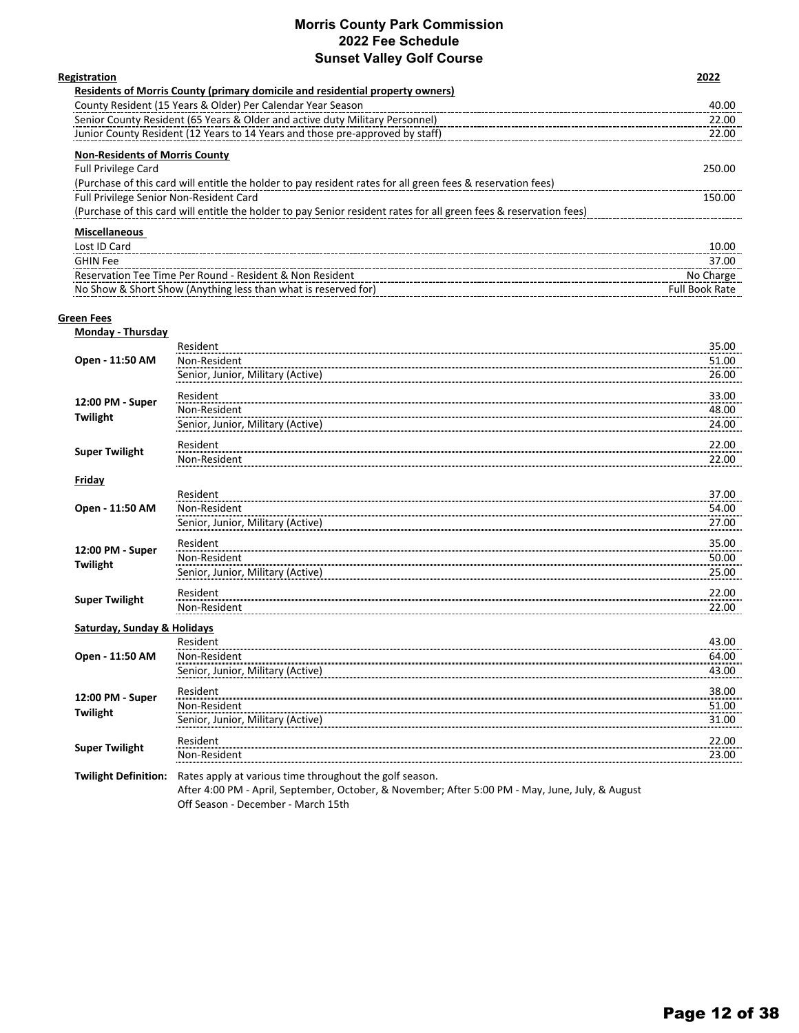# Morris County Park Commission
## 2022 Fee Schedule
## Sunset Valley Golf Course

| Registration | 2022 |
|---|---|
| **Residents of Morris County (primary domicile and residential property owners)** | |
| County Resident (15 Years & Older) Per Calendar Year Season | 40.00 |
| Senior County Resident (65 Years & Older and active duty Military Personnel) | 22.00 |
| Junior County Resident (12 Years to 14 Years and those pre-approved by staff) | 22.00 |
| **Non-Residents of Morris County** | |
| Full Privilege Card (Purchase of this card will entitle the holder to pay resident rates for all green fees & reservation fees) | 250.00 |
| Full Privilege Senior Non-Resident Card (Purchase of this card will entitle the holder to pay Senior resident rates for all green fees & reservation fees) | 150.00 |
| **Miscellaneous** | |
| Lost ID Card | 10.00 |
| GHIN Fee | 37.00 |
| Reservation Tee Time Per Round - Resident & Non Resident | No Charge |
| No Show & Short Show (Anything less than what is reserved for) | Full Book Rate |

## Green Fees

| Time | Category | 2022 |
|---|---|---|
| **Monday - Thursday** | | |
| Open - 11:50 AM | Resident | 35.00 |
| | Non-Resident | 51.00 |
| | Senior, Junior, Military (Active) | 26.00 |
| 12:00 PM - Super Twilight | Resident | 33.00 |
| | Non-Resident | 48.00 |
| | Senior, Junior, Military (Active) | 24.00 |
| Super Twilight | Resident | 22.00 |
| | Non-Resident | 22.00 |
| **Friday** | | |
| Open - 11:50 AM | Resident | 37.00 |
| | Non-Resident | 54.00 |
| | Senior, Junior, Military (Active) | 27.00 |
| 12:00 PM - Super Twilight | Resident | 35.00 |
| | Non-Resident | 50.00 |
| | Senior, Junior, Military (Active) | 25.00 |
| Super Twilight | Resident | 22.00 |
| | Non-Resident | 22.00 |
| **Saturday, Sunday & Holidays** | | |
| Open - 11:50 AM | Resident | 43.00 |
| | Non-Resident | 64.00 |
| | Senior, Junior, Military (Active) | 43.00 |
| 12:00 PM - Super Twilight | Resident | 38.00 |
| | Non-Resident | 51.00 |
| | Senior, Junior, Military (Active) | 31.00 |
| Super Twilight | Resident | 22.00 |
| | Non-Resident | 23.00 |

**Twilight Definition:** Rates apply at various time throughout the golf season.
After 4:00 PM - April, September, October, & November; After 5:00 PM - May, June, July, & August
Off Season - December - March 15th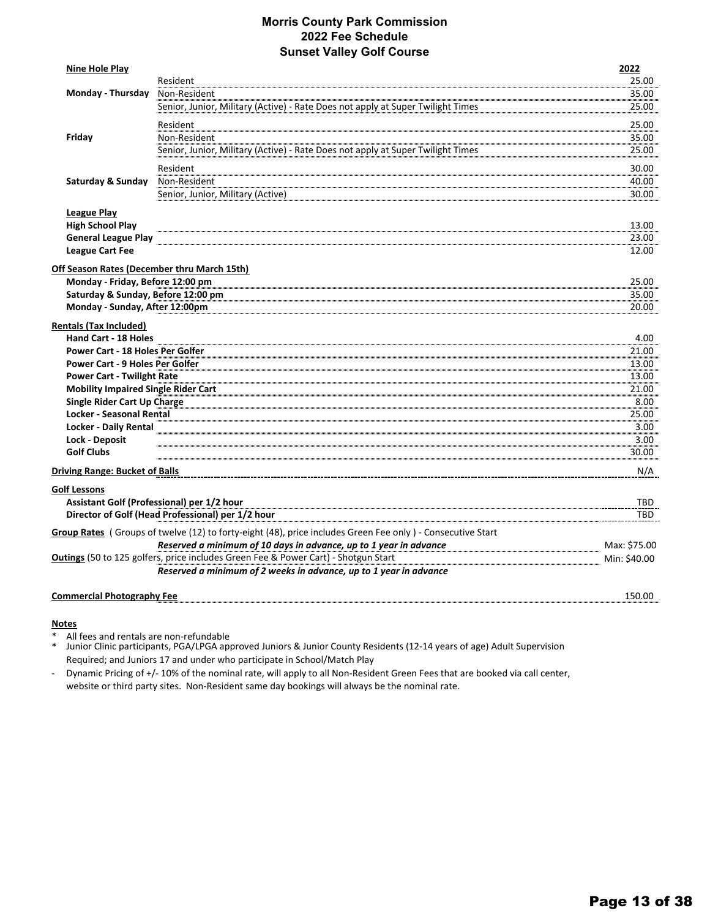# Morris County Park Commission
## 2022 Fee Schedule
## Sunset Valley Golf Course

| Nine Hole Play | | 2022 |
|---|---|---|
| Monday - Thursday | Resident | 25.00 |
| | Non-Resident | 35.00 |
| | Senior, Junior, Military (Active) - Rate Does not apply at Super Twilight Times | 25.00 |
| Friday | Resident | 25.00 |
| | Non-Resident | 35.00 |
| | Senior, Junior, Military (Active) - Rate Does not apply at Super Twilight Times | 25.00 |
| Saturday & Sunday | Resident | 30.00 |
| | Non-Resident | 40.00 |
| | Senior, Junior, Military (Active) | 30.00 |

**League Play**

| | |
|---|---|
| High School Play | 13.00 |
| General League Play | 23.00 |
| League Cart Fee | 12.00 |

**Off Season Rates (December thru March 15th)**

| | |
|---|---|
| Monday - Friday, Before 12:00 pm | 25.00 |
| Saturday & Sunday, Before 12:00 pm | 35.00 |
| Monday - Sunday, After 12:00pm | 20.00 |

**Rentals (Tax Included)**

| | |
|---|---|
| Hand Cart - 18 Holes | 4.00 |
| Power Cart - 18 Holes Per Golfer | 21.00 |
| Power Cart - 9 Holes Per Golfer | 13.00 |
| Power Cart - Twilight Rate | 13.00 |
| Mobility Impaired Single Rider Cart | 21.00 |
| Single Rider Cart Up Charge | 8.00 |
| Locker - Seasonal Rental | 25.00 |
| Locker - Daily Rental | 3.00 |
| Lock - Deposit | 3.00 |
| Golf Clubs | 30.00 |

| | |
|---|---|
| **Driving Range: Bucket of Balls** | N/A |

**Golf Lessons**

| | |
|---|---|
| Assistant Golf (Professional) per 1/2 hour | TBD |
| Director of Golf (Head Professional) per 1/2 hour | TBD |

**Group Rates** ( Groups of twelve (12) to forty-eight (48), price includes Green Fee only ) - Consecutive Start
***Reserved a minimum of 10 days in advance, up to 1 year in advance*** — Max: $75.00

**Outings** (50 to 125 golfers, price includes Green Fee & Power Cart) - Shotgun Start — Min: $40.00
***Reserved a minimum of 2 weeks in advance, up to 1 year in advance***

| | |
|---|---|
| **Commercial Photography Fee** | 150.00 |

**Notes**

* All fees and rentals are non-refundable
* Junior Clinic participants, PGA/LPGA approved Juniors & Junior County Residents (12-14 years of age) Adult Supervision Required; and Juniors 17 and under who participate in School/Match Play

- Dynamic Pricing of +/- 10% of the nominal rate, will apply to all Non-Resident Green Fees that are booked via call center, website or third party sites. Non-Resident same day bookings will always be the nominal rate.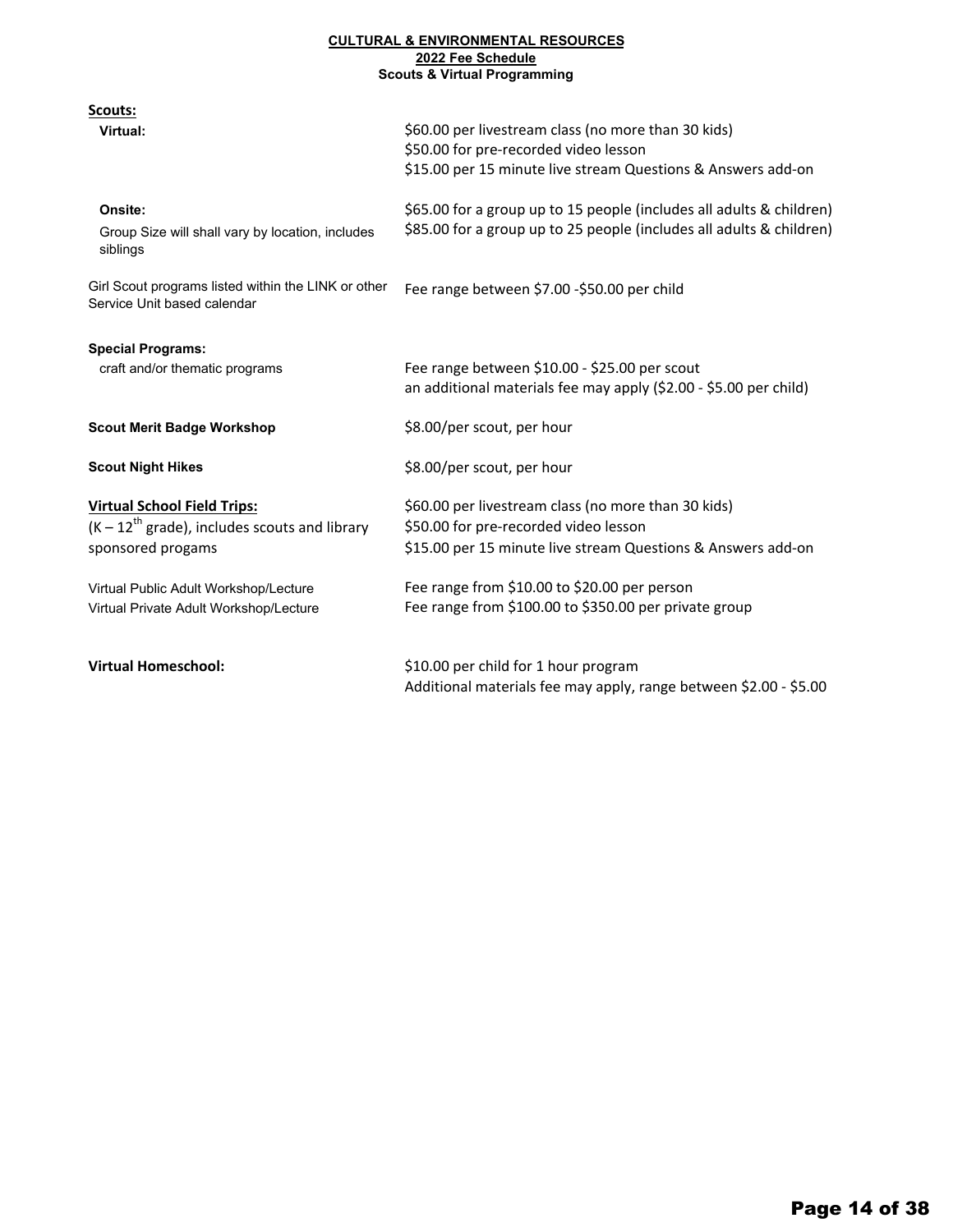**CULTURAL & ENVIRONMENTAL RESOURCES**
**2022 Fee Schedule**
**Scouts & Virtual Programming**

| | |
|---|---|
| **Scouts:** | |
| **Virtual:** | \$60.00 per livestream class (no more than 30 kids)<br>\$50.00 for pre-recorded video lesson<br>\$15.00 per 15 minute live stream Questions & Answers add-on |
| **Onsite:**<br>Group Size will shall vary by location, includes siblings | \$65.00 for a group up to 15 people (includes all adults & children)<br>\$85.00 for a group up to 25 people (includes all adults & children) |
| Girl Scout programs listed within the LINK or other Service Unit based calendar | Fee range between \$7.00 -\$50.00 per child |
| **Special Programs:**<br>craft and/or thematic programs | Fee range between \$10.00 - \$25.00 per scout<br>an additional materials fee may apply (\$2.00 - \$5.00 per child) |
| **Scout Merit Badge Workshop** | \$8.00/per scout, per hour |
| **Scout Night Hikes** | \$8.00/per scout, per hour |
| **Virtual School Field Trips:**<br>(K – 12th grade), includes scouts and library sponsored progams | \$60.00 per livestream class (no more than 30 kids)<br>\$50.00 for pre-recorded video lesson<br>\$15.00 per 15 minute live stream Questions & Answers add-on |
| Virtual Public Adult Workshop/Lecture | Fee range from \$10.00 to \$20.00 per person |
| Virtual Private Adult Workshop/Lecture | Fee range from \$100.00 to \$350.00 per private group |
| **Virtual Homeschool:** | \$10.00 per child for 1 hour program<br>Additional materials fee may apply, range between \$2.00 - \$5.00 |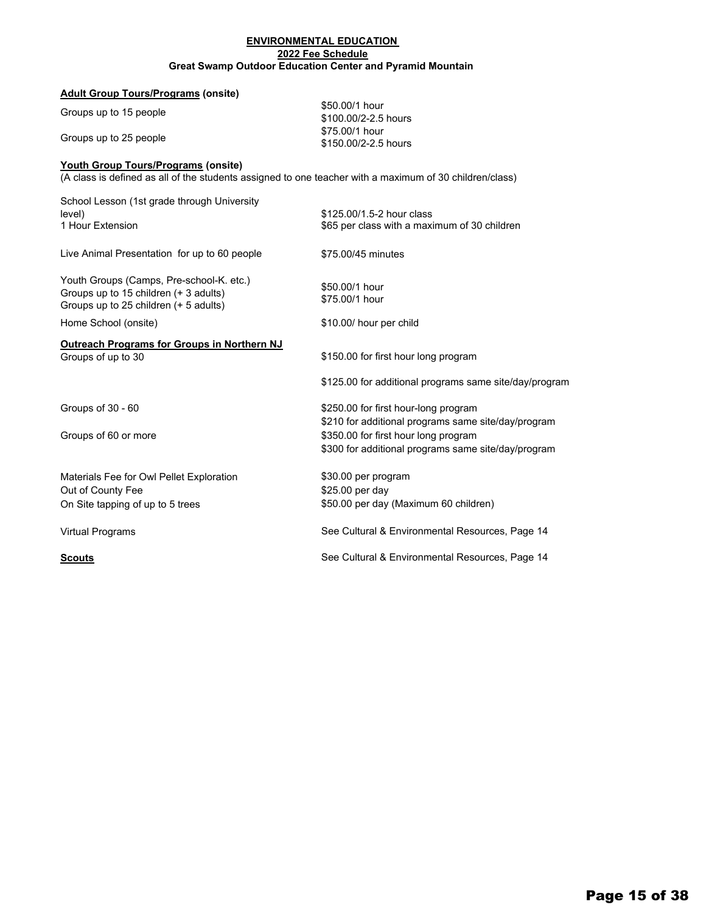# ENVIRONMENTAL EDUCATION

## 2022 Fee Schedule

### Great Swamp Outdoor Education Center and Pyramid Mountain

**Adult Group Tours/Programs (onsite)**

| | |
|---|---|
| Groups up to 15 people | \$50.00/1 hour<br>\$100.00/2-2.5 hours |
| Groups up to 25 people | \$75.00/1 hour<br>\$150.00/2-2.5 hours |

**Youth Group Tours/Programs (onsite)**

(A class is defined as all of the students assigned to one teacher with a maximum of 30 children/class)

| | |
|---|---|
| School Lesson (1st grade through University level) | \$125.00/1.5-2 hour class |
| 1 Hour Extension | \$65 per class with a maximum of 30 children |
| Live Animal Presentation for up to 60 people | \$75.00/45 minutes |
| Youth Groups (Camps, Pre-school-K. etc.) | |
| Groups up to 15 children (+ 3 adults) | \$50.00/1 hour |
| Groups up to 25 children (+ 5 adults) | \$75.00/1 hour |
| Home School (onsite) | \$10.00/ hour per child |

**Outreach Programs for Groups in Northern NJ**

| | |
|---|---|
| Groups of up to 30 | \$150.00 for first hour long program |
| | \$125.00 for additional programs same site/day/program |
| Groups of 30 - 60 | \$250.00 for first hour-long program |
| | \$210 for additional programs same site/day/program |
| Groups of 60 or more | \$350.00 for first hour long program |
| | \$300 for additional programs same site/day/program |
| Materials Fee for Owl Pellet Exploration | \$30.00 per program |
| Out of County Fee | \$25.00 per day |
| On Site tapping of up to 5 trees | \$50.00 per day (Maximum 60 children) |
| Virtual Programs | See Cultural & Environmental Resources, Page 14 |
| **Scouts** | See Cultural & Environmental Resources, Page 14 |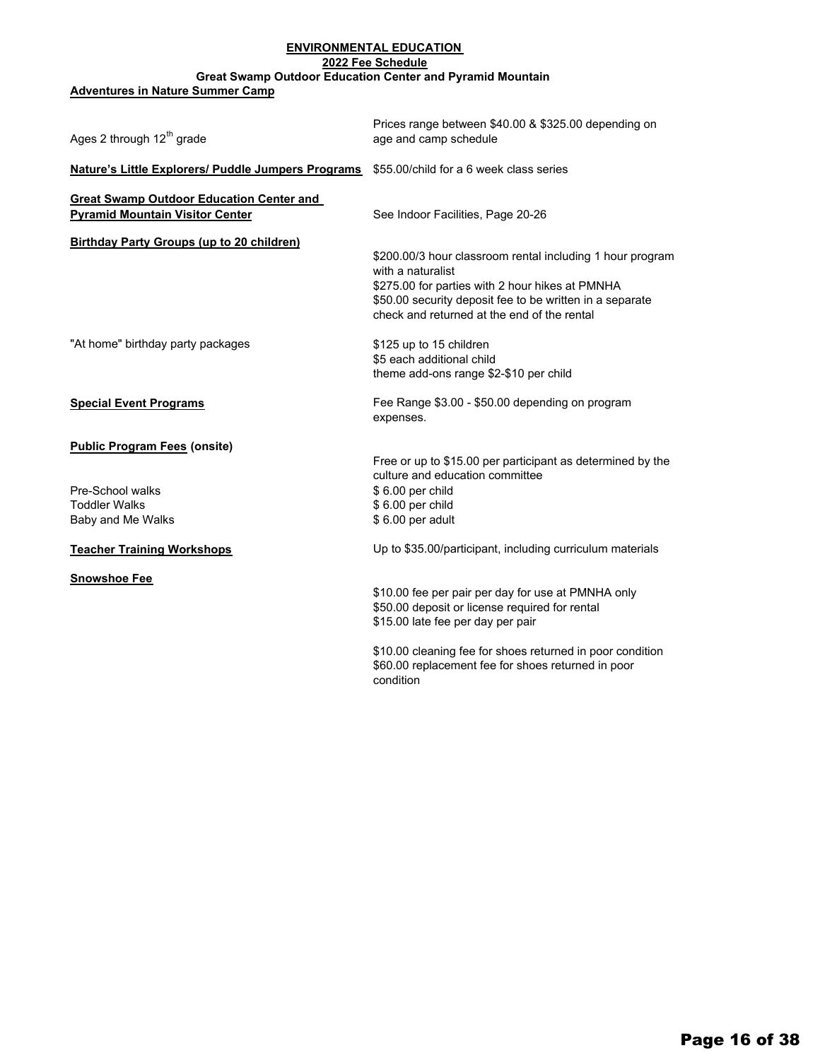**ENVIRONMENTAL EDUCATION**

**2022 Fee Schedule**

**Great Swamp Outdoor Education Center and Pyramid Mountain**

**Adventures in Nature Summer Camp**

| | |
|---|---|
| Ages 2 through 12th grade | Prices range between $40.00 & $325.00 depending on age and camp schedule |
| **Nature's Little Explorers/ Puddle Jumpers Programs** | $55.00/child for a 6 week class series |
| **Great Swamp Outdoor Education Center and Pyramid Mountain Visitor Center** | See Indoor Facilities, Page 20-26 |
| **Birthday Party Groups (up to 20 children)** | $200.00/3 hour classroom rental including 1 hour program with a naturalist<br>$275.00 for parties with 2 hour hikes at PMNHA<br>$50.00 security deposit fee to be written in a separate check and returned at the end of the rental |
| "At home" birthday party packages | $125 up to 15 children<br>$5 each additional child<br>theme add-ons range $2-$10 per child |
| **Special Event Programs** | Fee Range $3.00 - $50.00 depending on program expenses. |
| **Public Program Fees (onsite)** | Free or up to $15.00 per participant as determined by the culture and education committee |
| Pre-School walks | $ 6.00 per child |
| Toddler Walks | $ 6.00 per child |
| Baby and Me Walks | $ 6.00 per adult |
| **Teacher Training Workshops** | Up to $35.00/participant, including curriculum materials |
| **Snowshoe Fee** | $10.00 fee per pair per day for use at PMNHA only<br>$50.00 deposit or license required for rental<br>$15.00 late fee per day per pair<br><br>$10.00 cleaning fee for shoes returned in poor condition<br>$60.00 replacement fee for shoes returned in poor condition |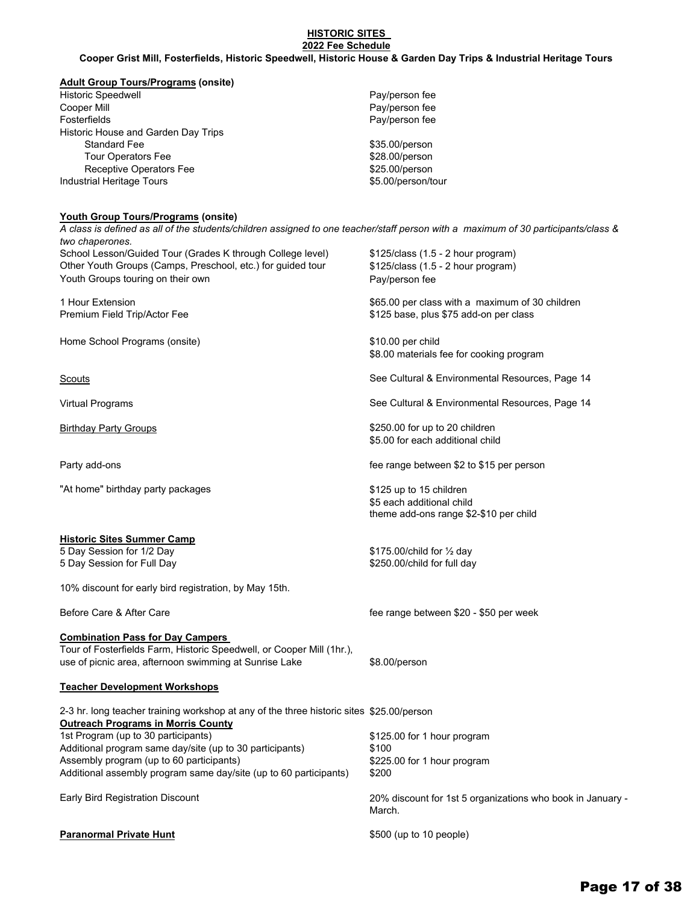# HISTORIC SITES

## 2022 Fee Schedule

### Cooper Grist Mill, Fosterfields, Historic Speedwell, Historic House & Garden Day Trips & Industrial Heritage Tours

**Adult Group Tours/Programs (onsite)**

| | |
|---|---|
| Historic Speedwell | Pay/person fee |
| Cooper Mill | Pay/person fee |
| Fosterfields | Pay/person fee |
| Historic House and Garden Day Trips | |
| Standard Fee | \$35.00/person |
| Tour Operators Fee | \$28.00/person |
| Receptive Operators Fee | \$25.00/person |
| Industrial Heritage Tours | \$5.00/person/tour |

**Youth Group Tours/Programs (onsite)**

*A class is defined as all of the students/children assigned to one teacher/staff person with a maximum of 30 participants/class & two chaperones.*

| | |
|---|---|
| School Lesson/Guided Tour (Grades K through College level) | \$125/class (1.5 - 2 hour program) |
| Other Youth Groups (Camps, Preschool, etc.) for guided tour | \$125/class (1.5 - 2 hour program) |
| Youth Groups touring on their own | Pay/person fee |
| 1 Hour Extension | \$65.00 per class with a maximum of 30 children |
| Premium Field Trip/Actor Fee | \$125 base, plus \$75 add-on per class |
| Home School Programs (onsite) | \$10.00 per child<br>\$8.00 materials fee for cooking program |
| Scouts | See Cultural & Environmental Resources, Page 14 |
| Virtual Programs | See Cultural & Environmental Resources, Page 14 |
| Birthday Party Groups | \$250.00 for up to 20 children<br>\$5.00 for each additional child |
| Party add-ons | fee range between \$2 to \$15 per person |
| "At home" birthday party packages | \$125 up to 15 children<br>\$5 each additional child<br>theme add-ons range \$2-\$10 per child |

**Historic Sites Summer Camp**

| | |
|---|---|
| 5 Day Session for 1/2 Day | \$175.00/child for ½ day |
| 5 Day Session for Full Day | \$250.00/child for full day |

10% discount for early bird registration, by May 15th.

| | |
|---|---|
| Before Care & After Care | fee range between \$20 - \$50 per week |

**Combination Pass for Day Campers**

| | |
|---|---|
| Tour of Fosterfields Farm, Historic Speedwell, or Cooper Mill (1hr.), use of picnic area, afternoon swimming at Sunrise Lake | \$8.00/person |

**Teacher Development Workshops**

| | |
|---|---|
| 2-3 hr. long teacher training workshop at any of the three historic sites | \$25.00/person |

**Outreach Programs in Morris County**

| | |
|---|---|
| 1st Program (up to 30 participants) | \$125.00 for 1 hour program |
| Additional program same day/site (up to 30 participants) | \$100 |
| Assembly program (up to 60 participants) | \$225.00 for 1 hour program |
| Additional assembly program same day/site (up to 60 participants) | \$200 |
| Early Bird Registration Discount | 20% discount for 1st 5 organizations who book in January - March. |

| | |
|---|---|
| **Paranormal Private Hunt** | \$500 (up to 10 people) |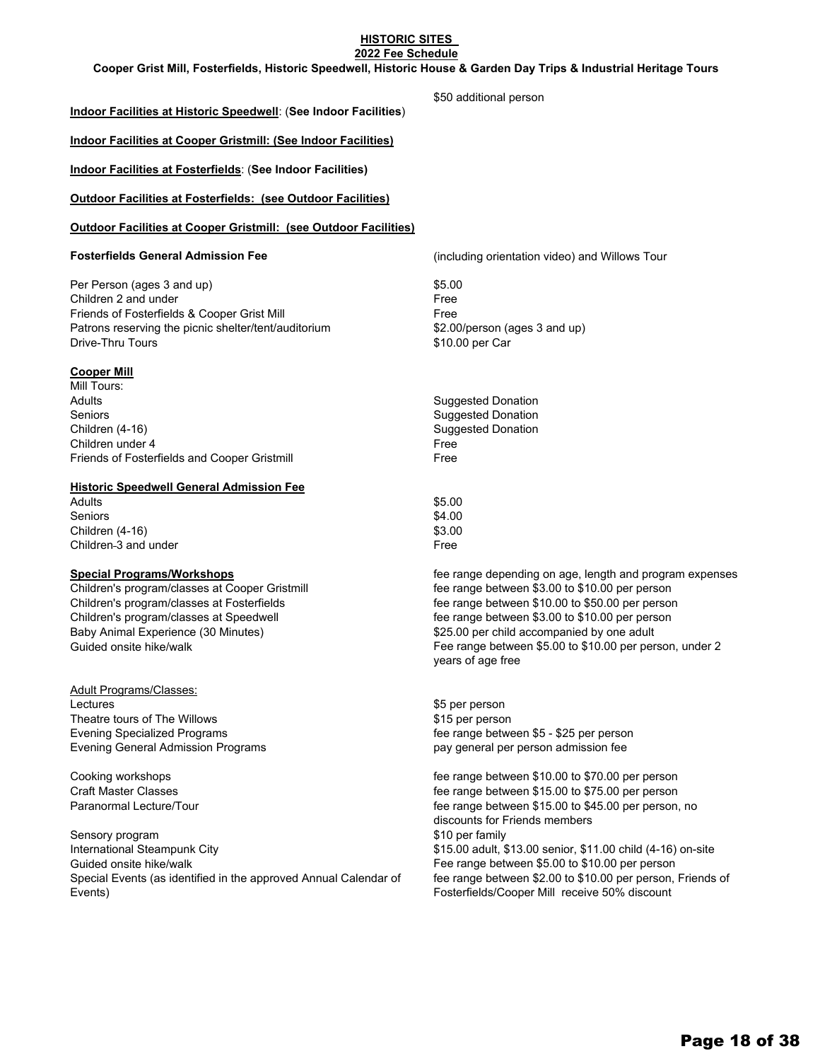**HISTORIC SITES**
**2022 Fee Schedule**
**Cooper Grist Mill, Fosterfields, Historic Speedwell, Historic House & Garden Day Trips & Industrial Heritage Tours**

| | |
|---|---|
| | $50 additional person |
| **Indoor Facilities at Historic Speedwell**: (**See Indoor Facilities**) | |
| **Indoor Facilities at Cooper Gristmill: (See Indoor Facilities)** | |
| **Indoor Facilities at Fosterfields**: (**See Indoor Facilities)** | |
| **Outdoor Facilities at Fosterfields: (see Outdoor Facilities)** | |
| **Outdoor Facilities at Cooper Gristmill: (see Outdoor Facilities)** | |
| **Fosterfields General Admission Fee** | (including orientation video) and Willows Tour |
| Per Person (ages 3 and up) | $5.00 |
| Children 2 and under | Free |
| Friends of Fosterfields & Cooper Grist Mill | Free |
| Patrons reserving the picnic shelter/tent/auditorium | $2.00/person (ages 3 and up) |
| Drive-Thru Tours | $10.00 per Car |
| **Cooper Mill** | |
| Mill Tours: | |
| Adults | Suggested Donation |
| Seniors | Suggested Donation |
| Children (4-16) | Suggested Donation |
| Children under 4 | Free |
| Friends of Fosterfields and Cooper Gristmill | Free |
| **Historic Speedwell General Admission Fee** | |
| Adults | $5.00 |
| Seniors | $4.00 |
| Children (4-16) | $3.00 |
| Children 3 and under | Free |
| **Special Programs/Workshops** | fee range depending on age, length and program expenses |
| Children's program/classes at Cooper Gristmill | fee range between $3.00 to $10.00 per person |
| Children's program/classes at Fosterfields | fee range between $10.00 to $50.00 per person |
| Children's program/classes at Speedwell | fee range between $3.00 to $10.00 per person |
| Baby Animal Experience (30 Minutes) | $25.00 per child accompanied by one adult |
| Guided onsite hike/walk | Fee range between $5.00 to $10.00 per person, under 2 years of age free |
| Adult Programs/Classes: | |
| Lectures | $5 per person |
| Theatre tours of The Willows | $15 per person |
| Evening Specialized Programs | fee range between $5 - $25 per person |
| Evening General Admission Programs | pay general per person admission fee |
| Cooking workshops | fee range between $10.00 to $70.00 per person |
| Craft Master Classes | fee range between $15.00 to $75.00 per person |
| Paranormal Lecture/Tour | fee range between $15.00 to $45.00 per person, no discounts for Friends members |
| Sensory program | $10 per family |
| International Steampunk City | $15.00 adult, $13.00 senior, $11.00 child (4-16) on-site |
| Guided onsite hike/walk | Fee range between $5.00 to $10.00 per person |
| Special Events (as identified in the approved Annual Calendar of Events) | fee range between $2.00 to $10.00 per person, Friends of Fosterfields/Cooper Mill receive 50% discount |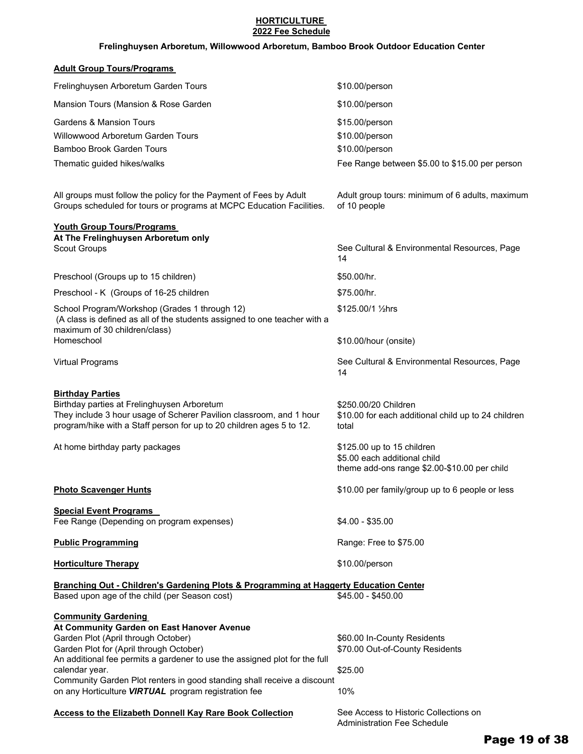**HORTICULTURE**
**2022 Fee Schedule**

**Frelinghuysen Arboretum, Willowwood Arboretum, Bamboo Brook Outdoor Education Center**

**Adult Group Tours/Programs**

| | |
|---|---|
| Frelinghuysen Arboretum Garden Tours | $10.00/person |
| Mansion Tours (Mansion & Rose Garden | $10.00/person |
| Gardens & Mansion Tours | $15.00/person |
| Willowwood Arboretum Garden Tours | $10.00/person |
| Bamboo Brook Garden Tours | $10.00/person |
| Thematic guided hikes/walks | Fee Range between $5.00 to $15.00 per person |
| All groups must follow the policy for the Payment of Fees by Adult Groups scheduled for tours or programs at MCPC Education Facilities. | Adult group tours: minimum of 6 adults, maximum of 10 people |

**Youth Group Tours/Programs**
**At The Frelinghuysen Arboretum only**

| | |
|---|---|
| Scout Groups | See Cultural & Environmental Resources, Page 14 |
| Preschool (Groups up to 15 children) | $50.00/hr. |
| Preschool - K (Groups of 16-25 children | $75.00/hr. |
| School Program/Workshop (Grades 1 through 12) (A class is defined as all of the students assigned to one teacher with a maximum of 30 children/class) | $125.00/1 ½hrs |
| Homeschool | $10.00/hour (onsite) |
| Virtual Programs | See Cultural & Environmental Resources, Page 14 |

**Birthday Parties**

| | |
|---|---|
| Birthday parties at Frelinghuysen Arboretum<br>They include 3 hour usage of Scherer Pavilion classroom, and 1 hour program/hike with a Staff person for up to 20 children ages 5 to 12. | $250.00/20 Children<br>$10.00 for each additional child up to 24 children total |
| At home birthday party packages | $125.00 up to 15 children<br>$5.00 each additional child<br>theme add-ons range $2.00-$10.00 per child |

| | |
|---|---|
| **Photo Scavenger Hunts** | $10.00 per family/group up to 6 people or less |
| **Special Event Programs**<br>Fee Range (Depending on program expenses) | $4.00 - $35.00 |
| **Public Programming** | Range: Free to $75.00 |
| **Horticulture Therapy** | $10.00/person |

**Branching Out - Children's Gardening Plots & Programming at Haggerty Education Center**

| | |
|---|---|
| Based upon age of the child (per Season cost) | $45.00 - $450.00 |

**Community Gardening**
**At Community Garden on East Hanover Avenue**

| | |
|---|---|
| Garden Plot (April through October) | $60.00 In-County Residents |
| Garden Plot for (April through October) | $70.00 Out-of-County Residents |
| An additional fee permits a gardener to use the assigned plot for the full calendar year. | $25.00 |
| Community Garden Plot renters in good standing shall receive a discount on any Horticulture ***VIRTUAL*** program registration fee | 10% |

| | |
|---|---|
| **Access to the Elizabeth Donnell Kay Rare Book Collection** | See Access to Historic Collections on Administration Fee Schedule |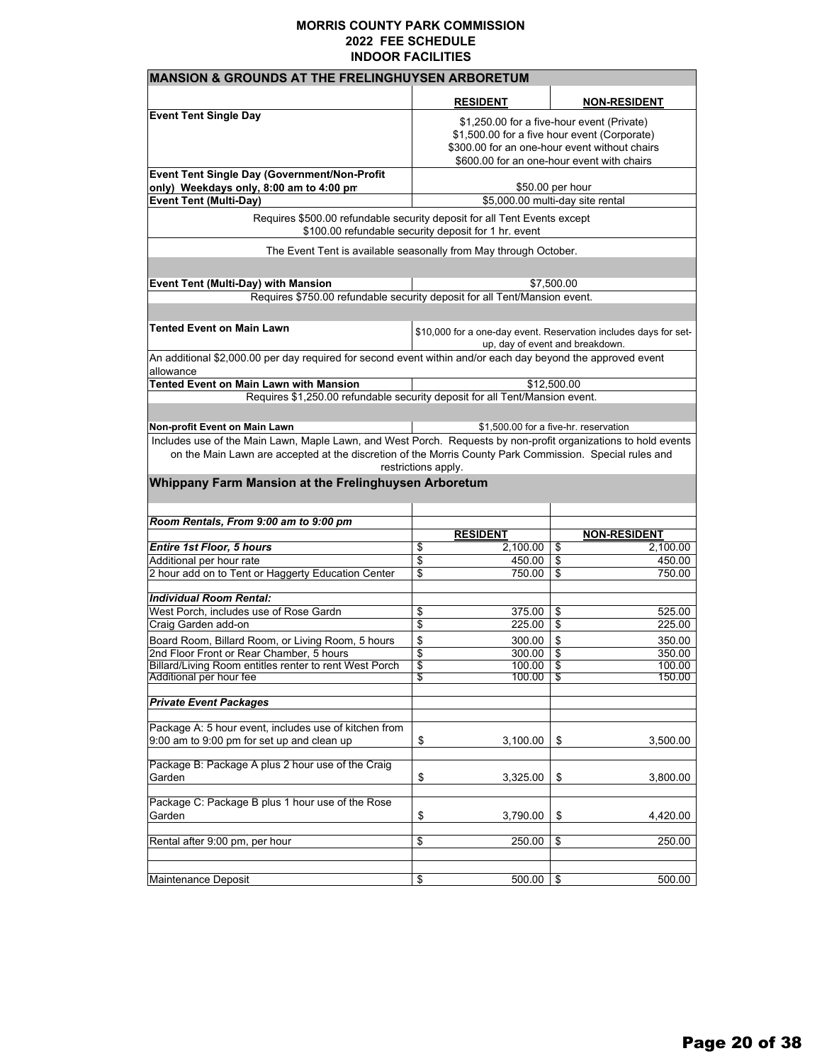# MORRIS COUNTY PARK COMMISSION
## 2022 FEE SCHEDULE
## INDOOR FACILITIES

| MANSION & GROUNDS AT THE FRELINGHUYSEN ARBORETUM | | |
|---|---|---|
| | **RESIDENT** | **NON-RESIDENT** |
| **Event Tent Single Day** | $1,250.00 for a five-hour event (Private)<br>$1,500.00 for a five hour event (Corporate)<br>$300.00 for an one-hour event without chairs<br>$600.00 for an one-hour event with chairs | |
| **Event Tent Single Day (Government/Non-Profit only) Weekdays only, 8:00 am to 4:00 pm** | $50.00 per hour | |
| **Event Tent (Multi-Day)** | $5,000.00 multi-day site rental | |
| Requires $500.00 refundable security deposit for all Tent Events except $100.00 refundable security deposit for 1 hr. event | | |
| The Event Tent is available seasonally from May through October. | | |
| **Event Tent (Multi-Day) with Mansion** | $7,500.00 | |
| Requires $750.00 refundable security deposit for all Tent/Mansion event. | | |
| **Tented Event on Main Lawn** | $10,000 for a one-day event. Reservation includes days for set-up, day of event and breakdown. | |
| An additional $2,000.00 per day required for second event within and/or each day beyond the approved event allowance | | |
| **Tented Event on Main Lawn with Mansion** | $12,500.00 | |
| Requires $1,250.00 refundable security deposit for all Tent/Mansion event. | | |
| **Non-profit Event on Main Lawn** | $1,500.00 for a five-hr. reservation | |
| Includes use of the Main Lawn, Maple Lawn, and West Porch. Requests by non-profit organizations to hold events on the Main Lawn are accepted at the discretion of the Morris County Park Commission. Special rules and restrictions apply. | | |

## Whippany Farm Mansion at the Frelinghuysen Arboretum

| ***Room Rentals, From 9:00 am to 9:00 pm*** | **RESIDENT** | **NON-RESIDENT** |
|---|---|---|
| ***Entire 1st Floor, 5 hours*** | $ 2,100.00 | $ 2,100.00 |
| Additional per hour rate | $ 450.00 | $ 450.00 |
| 2 hour add on to Tent or Haggerty Education Center | $ 750.00 | $ 750.00 |
| ***Individual Room Rental:*** | | |
| West Porch, includes use of Rose Gardn | $ 375.00 | $ 525.00 |
| Craig Garden add-on | $ 225.00 | $ 225.00 |
| Board Room, Billard Room, or Living Room, 5 hours | $ 300.00 | $ 350.00 |
| 2nd Floor Front or Rear Chamber, 5 hours | $ 300.00 | $ 350.00 |
| Billard/Living Room entitles renter to rent West Porch | $ 100.00 | $ 100.00 |
| Additional per hour fee | $ 100.00 | $ 150.00 |
| ***Private Event Packages*** | | |
| Package A: 5 hour event, includes use of kitchen from 9:00 am to 9:00 pm for set up and clean up | $ 3,100.00 | $ 3,500.00 |
| Package B: Package A plus 2 hour use of the Craig Garden | $ 3,325.00 | $ 3,800.00 |
| Package C: Package B plus 1 hour use of the Rose Garden | $ 3,790.00 | $ 4,420.00 |
| Rental after 9:00 pm, per hour | $ 250.00 | $ 250.00 |
| Maintenance Deposit | $ 500.00 | $ 500.00 |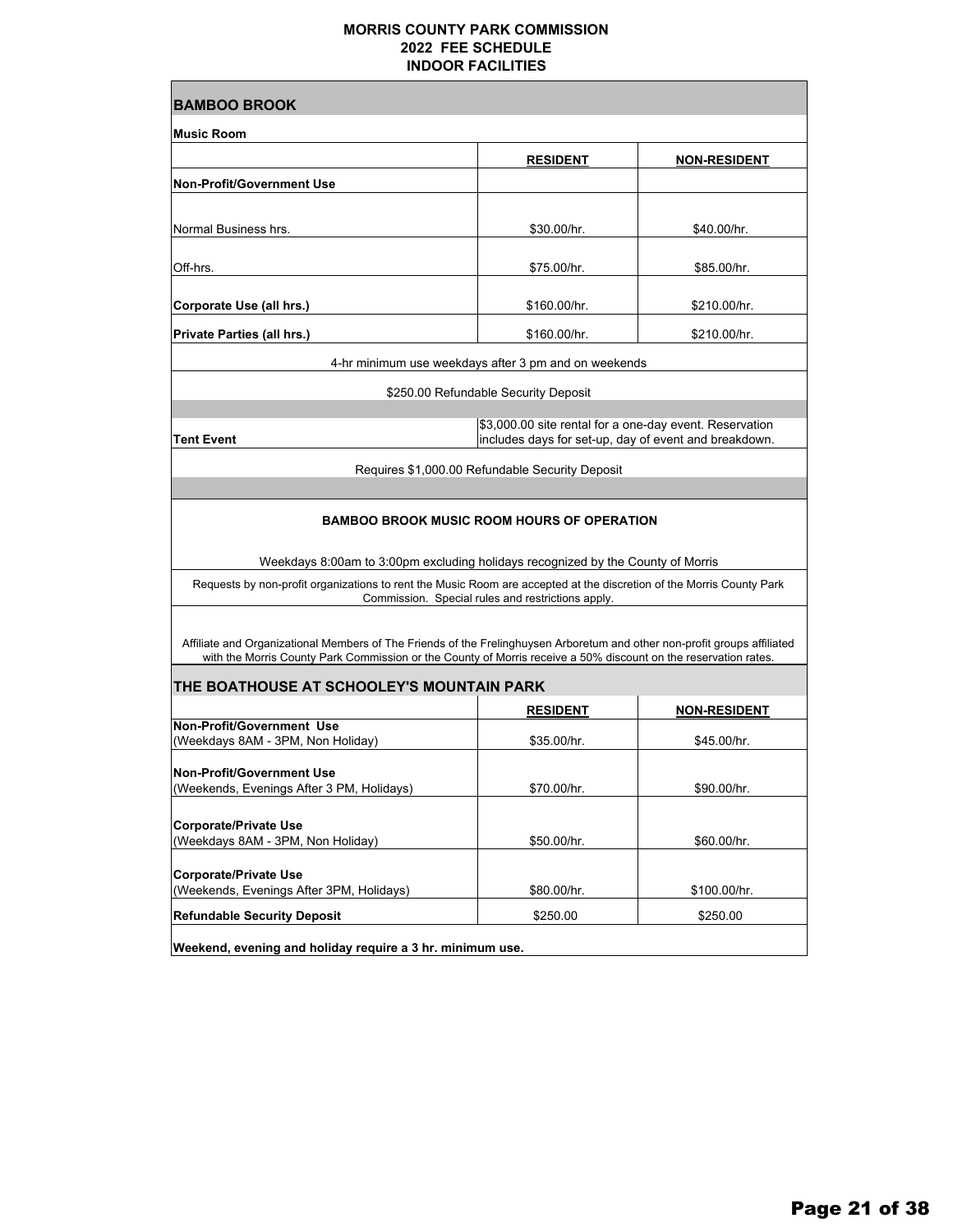# MORRIS COUNTY PARK COMMISSION
## 2022 FEE SCHEDULE
## INDOOR FACILITIES

## BAMBOO BROOK

**Music Room**

| | **RESIDENT** | **NON-RESIDENT** |
|---|---|---|
| **Non-Profit/Government Use** | | |
| Normal Business hrs. | $30.00/hr. | $40.00/hr. |
| Off-hrs. | $75.00/hr. | $85.00/hr. |
| **Corporate Use (all hrs.)** | $160.00/hr. | $210.00/hr. |
| **Private Parties (all hrs.)** | $160.00/hr. | $210.00/hr. |

4-hr minimum use weekdays after 3 pm and on weekends

$250.00 Refundable Security Deposit

| | |
|---|---|
| **Tent Event** | $3,000.00 site rental for a one-day event. Reservation includes days for set-up, day of event and breakdown. |

Requires $1,000.00 Refundable Security Deposit

**BAMBOO BROOK MUSIC ROOM HOURS OF OPERATION**

Weekdays 8:00am to 3:00pm excluding holidays recognized by the County of Morris

Requests by non-profit organizations to rent the Music Room are accepted at the discretion of the Morris County Park Commission. Special rules and restrictions apply.

Affiliate and Organizational Members of The Friends of the Frelinghuysen Arboretum and other non-profit groups affiliated with the Morris County Park Commission or the County of Morris receive a 50% discount on the reservation rates.

## THE BOATHOUSE AT SCHOOLEY'S MOUNTAIN PARK

| | **RESIDENT** | **NON-RESIDENT** |
|---|---|---|
| **Non-Profit/Government Use** (Weekdays 8AM - 3PM, Non Holiday) | $35.00/hr. | $45.00/hr. |
| **Non-Profit/Government Use** (Weekends, Evenings After 3 PM, Holidays) | $70.00/hr. | $90.00/hr. |
| **Corporate/Private Use** (Weekdays 8AM - 3PM, Non Holiday) | $50.00/hr. | $60.00/hr. |
| **Corporate/Private Use** (Weekends, Evenings After 3PM, Holidays) | $80.00/hr. | $100.00/hr. |
| **Refundable Security Deposit** | $250.00 | $250.00 |

**Weekend, evening and holiday require a 3 hr. minimum use.**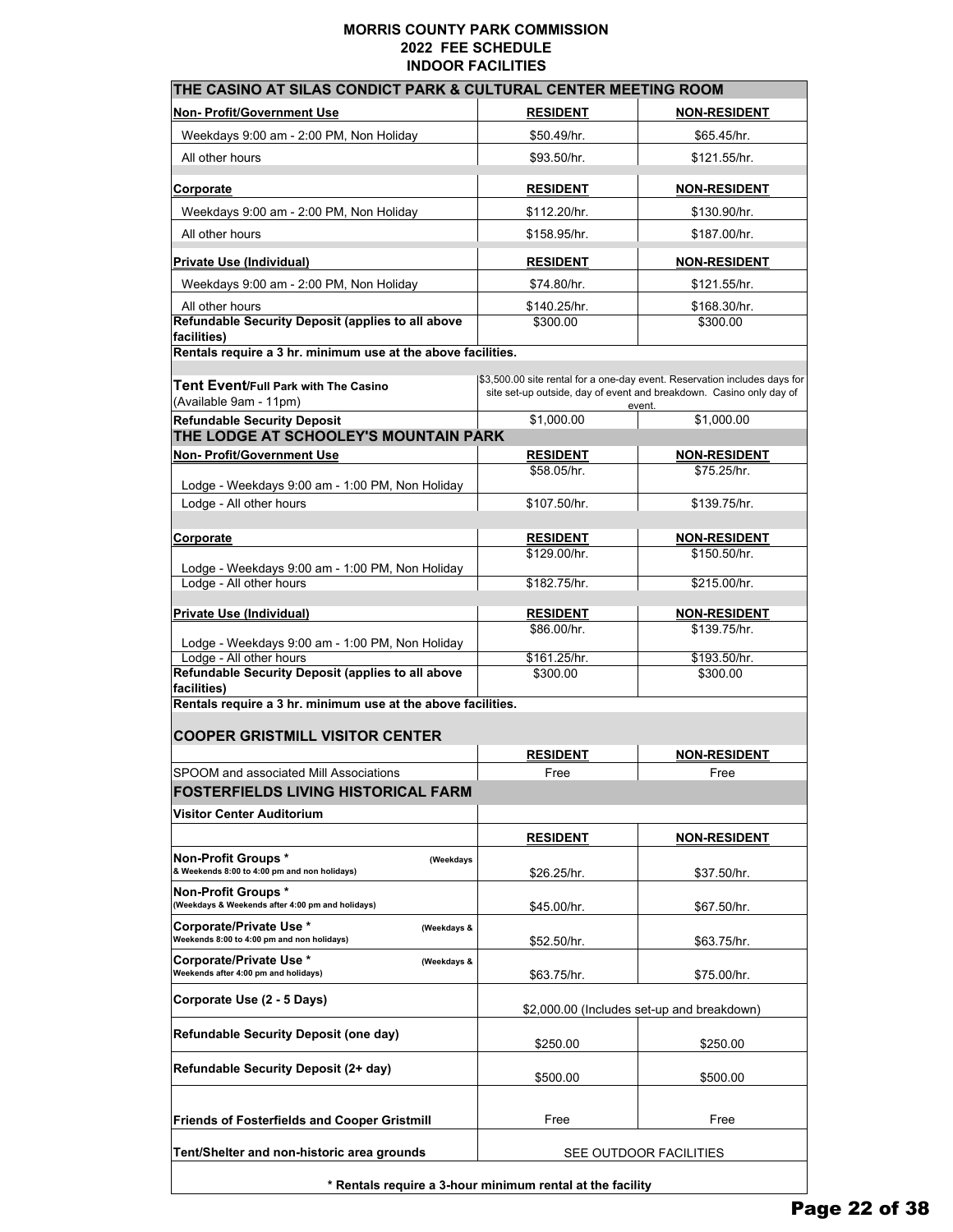# MORRIS COUNTY PARK COMMISSION
## 2022 FEE SCHEDULE
## INDOOR FACILITIES

| THE CASINO AT SILAS CONDICT PARK & CULTURAL CENTER MEETING ROOM | | |
|---|---|---|
| **Non- Profit/Government Use** | **RESIDENT** | **NON-RESIDENT** |
| Weekdays 9:00 am - 2:00 PM, Non Holiday | $50.49/hr. | $65.45/hr. |
| All other hours | $93.50/hr. | $121.55/hr. |
| **Corporate** | **RESIDENT** | **NON-RESIDENT** |
| Weekdays 9:00 am - 2:00 PM, Non Holiday | $112.20/hr. | $130.90/hr. |
| All other hours | $158.95/hr. | $187.00/hr. |
| **Private Use (Individual)** | **RESIDENT** | **NON-RESIDENT** |
| Weekdays 9:00 am - 2:00 PM, Non Holiday | $74.80/hr. | $121.55/hr. |
| All other hours | $140.25/hr. | $168.30/hr. |
| **Refundable Security Deposit (applies to all above facilities)** | $300.00 | $300.00 |
| **Rentals require a 3 hr. minimum use at the above facilities.** | | |
| **Tent Event/Full Park with The Casino** (Available 9am - 11pm) | $3,500.00 site rental for a one-day event. Reservation includes days for site set-up outside, day of event and breakdown. Casino only day of event. | |
| **Refundable Security Deposit** | $1,000.00 | $1,000.00 |

| THE LODGE AT SCHOOLEY'S MOUNTAIN PARK | | |
|---|---|---|
| **Non- Profit/Government Use** | **RESIDENT** | **NON-RESIDENT** |
| Lodge - Weekdays 9:00 am - 1:00 PM, Non Holiday | $58.05/hr. | $75.25/hr. |
| Lodge - All other hours | $107.50/hr. | $139.75/hr. |
| **Corporate** | **RESIDENT** | **NON-RESIDENT** |
| Lodge - Weekdays 9:00 am - 1:00 PM, Non Holiday | $129.00/hr. | $150.50/hr. |
| Lodge - All other hours | $182.75/hr. | $215.00/hr. |
| **Private Use (Individual)** | **RESIDENT** | **NON-RESIDENT** |
| Lodge - Weekdays 9:00 am - 1:00 PM, Non Holiday | $86.00/hr. | $139.75/hr. |
| Lodge - All other hours | $161.25/hr. | $193.50/hr. |
| **Refundable Security Deposit (applies to all above facilities)** | $300.00 | $300.00 |
| **Rentals require a 3 hr. minimum use at the above facilities.** | | |

| COOPER GRISTMILL VISITOR CENTER | | |
|---|---|---|
| | **RESIDENT** | **NON-RESIDENT** |
| SPOOM and associated Mill Associations | Free | Free |

| FOSTERFIELDS LIVING HISTORICAL FARM | | |
|---|---|---|
| **Visitor Center Auditorium** | | |
| | **RESIDENT** | **NON-RESIDENT** |
| **Non-Profit Groups *** (Weekdays & Weekends 8:00 to 4:00 pm and non holidays) | $26.25/hr. | $37.50/hr. |
| **Non-Profit Groups *** (Weekdays & Weekends after 4:00 pm and holidays) | $45.00/hr. | $67.50/hr. |
| **Corporate/Private Use *** (Weekdays & Weekends 8:00 to 4:00 pm and non holidays) | $52.50/hr. | $63.75/hr. |
| **Corporate/Private Use *** (Weekdays & Weekends after 4:00 pm and holidays) | $63.75/hr. | $75.00/hr. |
| **Corporate Use (2 - 5 Days)** | $2,000.00 (Includes set-up and breakdown) | |
| **Refundable Security Deposit (one day)** | $250.00 | $250.00 |
| **Refundable Security Deposit (2+ day)** | $500.00 | $500.00 |
| **Friends of Fosterfields and Cooper Gristmill** | Free | Free |
| **Tent/Shelter and non-historic area grounds** | SEE OUTDOOR FACILITIES | |

**\* Rentals require a 3-hour minimum rental at the facility**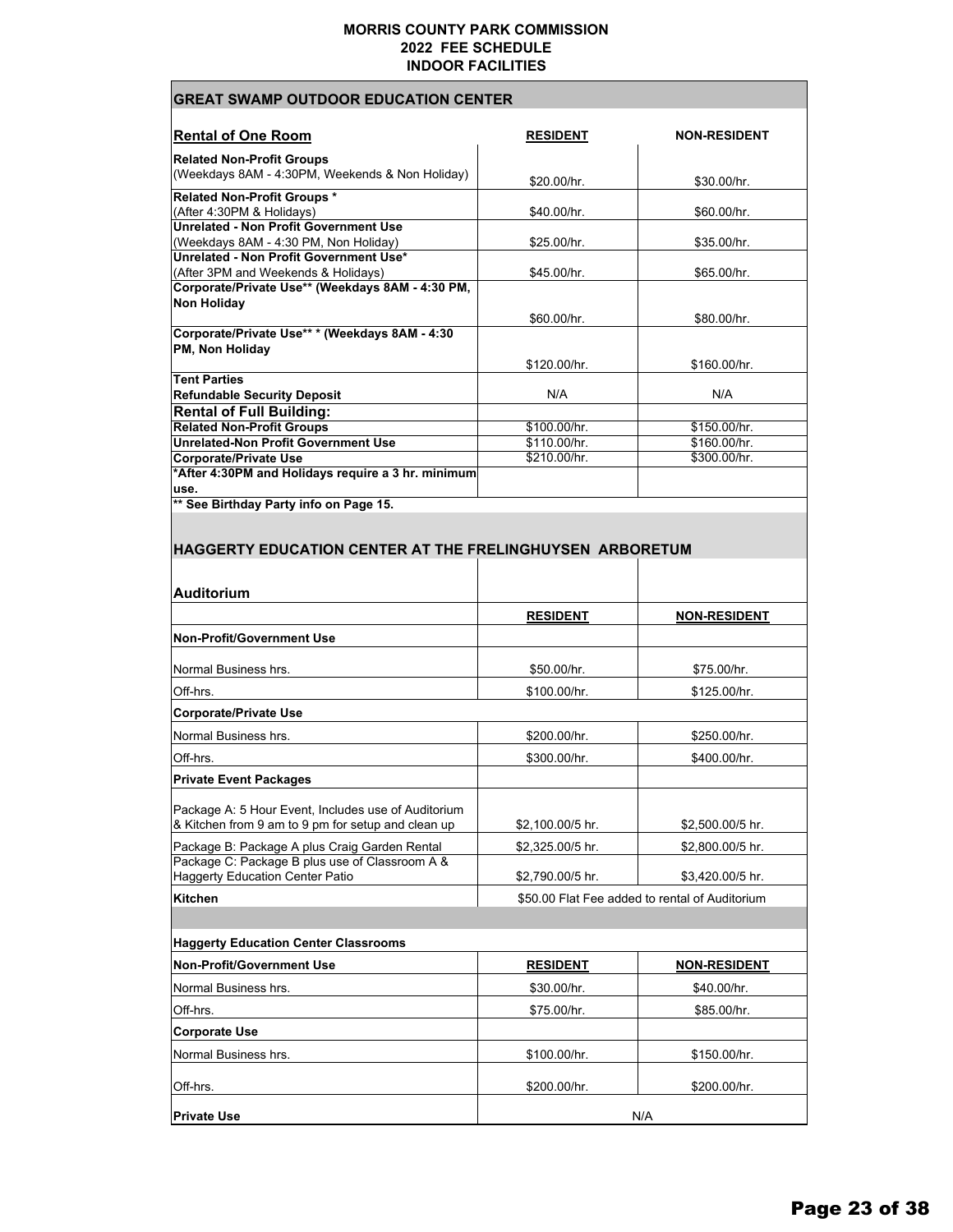# MORRIS COUNTY PARK COMMISSION
## 2022 FEE SCHEDULE
## INDOOR FACILITIES

## GREAT SWAMP OUTDOOR EDUCATION CENTER

| Rental of One Room | RESIDENT | NON-RESIDENT |
|---|---|---|
| **Related Non-Profit Groups** (Weekdays 8AM - 4:30PM, Weekends & Non Holiday) | $20.00/hr. | $30.00/hr. |
| **Related Non-Profit Groups *** (After 4:30PM & Holidays) | $40.00/hr. | $60.00/hr. |
| **Unrelated - Non Profit Government Use** (Weekdays 8AM - 4:30 PM, Non Holiday) | $25.00/hr. | $35.00/hr. |
| **Unrelated - Non Profit Government Use*** (After 3PM and Weekends & Holidays) | $45.00/hr. | $65.00/hr. |
| **Corporate/Private Use** (Weekdays 8AM - 4:30 PM, Non Holiday** | $60.00/hr. | $80.00/hr. |
| **Corporate/Private Use** * (Weekdays 8AM - 4:30 PM, Non Holiday** | $120.00/hr. | $160.00/hr. |
| **Tent Parties Refundable Security Deposit** | N/A | N/A |
| **Rental of Full Building:** | | |
| **Related Non-Profit Groups** | $100.00/hr. | $150.00/hr. |
| **Unrelated-Non Profit Government Use** | $110.00/hr. | $160.00/hr. |
| **Corporate/Private Use** | $210.00/hr. | $300.00/hr. |
| ***After 4:30PM and Holidays require a 3 hr. minimum use.** | | |

**** See Birthday Party info on Page 15.**

## HAGGERTY EDUCATION CENTER AT THE FRELINGHUYSEN ARBORETUM

### Auditorium

| | RESIDENT | NON-RESIDENT |
|---|---|---|
| **Non-Profit/Government Use** | | |
| Normal Business hrs. | $50.00/hr. | $75.00/hr. |
| Off-hrs. | $100.00/hr. | $125.00/hr. |
| **Corporate/Private Use** | | |
| Normal Business hrs. | $200.00/hr. | $250.00/hr. |
| Off-hrs. | $300.00/hr. | $400.00/hr. |
| **Private Event Packages** | | |
| Package A: 5 Hour Event, Includes use of Auditorium & Kitchen from 9 am to 9 pm for setup and clean up | $2,100.00/5 hr. | $2,500.00/5 hr. |
| Package B: Package A plus Craig Garden Rental | $2,325.00/5 hr. | $2,800.00/5 hr. |
| Package C: Package B plus use of Classroom A & Haggerty Education Center Patio | $2,790.00/5 hr. | $3,420.00/5 hr. |
| **Kitchen** | $50.00 Flat Fee added to rental of Auditorium | |

### Haggerty Education Center Classrooms

| Non-Profit/Government Use | RESIDENT | NON-RESIDENT |
|---|---|---|
| Normal Business hrs. | $30.00/hr. | $40.00/hr. |
| Off-hrs. | $75.00/hr. | $85.00/hr. |
| **Corporate Use** | | |
| Normal Business hrs. | $100.00/hr. | $150.00/hr. |
| Off-hrs. | $200.00/hr. | $200.00/hr. |
| **Private Use** | N/A | |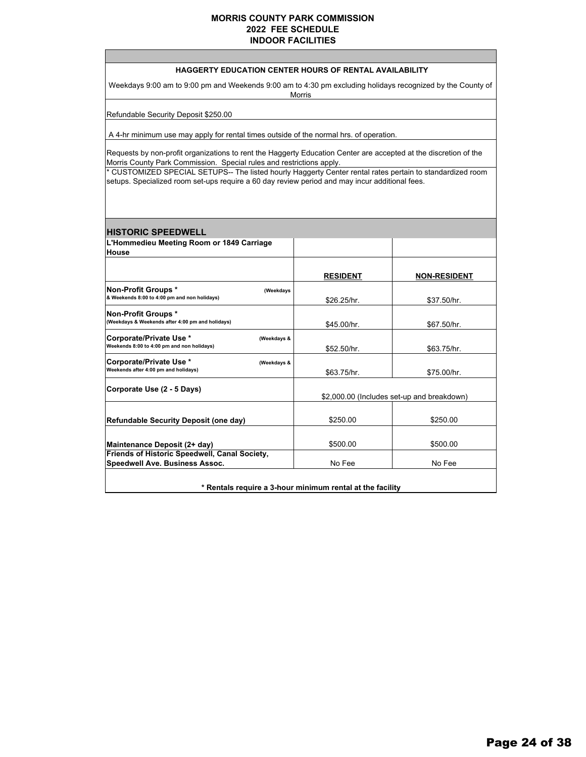# MORRIS COUNTY PARK COMMISSION
## 2022 FEE SCHEDULE
## INDOOR FACILITIES

**HAGGERTY EDUCATION CENTER HOURS OF RENTAL AVAILABILITY**

Weekdays 9:00 am to 9:00 pm and Weekends 9:00 am to 4:30 pm excluding holidays recognized by the County of Morris

Refundable Security Deposit $250.00

A 4-hr minimum use may apply for rental times outside of the normal hrs. of operation.

Requests by non-profit organizations to rent the Haggerty Education Center are accepted at the discretion of the Morris County Park Commission. Special rules and restrictions apply.

* CUSTOMIZED SPECIAL SETUPS-- The listed hourly Haggerty Center rental rates pertain to standardized room setups. Specialized room set-ups require a 60 day review period and may incur additional fees.

## HISTORIC SPEEDWELL

| **L'Hommedieu Meeting Room or 1849 Carriage House** | | |
|---|---|---|
| | **RESIDENT** | **NON-RESIDENT** |
| **Non-Profit Groups *** (Weekdays & Weekends 8:00 to 4:00 pm and non holidays) | $26.25/hr. | $37.50/hr. |
| **Non-Profit Groups *** (Weekdays & Weekends after 4:00 pm and holidays) | $45.00/hr. | $67.50/hr. |
| **Corporate/Private Use *** (Weekdays & Weekends 8:00 to 4:00 pm and non holidays) | $52.50/hr. | $63.75/hr. |
| **Corporate/Private Use *** (Weekdays & Weekends after 4:00 pm and holidays) | $63.75/hr. | $75.00/hr. |
| **Corporate Use (2 - 5 Days)** | $2,000.00 (Includes set-up and breakdown) | |
| **Refundable Security Deposit (one day)** | $250.00 | $250.00 |
| **Maintenance Deposit (2+ day)** | $500.00 | $500.00 |
| **Friends of Historic Speedwell, Canal Society, Speedwell Ave. Business Assoc.** | No Fee | No Fee |

**\* Rentals require a 3-hour minimum rental at the facility**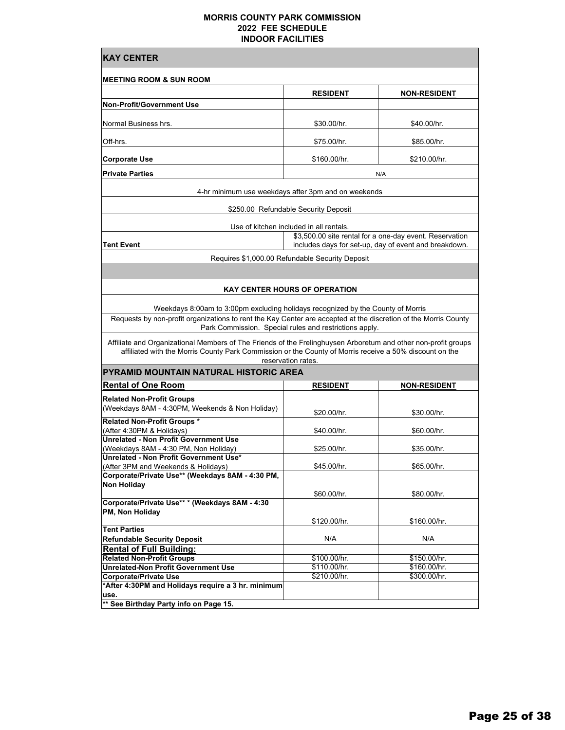# MORRIS COUNTY PARK COMMISSION
## 2022 FEE SCHEDULE
## INDOOR FACILITIES

## KAY CENTER

**MEETING ROOM & SUN ROOM**

| | RESIDENT | NON-RESIDENT |
|---|---|---|
| **Non-Profit/Government Use** | | |
| Normal Business hrs. | $30.00/hr. | $40.00/hr. |
| Off-hrs. | $75.00/hr. | $85.00/hr. |
| **Corporate Use** | $160.00/hr. | $210.00/hr. |
| **Private Parties** | N/A | |
| 4-hr minimum use weekdays after 3pm and on weekends | | |
| $250.00 Refundable Security Deposit | | |
| Use of kitchen included in all rentals. | | |
| **Tent Event** | $3,500.00 site rental for a one-day event. Reservation includes days for set-up, day of event and breakdown. | |
| Requires $1,000.00 Refundable Security Deposit | | |

**KAY CENTER HOURS OF OPERATION**

Weekdays 8:00am to 3:00pm excluding holidays recognized by the County of Morris

Requests by non-profit organizations to rent the Kay Center are accepted at the discretion of the Morris County Park Commission. Special rules and restrictions apply.

Affiliate and Organizational Members of The Friends of the Frelinghuysen Arboretum and other non-profit groups affiliated with the Morris County Park Commission or the County of Morris receive a 50% discount on the reservation rates.

## PYRAMID MOUNTAIN NATURAL HISTORIC AREA

| Rental of One Room | RESIDENT | NON-RESIDENT |
|---|---|---|
| **Related Non-Profit Groups** (Weekdays 8AM - 4:30PM, Weekends & Non Holiday) | $20.00/hr. | $30.00/hr. |
| **Related Non-Profit Groups \*** (After 4:30PM & Holidays) | $40.00/hr. | $60.00/hr. |
| **Unrelated - Non Profit Government Use** (Weekdays 8AM - 4:30 PM, Non Holiday) | $25.00/hr. | $35.00/hr. |
| **Unrelated - Non Profit Government Use\*** (After 3PM and Weekends & Holidays) | $45.00/hr. | $65.00/hr. |
| **Corporate/Private Use\*\* (Weekdays 8AM - 4:30 PM, Non Holiday** | $60.00/hr. | $80.00/hr. |
| **Corporate/Private Use\*\* \* (Weekdays 8AM - 4:30 PM, Non Holiday** | $120.00/hr. | $160.00/hr. |
| **Tent Parties** **Refundable Security Deposit** | N/A | N/A |
| **Rental of Full Building:** | | |
| **Related Non-Profit Groups** | $100.00/hr. | $150.00/hr. |
| **Unrelated-Non Profit Government Use** | $110.00/hr. | $160.00/hr. |
| **Corporate/Private Use** | $210.00/hr. | $300.00/hr. |
| **\*After 4:30PM and Holidays require a 3 hr. minimum use.** | | |
| **\*\* See Birthday Party info on Page 15.** | | |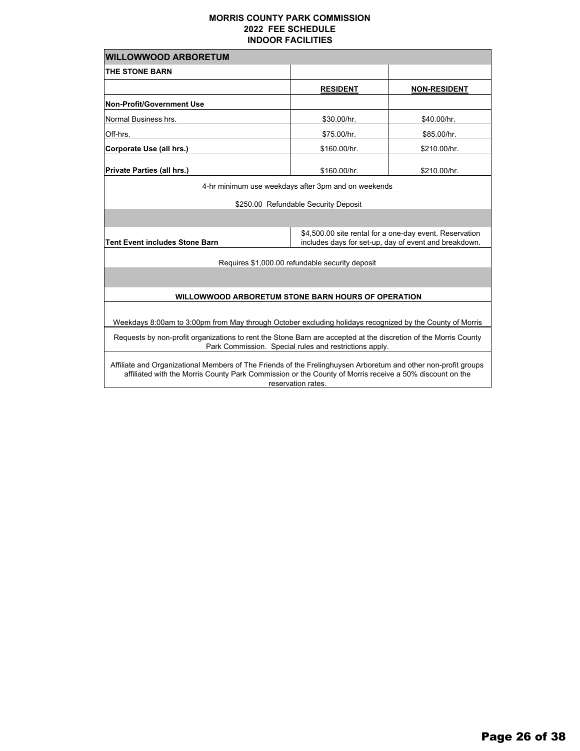**MORRIS COUNTY PARK COMMISSION**
**2022 FEE SCHEDULE**
**INDOOR FACILITIES**

| **WILLOWWOOD ARBORETUM** | | |
|---|---|---|
| **THE STONE BARN** | | |
| | **RESIDENT** | **NON-RESIDENT** |
| **Non-Profit/Government Use** | | |
| Normal Business hrs. | \$30.00/hr. | \$40.00/hr. |
| Off-hrs. | \$75.00/hr. | \$85.00/hr. |
| **Corporate Use (all hrs.)** | \$160.00/hr. | \$210.00/hr. |
| **Private Parties (all hrs.)** | \$160.00/hr. | \$210.00/hr. |
| 4-hr minimum use weekdays after 3pm and on weekends | | |
| \$250.00 Refundable Security Deposit | | |
| | | |
| **Tent Event includes Stone Barn** | \$4,500.00 site rental for a one-day event. Reservation includes days for set-up, day of event and breakdown. | |
| Requires \$1,000.00 refundable security deposit | | |
| | | |
| **WILLOWWOOD ARBORETUM STONE BARN HOURS OF OPERATION** | | |
| Weekdays 8:00am to 3:00pm from May through October excluding holidays recognized by the County of Morris | | |
| Requests by non-profit organizations to rent the Stone Barn are accepted at the discretion of the Morris County Park Commission. Special rules and restrictions apply. | | |
| Affiliate and Organizational Members of The Friends of the Frelinghuysen Arboretum and other non-profit groups affiliated with the Morris County Park Commission or the County of Morris receive a 50% discount on the reservation rates. | | |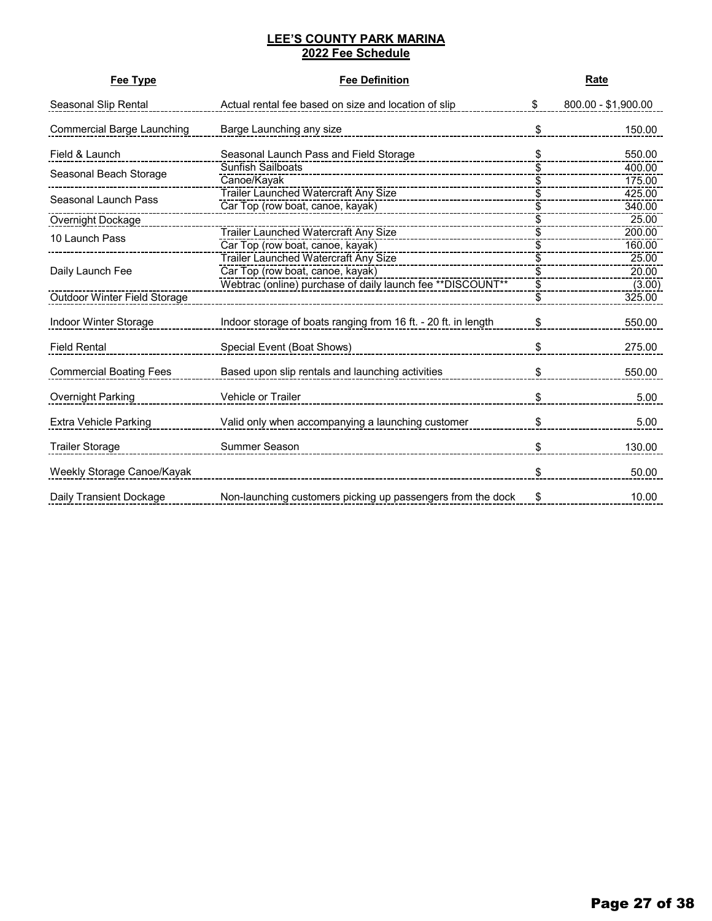**LEE'S COUNTY PARK MARINA**
**2022 Fee Schedule**

| Fee Type | Fee Definition | | Rate |
|---|---|---|---|
| Seasonal Slip Rental | Actual rental fee based on size and location of slip | $ | 800.00 - $1,900.00 |
| Commercial Barge Launching | Barge Launching any size | $ | 150.00 |
| Field & Launch | Seasonal Launch Pass and Field Storage | $ | 550.00 |
| Seasonal Beach Storage | Sunfish Sailboats | $ | 400.00 |
| | Canoe/Kayak | $ | 175.00 |
| Seasonal Launch Pass | Trailer Launched Watercraft Any Size | $ | 425.00 |
| | Car Top (row boat, canoe, kayak) | $ | 340.00 |
| Overnight Dockage | | $ | 25.00 |
| 10 Launch Pass | Trailer Launched Watercraft Any Size | $ | 200.00 |
| | Car Top (row boat, canoe, kayak) | $ | 160.00 |
| Daily Launch Fee | Trailer Launched Watercraft Any Size | $ | 25.00 |
| | Car Top (row boat, canoe, kayak) | $ | 20.00 |
| | Webtrac (online) purchase of daily launch fee **DISCOUNT** | $ | (3.00) |
| Outdoor Winter Field Storage | | $ | 325.00 |
| Indoor Winter Storage | Indoor storage of boats ranging from 16 ft. - 20 ft. in length | $ | 550.00 |
| Field Rental | Special Event (Boat Shows) | $ | 275.00 |
| Commercial Boating Fees | Based upon slip rentals and launching activities | $ | 550.00 |
| Overnight Parking | Vehicle or Trailer | $ | 5.00 |
| Extra Vehicle Parking | Valid only when accompanying a launching customer | $ | 5.00 |
| Trailer Storage | Summer Season | $ | 130.00 |
| Weekly Storage Canoe/Kayak | | $ | 50.00 |
| Daily Transient Dockage | Non-launching customers picking up passengers from the dock | $ | 10.00 |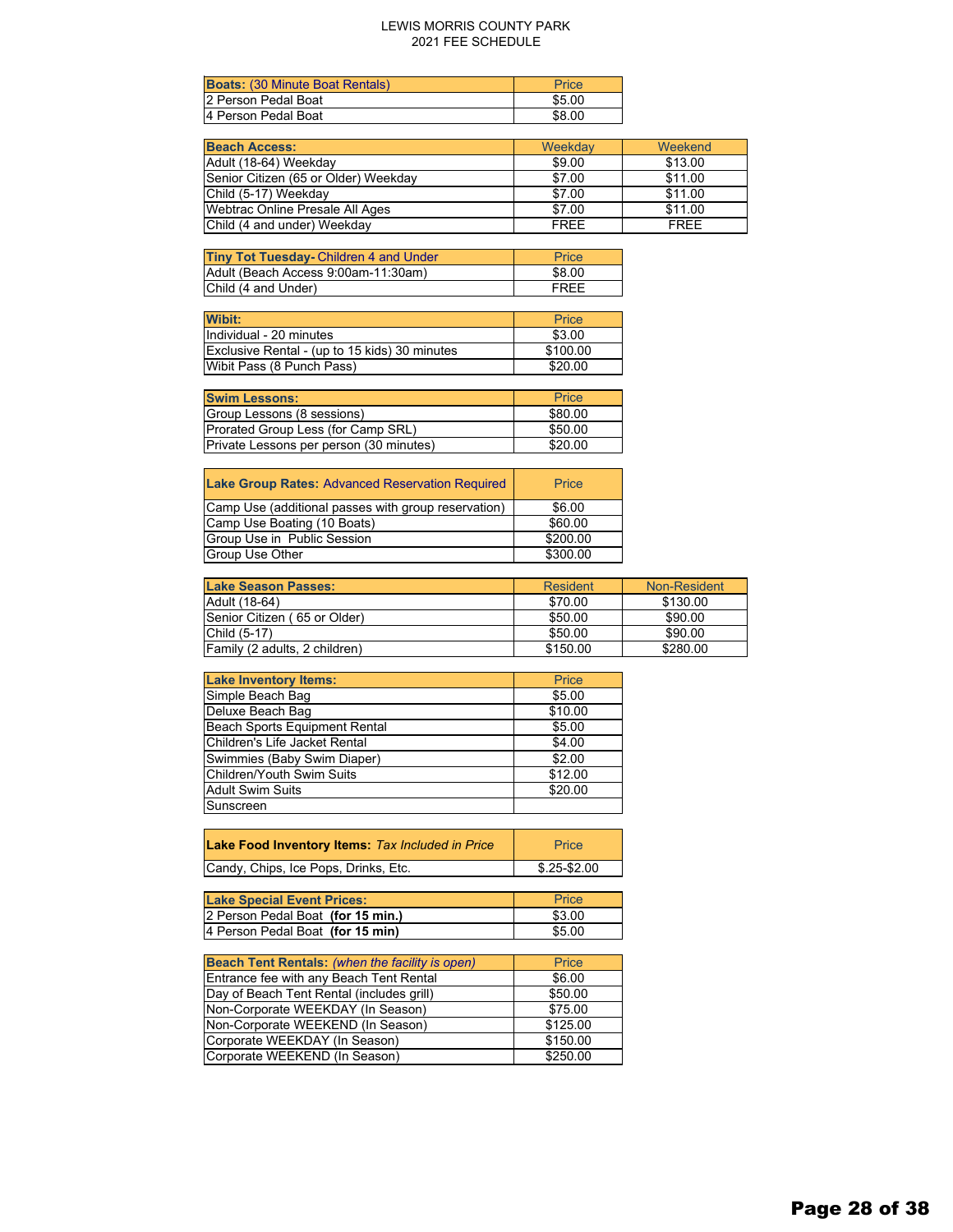# LEWIS MORRIS COUNTY PARK
## 2021 FEE SCHEDULE

| **Boats:** (30 Minute Boat Rentals) | Price |
|---|---|
| 2 Person Pedal Boat | $5.00 |
| 4 Person Pedal Boat | $8.00 |

| **Beach Access:** | Weekday | Weekend |
|---|---|---|
| Adult (18-64) Weekday | $9.00 | $13.00 |
| Senior Citizen (65 or Older) Weekday | $7.00 | $11.00 |
| Child (5-17) Weekday | $7.00 | $11.00 |
| Webtrac Online Presale All Ages | $7.00 | $11.00 |
| Child (4 and under) Weekday | FREE | FREE |

| **Tiny Tot Tuesday-** Children 4 and Under | Price |
|---|---|
| Adult (Beach Access 9:00am-11:30am) | $8.00 |
| Child (4 and Under) | FREE |

| **Wibit:** | Price |
|---|---|
| Individual - 20 minutes | $3.00 |
| Exclusive Rental - (up to 15 kids) 30 minutes | $100.00 |
| Wibit Pass (8 Punch Pass) | $20.00 |

| **Swim Lessons:** | Price |
|---|---|
| Group Lessons (8 sessions) | $80.00 |
| Prorated Group Less (for Camp SRL) | $50.00 |
| Private Lessons per person (30 minutes) | $20.00 |

| **Lake Group Rates:** Advanced Reservation Required | Price |
|---|---|
| Camp Use (additional passes with group reservation) | $6.00 |
| Camp Use Boating (10 Boats) | $60.00 |
| Group Use in Public Session | $200.00 |
| Group Use Other | $300.00 |

| **Lake Season Passes:** | Resident | Non-Resident |
|---|---|---|
| Adult (18-64) | $70.00 | $130.00 |
| Senior Citizen ( 65 or Older) | $50.00 | $90.00 |
| Child (5-17) | $50.00 | $90.00 |
| Family (2 adults, 2 children) | $150.00 | $280.00 |

| **Lake Inventory Items:** | Price |
|---|---|
| Simple Beach Bag | $5.00 |
| Deluxe Beach Bag | $10.00 |
| Beach Sports Equipment Rental | $5.00 |
| Children's Life Jacket Rental | $4.00 |
| Swimmies (Baby Swim Diaper) | $2.00 |
| Children/Youth Swim Suits | $12.00 |
| Adult Swim Suits | $20.00 |
| Sunscreen | |

| **Lake Food Inventory Items:** *Tax Included in Price* | Price |
|---|---|
| Candy, Chips, Ice Pops, Drinks, Etc. | $.25-$2.00 |

| **Lake Special Event Prices:** | Price |
|---|---|
| 2 Person Pedal Boat **(for 15 min.)** | $3.00 |
| 4 Person Pedal Boat **(for 15 min)** | $5.00 |

| **Beach Tent Rentals:** *(when the facility is open)* | Price |
|---|---|
| Entrance fee with any Beach Tent Rental | $6.00 |
| Day of Beach Tent Rental (includes grill) | $50.00 |
| Non-Corporate WEEKDAY (In Season) | $75.00 |
| Non-Corporate WEEKEND (In Season) | $125.00 |
| Corporate WEEKDAY (In Season) | $150.00 |
| Corporate WEEKEND (In Season) | $250.00 |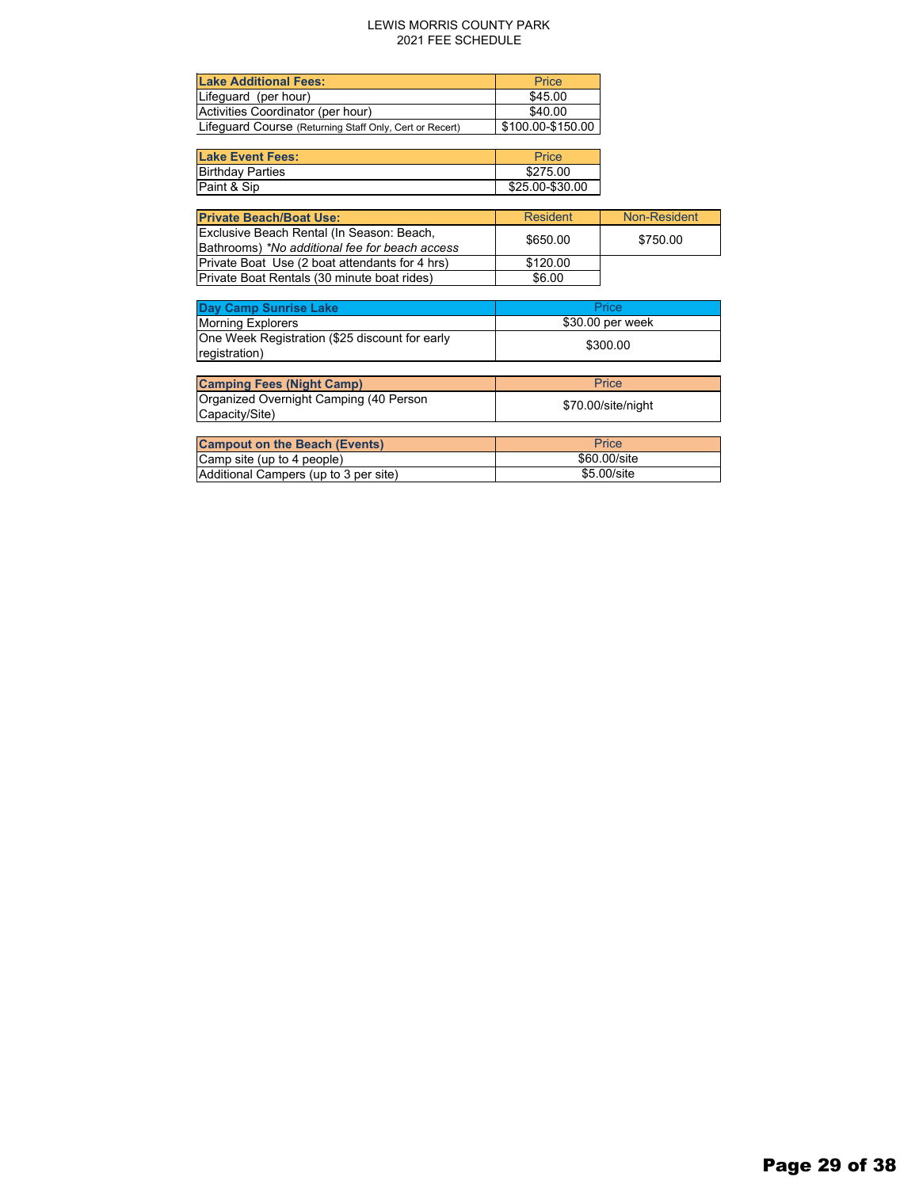# LEWIS MORRIS COUNTY PARK
## 2021 FEE SCHEDULE

| **Lake Additional Fees:** | Price |
|---|---|
| Lifeguard (per hour) | $45.00 |
| Activities Coordinator (per hour) | $40.00 |
| Lifeguard Course (Returning Staff Only, Cert or Recert) | $100.00-$150.00 |

| **Lake Event Fees:** | Price |
|---|---|
| Birthday Parties | $275.00 |
| Paint & Sip | $25.00-$30.00 |

| **Private Beach/Boat Use:** | Resident | Non-Resident |
|---|---|---|
| Exclusive Beach Rental (In Season: Beach, Bathrooms) *\*No additional fee for beach access* | $650.00 | $750.00 |
| Private Boat Use (2 boat attendants for 4 hrs) | $120.00 | |
| Private Boat Rentals (30 minute boat rides) | $6.00 | |

| **Day Camp Sunrise Lake** | Price |
|---|---|
| Morning Explorers | $30.00 per week |
| One Week Registration ($25 discount for early registration) | $300.00 |

| **Camping Fees (Night Camp)** | Price |
|---|---|
| Organized Overnight Camping (40 Person Capacity/Site) | $70.00/site/night |

| **Campout on the Beach (Events)** | Price |
|---|---|
| Camp site (up to 4 people) | $60.00/site |
| Additional Campers (up to 3 per site) | $5.00/site |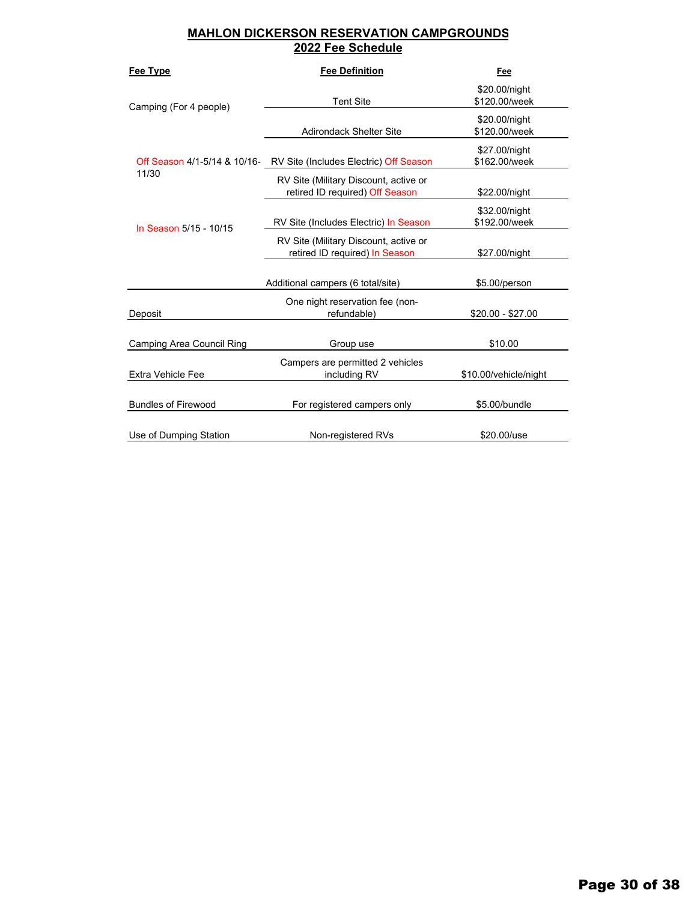# MAHLON DICKERSON RESERVATION CAMPGROUNDS
## 2022 Fee Schedule

| Fee Type | Fee Definition | Fee |
|---|---|---|
| Camping (For 4 people) | Tent Site | $20.00/night<br>$120.00/week |
| | Adirondack Shelter Site | $20.00/night<br>$120.00/week |
| Off Season 4/1-5/14 & 10/16-11/30 | RV Site (Includes Electric) Off Season | $27.00/night<br>$162.00/week |
| | RV Site (Military Discount, active or retired ID required) Off Season | $22.00/night |
| In Season 5/15 - 10/15 | RV Site (Includes Electric) In Season | $32.00/night<br>$192.00/week |
| | RV Site (Military Discount, active or retired ID required) In Season | $27.00/night |
| | Additional campers (6 total/site) | $5.00/person |
| Deposit | One night reservation fee (non-refundable) | $20.00 - $27.00 |
| Camping Area Council Ring | Group use | $10.00 |
| Extra Vehicle Fee | Campers are permitted 2 vehicles including RV | $10.00/vehicle/night |
| Bundles of Firewood | For registered campers only | $5.00/bundle |
| Use of Dumping Station | Non-registered RVs | $20.00/use |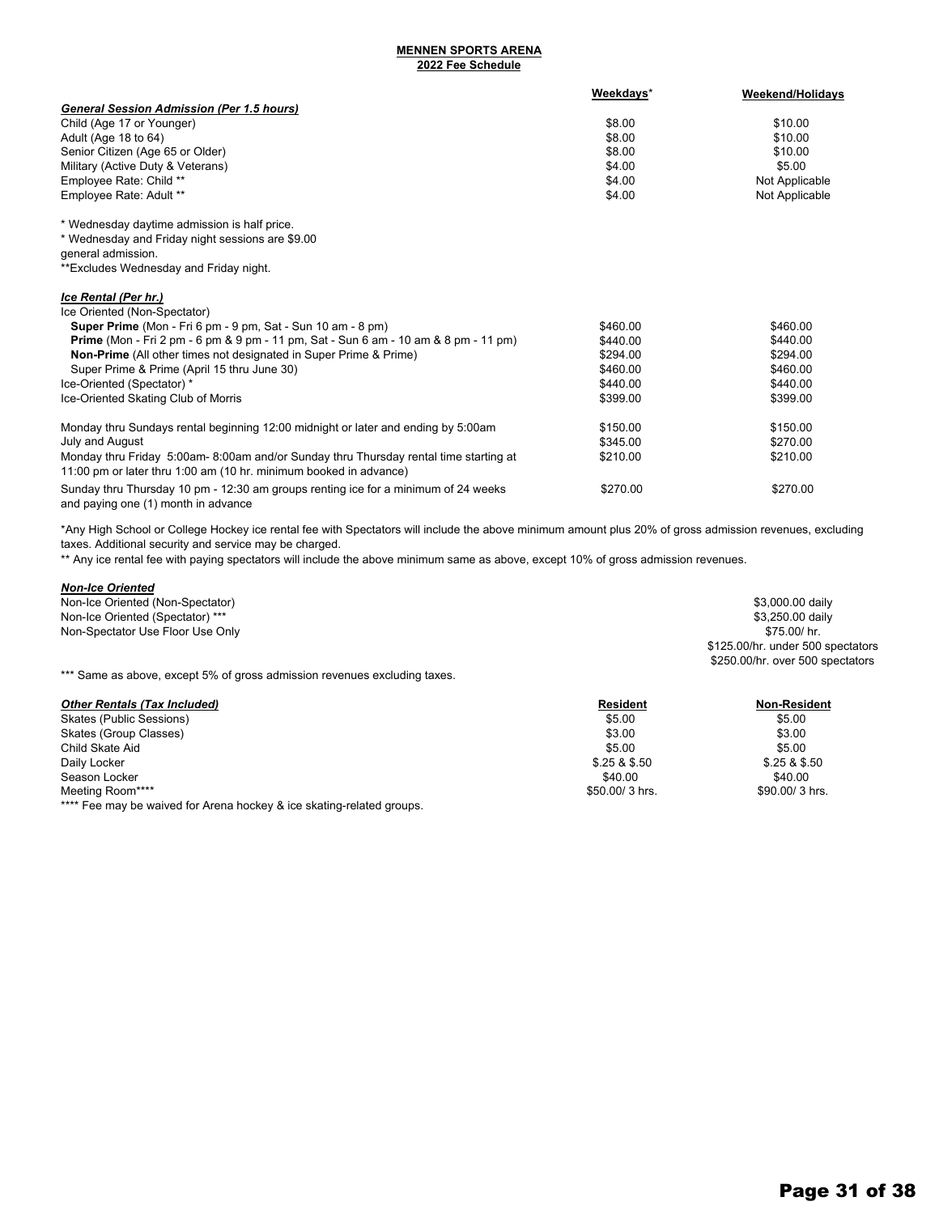**MENNEN SPORTS ARENA**
**2022 Fee Schedule**

| | Weekdays* | Weekend/Holidays |
|---|---|---|
| ***General Session Admission (Per 1.5 hours)*** | | |
| Child (Age 17 or Younger) | $8.00 | $10.00 |
| Adult (Age 18 to 64) | $8.00 | $10.00 |
| Senior Citizen (Age 65 or Older) | $8.00 | $10.00 |
| Military (Active Duty & Veterans) | $4.00 | $5.00 |
| Employee Rate: Child ** | $4.00 | Not Applicable |
| Employee Rate: Adult ** | $4.00 | Not Applicable |

* Wednesday daytime admission is half price.
* Wednesday and Friday night sessions are $9.00 general admission.
**Excludes Wednesday and Friday night.

| | Weekdays* | Weekend/Holidays |
|---|---|---|
| ***Ice Rental (Per hr.)*** | | |
| Ice Oriented (Non-Spectator) | | |
| **Super Prime** (Mon - Fri 6 pm - 9 pm, Sat - Sun 10 am - 8 pm) | $460.00 | $460.00 |
| **Prime** (Mon - Fri 2 pm - 6 pm & 9 pm - 11 pm, Sat - Sun 6 am - 10 am & 8 pm - 11 pm) | $440.00 | $440.00 |
| **Non-Prime** (All other times not designated in Super Prime & Prime) | $294.00 | $294.00 |
| Super Prime & Prime (April 15 thru June 30) | $460.00 | $460.00 |
| Ice-Oriented (Spectator) * | $440.00 | $440.00 |
| Ice-Oriented Skating Club of Morris | $399.00 | $399.00 |
| Monday thru Sundays rental beginning 12:00 midnight or later and ending by 5:00am | $150.00 | $150.00 |
| July and August | $345.00 | $270.00 |
| Monday thru Friday 5:00am- 8:00am and/or Sunday thru Thursday rental time starting at 11:00 pm or later thru 1:00 am (10 hr. minimum booked in advance) | $210.00 | $210.00 |
| Sunday thru Thursday 10 pm - 12:30 am groups renting ice for a minimum of 24 weeks and paying one (1) month in advance | $270.00 | $270.00 |

*Any High School or College Hockey ice rental fee with Spectators will include the above minimum amount plus 20% of gross admission revenues, excluding taxes. Additional security and service may be charged.
** Any ice rental fee with paying spectators will include the above minimum same as above, except 10% of gross admission revenues.

| ***Non-Ice Oriented*** | |
|---|---|
| Non-Ice Oriented (Non-Spectator) | $3,000.00 daily |
| Non-Ice Oriented (Spectator) *** | $3,250.00 daily |
| Non-Spectator Use Floor Use Only | $75.00/ hr. |
| | $125.00/hr. under 500 spectators |
| | $250.00/hr. over 500 spectators |

*** Same as above, except 5% of gross admission revenues excluding taxes.

| ***Other Rentals (Tax Included)*** | Resident | Non-Resident |
|---|---|---|
| Skates (Public Sessions) | $5.00 | $5.00 |
| Skates (Group Classes) | $3.00 | $3.00 |
| Child Skate Aid | $5.00 | $5.00 |
| Daily Locker | $.25 & $.50 | $.25 & $.50 |
| Season Locker | $40.00 | $40.00 |
| Meeting Room**** | $50.00/ 3 hrs. | $90.00/ 3 hrs. |

**** Fee may be waived for Arena hockey & ice skating-related groups.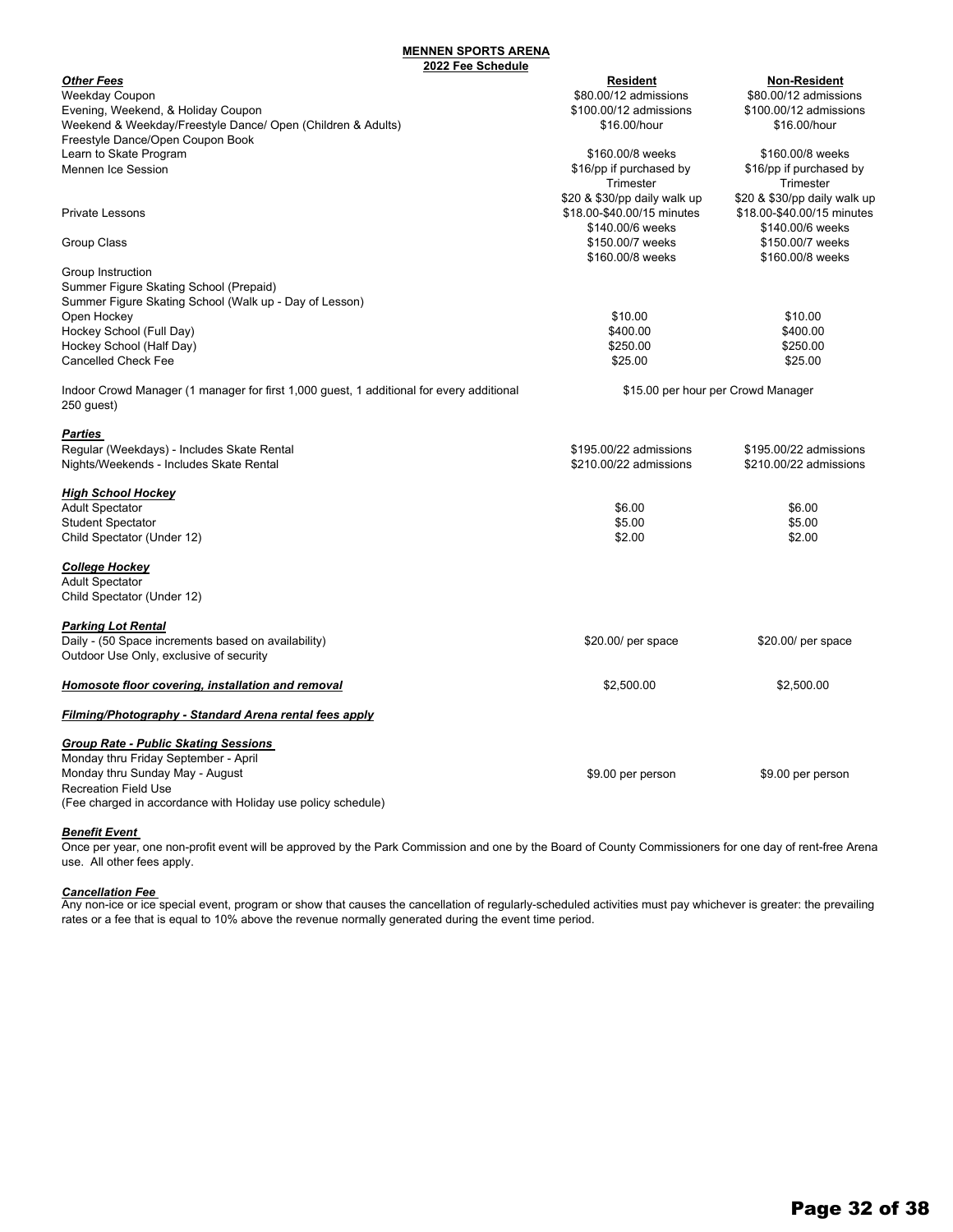# MENNEN SPORTS ARENA

## 2022 Fee Schedule

| ***Other Fees*** | **Resident** | **Non-Resident** |
|---|---|---|
| Weekday Coupon | $80.00/12 admissions | $80.00/12 admissions |
| Evening, Weekend, & Holiday Coupon | $100.00/12 admissions | $100.00/12 admissions |
| Weekend & Weekday/Freestyle Dance/ Open (Children & Adults) | $16.00/hour | $16.00/hour |
| Freestyle Dance/Open Coupon Book | | |
| Learn to Skate Program | $160.00/8 weeks | $160.00/8 weeks |
| Mennen Ice Session | $16/pp if purchased by Trimester | $16/pp if purchased by Trimester |
| | $20 & $30/pp daily walk up | $20 & $30/pp daily walk up |
| Private Lessons | $18.00-$40.00/15 minutes | $18.00-$40.00/15 minutes |
| | $140.00/6 weeks | $140.00/6 weeks |
| Group Class | $150.00/7 weeks | $150.00/7 weeks |
| | $160.00/8 weeks | $160.00/8 weeks |
| Group Instruction | | |
| Summer Figure Skating School (Prepaid) | | |
| Summer Figure Skating School (Walk up - Day of Lesson) | | |
| Open Hockey | $10.00 | $10.00 |
| Hockey School (Full Day) | $400.00 | $400.00 |
| Hockey School (Half Day) | $250.00 | $250.00 |
| Cancelled Check Fee | $25.00 | $25.00 |
| Indoor Crowd Manager (1 manager for first 1,000 guest, 1 additional for every additional 250 guest) | $15.00 per hour per Crowd Manager | |
| ***Parties*** | | |
| Regular (Weekdays) - Includes Skate Rental | $195.00/22 admissions | $195.00/22 admissions |
| Nights/Weekends - Includes Skate Rental | $210.00/22 admissions | $210.00/22 admissions |
| ***High School Hockey*** | | |
| Adult Spectator | $6.00 | $6.00 |
| Student Spectator | $5.00 | $5.00 |
| Child Spectator (Under 12) | $2.00 | $2.00 |
| ***College Hockey*** | | |
| Adult Spectator | | |
| Child Spectator (Under 12) | | |
| ***Parking Lot Rental*** | | |
| Daily - (50 Space increments based on availability) | $20.00/ per space | $20.00/ per space |
| Outdoor Use Only, exclusive of security | | |
| ***Homosote floor covering, installation and removal*** | $2,500.00 | $2,500.00 |
| ***Filming/Photography - Standard Arena rental fees apply*** | | |
| ***Group Rate - Public Skating Sessions*** | | |
| Monday thru Friday September - April | | |
| Monday thru Sunday May - August | $9.00 per person | $9.00 per person |
| Recreation Field Use | | |
| (Fee charged in accordance with Holiday use policy schedule) | | |

***Benefit Event***

Once per year, one non-profit event will be approved by the Park Commission and one by the Board of County Commissioners for one day of rent-free Arena use. All other fees apply.

***Cancellation Fee***

Any non-ice or ice special event, program or show that causes the cancellation of regularly-scheduled activities must pay whichever is greater: the prevailing rates or a fee that is equal to 10% above the revenue normally generated during the event time period.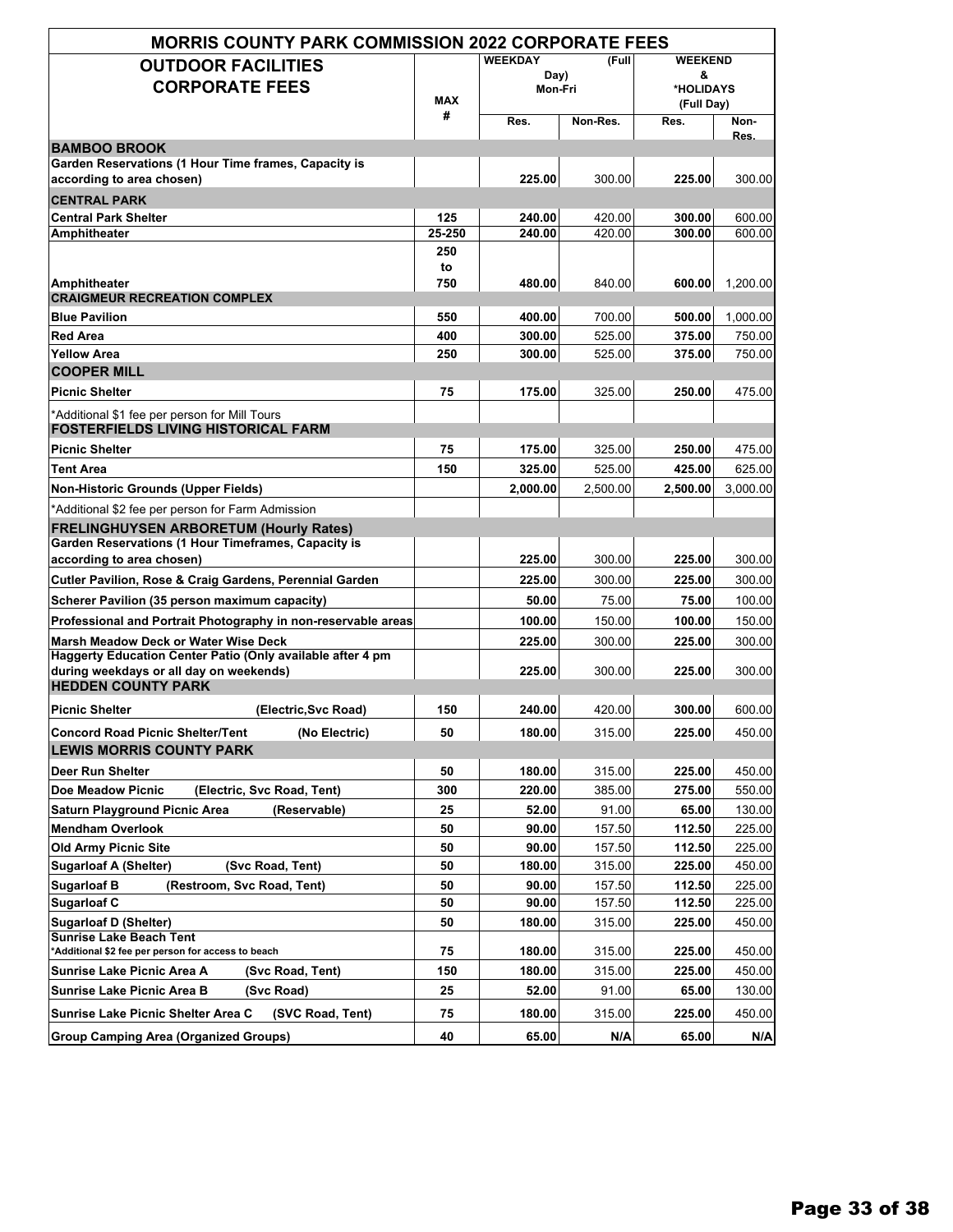| MORRIS COUNTY PARK COMMISSION 2022 CORPORATE FEES | | | | | |
|---|---|---|---|---|---|
| **OUTDOOR FACILITIES CORPORATE FEES** | **MAX #** | **WEEKDAY (Full Day) Mon-Fri** | | **WEEKEND & *HOLIDAYS (Full Day)** | |
| | | **Res.** | **Non-Res.** | **Res.** | **Non-Res.** |
| **BAMBOO BROOK** | | | | | |
| **Garden Reservations (1 Hour Time frames, Capacity is according to area chosen)** | | **225.00** | 300.00 | **225.00** | 300.00 |
| **CENTRAL PARK** | | | | | |
| **Central Park Shelter** | **125** | **240.00** | 420.00 | **300.00** | 600.00 |
| **Amphitheater** | **25-250** | **240.00** | 420.00 | **300.00** | 600.00 |
| **Amphitheater** | **250 to 750** | **480.00** | 840.00 | **600.00** | 1,200.00 |
| **CRAIGMEUR RECREATION COMPLEX** | | | | | |
| **Blue Pavilion** | **550** | **400.00** | 700.00 | **500.00** | 1,000.00 |
| **Red Area** | **400** | **300.00** | 525.00 | **375.00** | 750.00 |
| **Yellow Area** | **250** | **300.00** | 525.00 | **375.00** | 750.00 |
| **COOPER MILL** | | | | | |
| **Picnic Shelter** | **75** | **175.00** | 325.00 | **250.00** | 475.00 |
| *Additional $1 fee per person for Mill Tours | | | | | |
| **FOSTERFIELDS LIVING HISTORICAL FARM** | | | | | |
| **Picnic Shelter** | **75** | **175.00** | 325.00 | **250.00** | 475.00 |
| **Tent Area** | **150** | **325.00** | 525.00 | **425.00** | 625.00 |
| **Non-Historic Grounds (Upper Fields)** | | **2,000.00** | 2,500.00 | **2,500.00** | 3,000.00 |
| *Additional $2 fee per person for Farm Admission | | | | | |
| **FRELINGHUYSEN ARBORETUM (Hourly Rates)** | | | | | |
| **Garden Reservations (1 Hour Timeframes, Capacity is according to area chosen)** | | **225.00** | 300.00 | **225.00** | 300.00 |
| **Cutler Pavilion, Rose & Craig Gardens, Perennial Garden** | | **225.00** | 300.00 | **225.00** | 300.00 |
| **Scherer Pavilion (35 person maximum capacity)** | | **50.00** | 75.00 | **75.00** | 100.00 |
| **Professional and Portrait Photography in non-reservable areas** | | **100.00** | 150.00 | **100.00** | 150.00 |
| **Marsh Meadow Deck or Water Wise Deck** | | **225.00** | 300.00 | **225.00** | 300.00 |
| **Haggerty Education Center Patio (Only available after 4 pm during weekdays or all day on weekends)** | | **225.00** | 300.00 | **225.00** | 300.00 |
| **HEDDEN COUNTY PARK** | | | | | |
| **Picnic Shelter (Electric,Svc Road)** | **150** | **240.00** | 420.00 | **300.00** | 600.00 |
| **Concord Road Picnic Shelter/Tent (No Electric)** | **50** | **180.00** | 315.00 | **225.00** | 450.00 |
| **LEWIS MORRIS COUNTY PARK** | | | | | |
| **Deer Run Shelter** | **50** | **180.00** | 315.00 | **225.00** | 450.00 |
| **Doe Meadow Picnic (Electric, Svc Road, Tent)** | **300** | **220.00** | 385.00 | **275.00** | 550.00 |
| **Saturn Playground Picnic Area (Reservable)** | **25** | **52.00** | 91.00 | **65.00** | 130.00 |
| **Mendham Overlook** | **50** | **90.00** | 157.50 | **112.50** | 225.00 |
| **Old Army Picnic Site** | **50** | **90.00** | 157.50 | **112.50** | 225.00 |
| **Sugarloaf A (Shelter) (Svc Road, Tent)** | **50** | **180.00** | 315.00 | **225.00** | 450.00 |
| **Sugarloaf B (Restroom, Svc Road, Tent)** | **50** | **90.00** | 157.50 | **112.50** | 225.00 |
| **Sugarloaf C** | **50** | **90.00** | 157.50 | **112.50** | 225.00 |
| **Sugarloaf D (Shelter)** | **50** | **180.00** | 315.00 | **225.00** | 450.00 |
| **Sunrise Lake Beach Tent** *Additional $2 fee per person for access to beach | **75** | **180.00** | 315.00 | **225.00** | 450.00 |
| **Sunrise Lake Picnic Area A (Svc Road, Tent)** | **150** | **180.00** | 315.00 | **225.00** | 450.00 |
| **Sunrise Lake Picnic Area B (Svc Road)** | **25** | **52.00** | 91.00 | **65.00** | 130.00 |
| **Sunrise Lake Picnic Shelter Area C (SVC Road, Tent)** | **75** | **180.00** | 315.00 | **225.00** | 450.00 |
| **Group Camping Area (Organized Groups)** | **40** | **65.00** | **N/A** | **65.00** | **N/A** |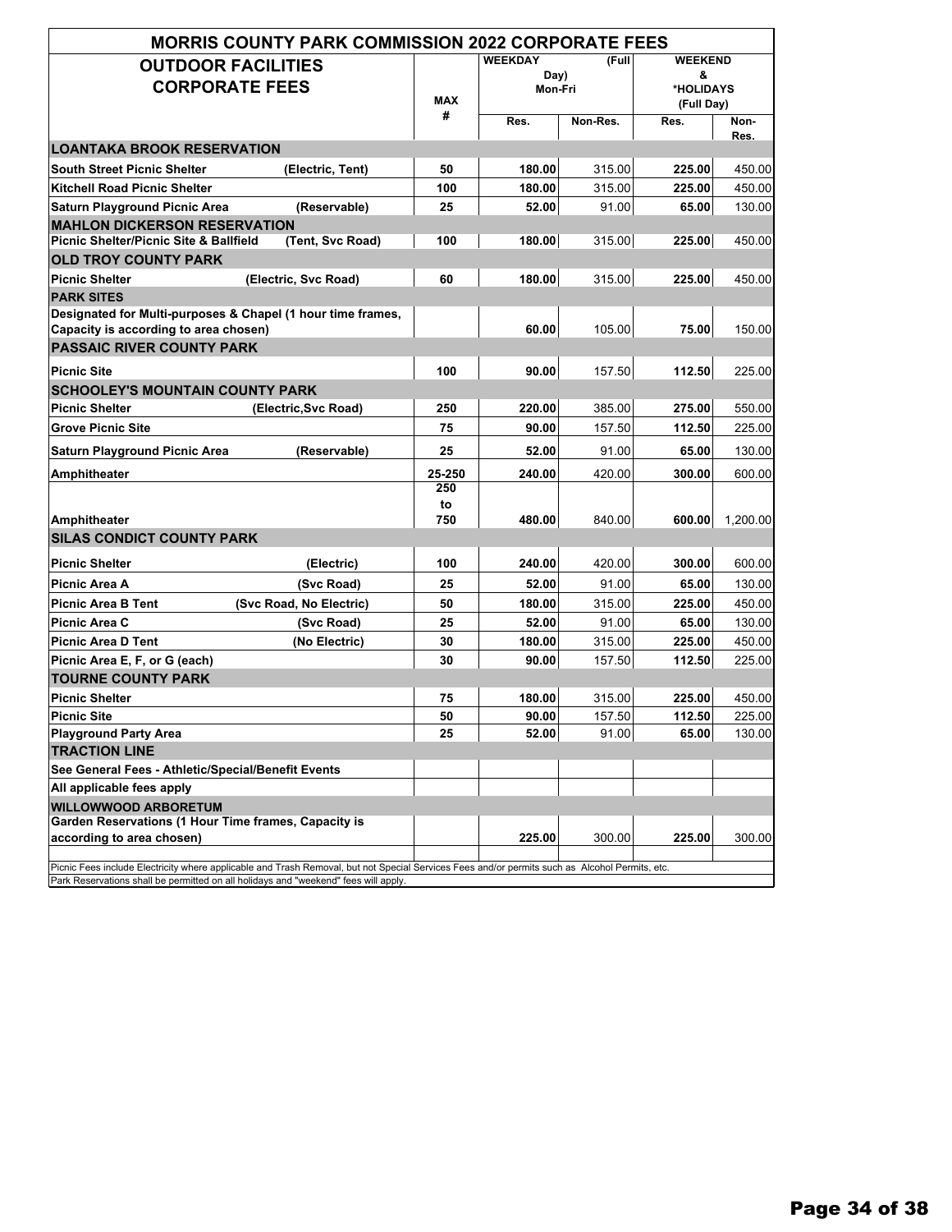| MORRIS COUNTY PARK COMMISSION 2022 CORPORATE FEES | | | | | | |
|---|---|---|---|---|---|---|
| **OUTDOOR FACILITIES CORPORATE FEES** | | **MAX #** | **WEEKDAY (Full Day) Mon-Fri** | | **WEEKEND & *HOLIDAYS (Full Day)** | |
| | | | **Res.** | **Non-Res.** | **Res.** | **Non-Res.** |
| **LOANTAKA BROOK RESERVATION** | | | | | | |
| **South Street Picnic Shelter** | **(Electric, Tent)** | **50** | **180.00** | 315.00 | **225.00** | 450.00 |
| **Kitchell Road Picnic Shelter** | | **100** | **180.00** | 315.00 | **225.00** | 450.00 |
| **Saturn Playground Picnic Area** | **(Reservable)** | **25** | **52.00** | 91.00 | **65.00** | 130.00 |
| **MAHLON DICKERSON RESERVATION** | | | | | | |
| **Picnic Shelter/Picnic Site & Ballfield** | **(Tent, Svc Road)** | **100** | **180.00** | 315.00 | **225.00** | 450.00 |
| **OLD TROY COUNTY PARK** | | | | | | |
| **Picnic Shelter** | **(Electric, Svc Road)** | **60** | **180.00** | 315.00 | **225.00** | 450.00 |
| **PARK SITES** | | | | | | |
| **Designated for Multi-purposes & Chapel (1 hour time frames, Capacity is according to area chosen)** | | | **60.00** | 105.00 | **75.00** | 150.00 |
| **PASSAIC RIVER COUNTY PARK** | | | | | | |
| **Picnic Site** | | **100** | **90.00** | 157.50 | **112.50** | 225.00 |
| **SCHOOLEY'S MOUNTAIN COUNTY PARK** | | | | | | |
| **Picnic Shelter** | **(Electric,Svc Road)** | **250** | **220.00** | 385.00 | **275.00** | 550.00 |
| **Grove Picnic Site** | | **75** | **90.00** | 157.50 | **112.50** | 225.00 |
| **Saturn Playground Picnic Area** | **(Reservable)** | **25** | **52.00** | 91.00 | **65.00** | 130.00 |
| **Amphitheater** | | **25-250** | **240.00** | 420.00 | **300.00** | 600.00 |
| **Amphitheater** | | **250 to 750** | **480.00** | 840.00 | **600.00** | 1,200.00 |
| **SILAS CONDICT COUNTY PARK** | | | | | | |
| **Picnic Shelter** | **(Electric)** | **100** | **240.00** | 420.00 | **300.00** | 600.00 |
| **Picnic Area A** | **(Svc Road)** | **25** | **52.00** | 91.00 | **65.00** | 130.00 |
| **Picnic Area B Tent** | **(Svc Road, No Electric)** | **50** | **180.00** | 315.00 | **225.00** | 450.00 |
| **Picnic Area C** | **(Svc Road)** | **25** | **52.00** | 91.00 | **65.00** | 130.00 |
| **Picnic Area D Tent** | **(No Electric)** | **30** | **180.00** | 315.00 | **225.00** | 450.00 |
| **Picnic Area E, F, or G (each)** | | **30** | **90.00** | 157.50 | **112.50** | 225.00 |
| **TOURNE COUNTY PARK** | | | | | | |
| **Picnic Shelter** | | **75** | **180.00** | 315.00 | **225.00** | 450.00 |
| **Picnic Site** | | **50** | **90.00** | 157.50 | **112.50** | 225.00 |
| **Playground Party Area** | | **25** | **52.00** | 91.00 | **65.00** | 130.00 |
| **TRACTION LINE** | | | | | | |
| **See General Fees - Athletic/Special/Benefit Events** | | | | | | |
| **All applicable fees apply** | | | | | | |
| **WILLOWWOOD ARBORETUM** | | | | | | |
| **Garden Reservations (1 Hour Time frames, Capacity is according to area chosen)** | | | **225.00** | 300.00 | **225.00** | 300.00 |

Picnic Fees include Electricity where applicable and Trash Removal, but not Special Services Fees and/or permits such as Alcohol Permits, etc.

Park Reservations shall be permitted on all holidays and "weekend" fees will apply.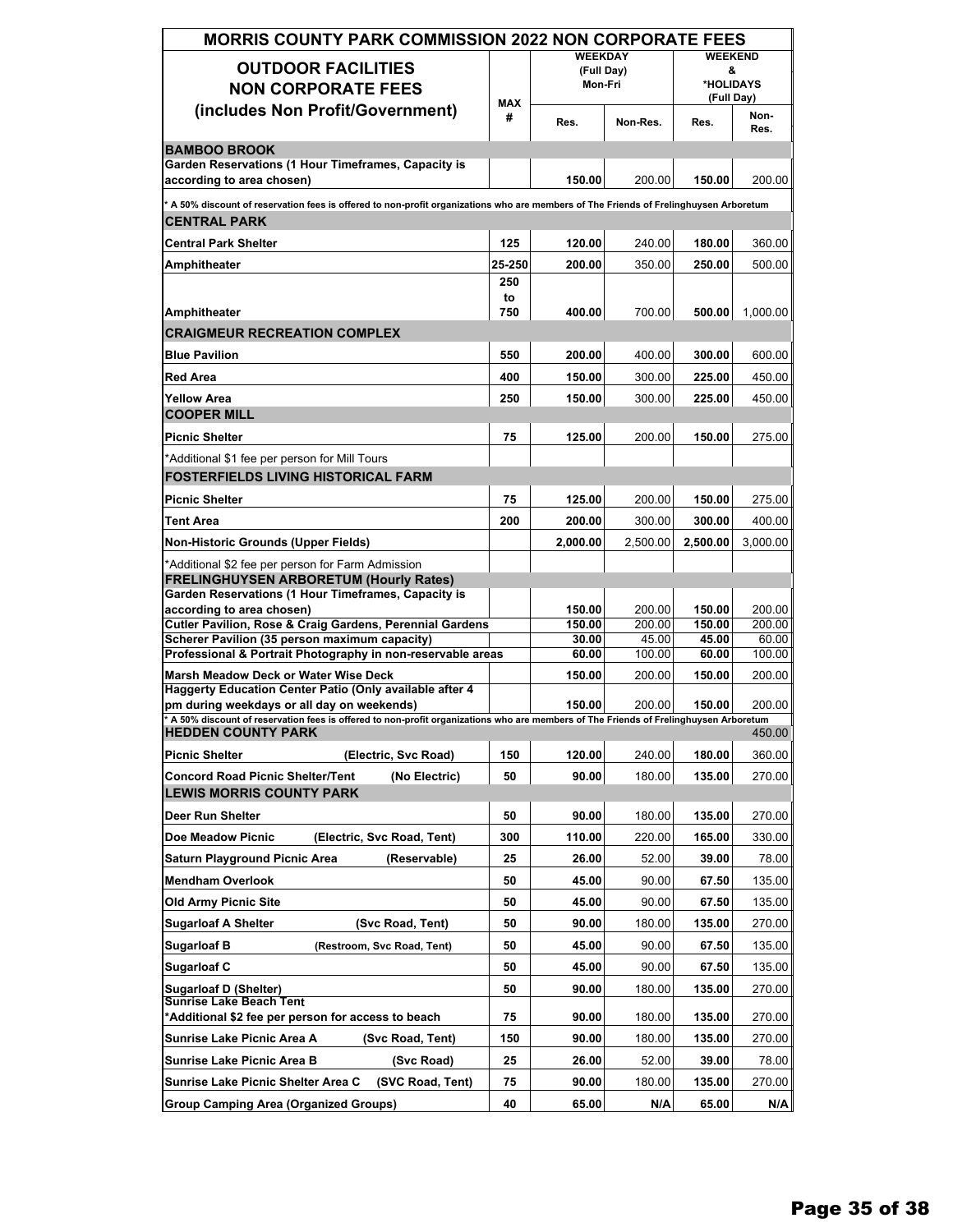# MORRIS COUNTY PARK COMMISSION 2022 NON CORPORATE FEES

| OUTDOOR FACILITIES NON CORPORATE FEES (includes Non Profit/Government) | MAX # | WEEKDAY (Full Day) Mon-Fri | | WEEKEND & *HOLIDAYS (Full Day) | |
|---|---|---|---|---|---|
| | | Res. | Non-Res. | Res. | Non-Res. |
| **BAMBOO BROOK** | | | | | |
| **Garden Reservations (1 Hour Timeframes, Capacity is according to area chosen)** | | **150.00** | 200.00 | **150.00** | 200.00 |
| * A 50% discount of reservation fees is offered to non-profit organizations who are members of The Friends of Frelinghuysen Arboretum | | | | | |
| **CENTRAL PARK** | | | | | |
| **Central Park Shelter** | 125 | **120.00** | 240.00 | **180.00** | 360.00 |
| **Amphitheater** | 25-250 | **200.00** | 350.00 | **250.00** | 500.00 |
| **Amphitheater** | 250 to 750 | **400.00** | 700.00 | **500.00** | 1,000.00 |
| **CRAIGMEUR RECREATION COMPLEX** | | | | | |
| **Blue Pavilion** | 550 | **200.00** | 400.00 | **300.00** | 600.00 |
| **Red Area** | 400 | **150.00** | 300.00 | **225.00** | 450.00 |
| **Yellow Area** | 250 | **150.00** | 300.00 | **225.00** | 450.00 |
| **COOPER MILL** | | | | | |
| **Picnic Shelter** | 75 | **125.00** | 200.00 | **150.00** | 275.00 |
| *Additional $1 fee per person for Mill Tours | | | | | |
| **FOSTERFIELDS LIVING HISTORICAL FARM** | | | | | |
| **Picnic Shelter** | 75 | **125.00** | 200.00 | **150.00** | 275.00 |
| **Tent Area** | 200 | **200.00** | 300.00 | **300.00** | 400.00 |
| **Non-Historic Grounds (Upper Fields)** | | **2,000.00** | 2,500.00 | **2,500.00** | 3,000.00 |
| *Additional $2 fee per person for Farm Admission | | | | | |
| **FRELINGHUYSEN ARBORETUM (Hourly Rates)** | | | | | |
| **Garden Reservations (1 Hour Timeframes, Capacity is according to area chosen)** | | **150.00** | 200.00 | **150.00** | 200.00 |
| **Cutler Pavilion, Rose & Craig Gardens, Perennial Gardens** | | **150.00** | 200.00 | **150.00** | 200.00 |
| **Scherer Pavilion (35 person maximum capacity)** | | **30.00** | 45.00 | **45.00** | 60.00 |
| **Professional & Portrait Photography in non-reservable areas** | | **60.00** | 100.00 | **60.00** | 100.00 |
| **Marsh Meadow Deck or Water Wise Deck** | | **150.00** | 200.00 | **150.00** | 200.00 |
| **Haggerty Education Center Patio (Only available after 4 pm during weekdays or all day on weekends)** | | **150.00** | 200.00 | **150.00** | 200.00 |
| * A 50% discount of reservation fees is offered to non-profit organizations who are members of The Friends of Frelinghuysen Arboretum | | | | | |
| **HEDDEN COUNTY PARK** | | | | | 450.00 |
| **Picnic Shelter** (Electric, Svc Road) | 150 | **120.00** | 240.00 | **180.00** | 360.00 |
| **Concord Road Picnic Shelter/Tent** (No Electric) | 50 | **90.00** | 180.00 | **135.00** | 270.00 |
| **LEWIS MORRIS COUNTY PARK** | | | | | |
| **Deer Run Shelter** | 50 | **90.00** | 180.00 | **135.00** | 270.00 |
| **Doe Meadow Picnic** (Electric, Svc Road, Tent) | 300 | **110.00** | 220.00 | **165.00** | 330.00 |
| **Saturn Playground Picnic Area** (Reservable) | 25 | **26.00** | 52.00 | **39.00** | 78.00 |
| **Mendham Overlook** | 50 | **45.00** | 90.00 | **67.50** | 135.00 |
| **Old Army Picnic Site** | 50 | **45.00** | 90.00 | **67.50** | 135.00 |
| **Sugarloaf A Shelter** (Svc Road, Tent) | 50 | **90.00** | 180.00 | **135.00** | 270.00 |
| **Sugarloaf B** (Restroom, Svc Road, Tent) | 50 | **45.00** | 90.00 | **67.50** | 135.00 |
| **Sugarloaf C** | 50 | **45.00** | 90.00 | **67.50** | 135.00 |
| **Sugarloaf D (Shelter)** | 50 | **90.00** | 180.00 | **135.00** | 270.00 |
| **Sunrise Lake Beach Tent** *Additional $2 fee per person for access to beach | 75 | **90.00** | 180.00 | **135.00** | 270.00 |
| **Sunrise Lake Picnic Area A** (Svc Road, Tent) | 150 | **90.00** | 180.00 | **135.00** | 270.00 |
| **Sunrise Lake Picnic Area B** (Svc Road) | 25 | **26.00** | 52.00 | **39.00** | 78.00 |
| **Sunrise Lake Picnic Shelter Area C** (SVC Road, Tent) | 75 | **90.00** | 180.00 | **135.00** | 270.00 |
| **Group Camping Area (Organized Groups)** | 40 | **65.00** | N/A | **65.00** | N/A |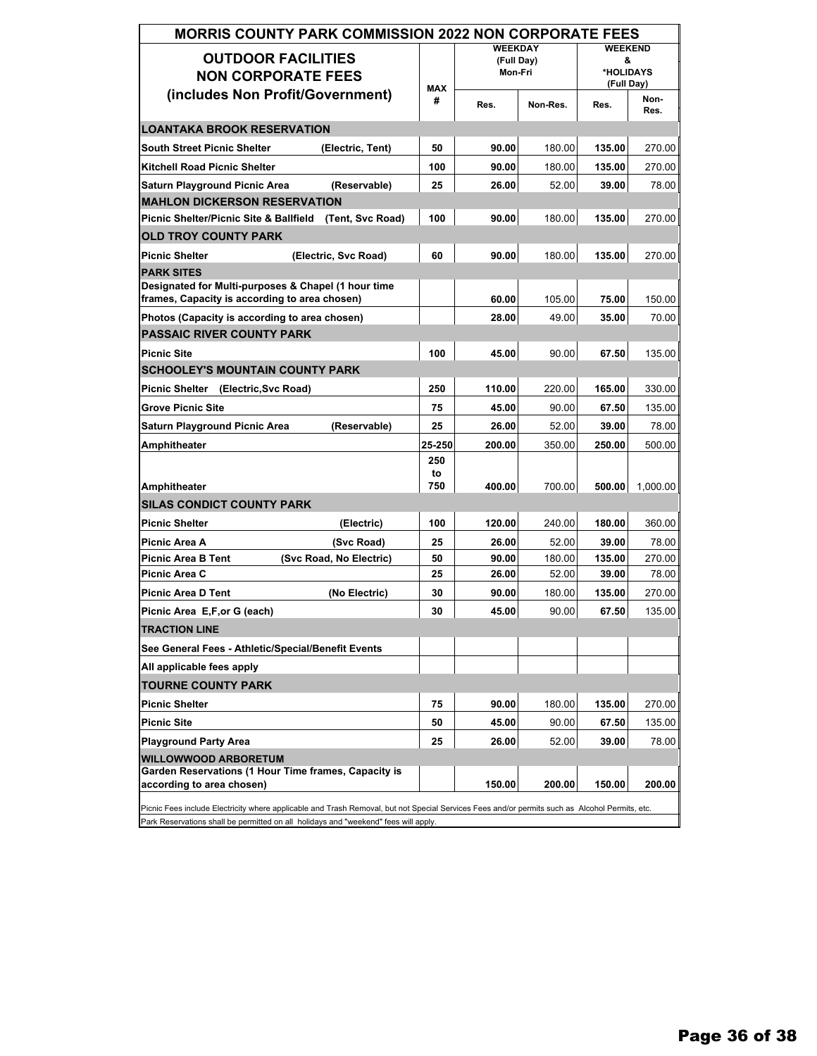| MORRIS COUNTY PARK COMMISSION 2022 NON CORPORATE FEES | | | | | |
|---|---|---|---|---|---|
| **OUTDOOR FACILITIES NON CORPORATE FEES (includes Non Profit/Government)** | **MAX #** | **WEEKDAY (Full Day) Mon-Fri** | | **WEEKEND & *HOLIDAYS (Full Day)** | |
| | | **Res.** | **Non-Res.** | **Res.** | **Non-Res.** |
| **LOANTAKA BROOK RESERVATION** | | | | | |
| **South Street Picnic Shelter (Electric, Tent)** | **50** | **90.00** | 180.00 | **135.00** | 270.00 |
| **Kitchell Road Picnic Shelter** | **100** | **90.00** | 180.00 | **135.00** | 270.00 |
| **Saturn Playground Picnic Area (Reservable)** | **25** | **26.00** | 52.00 | **39.00** | 78.00 |
| **MAHLON DICKERSON RESERVATION** | | | | | |
| **Picnic Shelter/Picnic Site & Ballfield (Tent, Svc Road)** | **100** | **90.00** | 180.00 | **135.00** | 270.00 |
| **OLD TROY COUNTY PARK** | | | | | |
| **Picnic Shelter (Electric, Svc Road)** | **60** | **90.00** | 180.00 | **135.00** | 270.00 |
| **PARK SITES** | | | | | |
| **Designated for Multi-purposes & Chapel (1 hour time frames, Capacity is according to area chosen)** | | **60.00** | 105.00 | **75.00** | 150.00 |
| **Photos (Capacity is according to area chosen)** | | **28.00** | 49.00 | **35.00** | 70.00 |
| **PASSAIC RIVER COUNTY PARK** | | | | | |
| **Picnic Site** | **100** | **45.00** | 90.00 | **67.50** | 135.00 |
| **SCHOOLEY'S MOUNTAIN COUNTY PARK** | | | | | |
| **Picnic Shelter (Electric,Svc Road)** | **250** | **110.00** | 220.00 | **165.00** | 330.00 |
| **Grove Picnic Site** | **75** | **45.00** | 90.00 | **67.50** | 135.00 |
| **Saturn Playground Picnic Area (Reservable)** | **25** | **26.00** | 52.00 | **39.00** | 78.00 |
| **Amphitheater** | **25-250** | **200.00** | 350.00 | **250.00** | 500.00 |
| **Amphitheater** | **250 to 750** | **400.00** | 700.00 | **500.00** | 1,000.00 |
| **SILAS CONDICT COUNTY PARK** | | | | | |
| **Picnic Shelter (Electric)** | **100** | **120.00** | 240.00 | **180.00** | 360.00 |
| **Picnic Area A (Svc Road)** | **25** | **26.00** | 52.00 | **39.00** | 78.00 |
| **Picnic Area B Tent (Svc Road, No Electric)** | **50** | **90.00** | 180.00 | **135.00** | 270.00 |
| **Picnic Area C** | **25** | **26.00** | 52.00 | **39.00** | 78.00 |
| **Picnic Area D Tent (No Electric)** | **30** | **90.00** | 180.00 | **135.00** | 270.00 |
| **Picnic Area E,F,or G (each)** | **30** | **45.00** | 90.00 | **67.50** | 135.00 |
| **TRACTION LINE** | | | | | |
| **See General Fees - Athletic/Special/Benefit Events** | | | | | |
| **All applicable fees apply** | | | | | |
| **TOURNE COUNTY PARK** | | | | | |
| **Picnic Shelter** | **75** | **90.00** | 180.00 | **135.00** | 270.00 |
| **Picnic Site** | **50** | **45.00** | 90.00 | **67.50** | 135.00 |
| **Playground Party Area** | **25** | **26.00** | 52.00 | **39.00** | 78.00 |
| **WILLOWWOOD ARBORETUM** | | | | | |
| **Garden Reservations (1 Hour Time frames, Capacity is according to area chosen)** | | **150.00** | **200.00** | **150.00** | **200.00** |

Picnic Fees include Electricity where applicable and Trash Removal, but not Special Services Fees and/or permits such as Alcohol Permits, etc.

Park Reservations shall be permitted on all holidays and "weekend" fees will apply.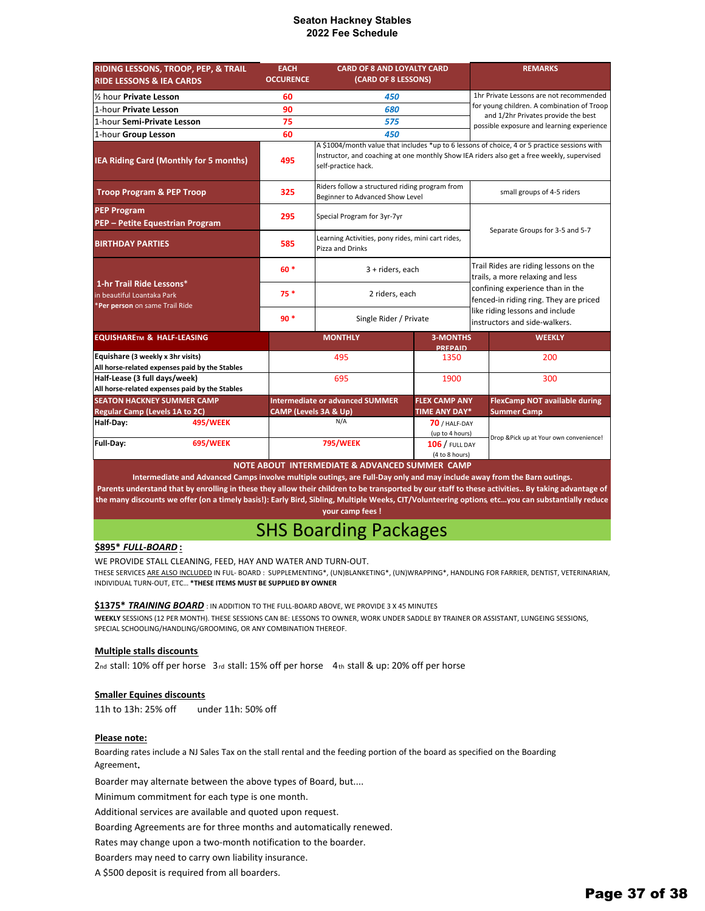# Seaton Hackney Stables
# 2022 Fee Schedule

| RIDING LESSONS, TROOP, PEP, & TRAIL RIDE LESSONS & IEA CARDS | EACH OCCURENCE | CARD OF 8 AND LOYALTY CARD (CARD OF 8 LESSONS) | REMARKS |
|---|---|---|---|
| ½ hour **Private Lesson** | 60 | 450 | 1hr Private Lessons are not recommended for young children. A combination of Troop and 1/2hr Privates provide the best possible exposure and learning experience |
| 1-hour **Private Lesson** | 90 | 680 | |
| 1-hour **Semi-Private Lesson** | 75 | 575 | |
| 1-hour **Group Lesson** | 60 | 450 | |
| **IEA Riding Card (Monthly for 5 months)** | 495 | A $1004/month value that includes *up to 6 lessons of choice, 4 or 5 practice sessions with Instructor, and coaching at one monthly Show IEA riders also get a free weekly, supervised self-practice hack. | |
| **Troop Program & PEP Troop** | 325 | Riders follow a structured riding program from Beginner to Advanced Show Level | small groups of 4-5 riders |
| **PEP Program** PEP – Petite Equestrian Program | 295 | Special Program for 3yr-7yr | Separate Groups for 3-5 and 5-7 |
| **BIRTHDAY PARTIES** | 585 | Learning Activities, pony rides, mini cart rides, Pizza and Drinks | |
| **1-hr Trail Ride Lessons*** in beautiful Loantaka Park *Per person on same Trail Ride | 60 * | 3 + riders, each | Trail Rides are riding lessons on the trails, a more relaxing and less confining experience than in the fenced-in riding ring. They are priced like riding lessons and include instructors and side-walkers. |
| | 75 * | 2 riders, each | |
| | 90 * | Single Rider / Private | |

| EQUISHARE™ & HALF-LEASING | MONTHLY | 3-MONTHS PREPAID | WEEKLY |
|---|---|---|---|
| **Equishare (3 weekly x 3hr visits)** All horse-related expenses paid by the Stables | 495 | 1350 | 200 |
| **Half-Lease (3 full days/week)** All horse-related expenses paid by the Stables | 695 | 1900 | 300 |

| SEATON HACKNEY SUMMER CAMP Regular Camp (Levels 1A to 2C) | | Intermediate or advanced SUMMER CAMP (Levels 3A & Up) | FLEX CAMP ANY TIME ANY DAY* | FlexCamp NOT available during Summer Camp |
|---|---|---|---|---|
| **Half-Day:** | 495/WEEK | N/A | 70 / HALF-DAY (up to 4 hours) | Drop &Pick up at Your own convenience! |
| **Full-Day:** | 695/WEEK | 795/WEEK | 106 / FULL DAY (4 to 8 hours) | |

**NOTE ABOUT INTERMEDIATE & ADVANCED SUMMER CAMP**

**Intermediate and Advanced Camps involve multiple outings, are Full-Day only and may include away from the Barn outings. Parents understand that by enrolling in these they allow their children to be transported by our staff to these activities.. By taking advantage of the many discounts we offer (on a timely basis!): Early Bird, Sibling, Multiple Weeks, CIT/Volunteering options, etc…you can substantially reduce your camp fees !**

## SHS Boarding Packages

***$895\* FULL-BOARD*:**

WE PROVIDE STALL CLEANING, FEED, HAY AND WATER AND TURN-OUT.

THESE SERVICES ARE ALSO INCLUDED IN FUL- BOARD : SUPPLEMENTING*, (UN)BLANKETING*, (UN)WRAPPING*, HANDLING FOR FARRIER, DENTIST, VETERINARIAN, INDIVIDUAL TURN-OUT, ETC… **\*THESE ITEMS MUST BE SUPPLIED BY OWNER**

***$1375\* TRAINING BOARD*** : IN ADDITION TO THE FULL-BOARD ABOVE, WE PROVIDE 3 X 45 MINUTES **WEEKLY** SESSIONS (12 PER MONTH). THESE SESSIONS CAN BE: LESSONS TO OWNER, WORK UNDER SADDLE BY TRAINER OR ASSISTANT, LUNGEING SESSIONS, SPECIAL SCHOOLING/HANDLING/GROOMING, OR ANY COMBINATION THEREOF.

**Multiple stalls discounts**

2nd stall: 10% off per horse   3rd stall: 15% off per horse   4th stall & up: 20% off per horse

**Smaller Equines discounts**

11h to 13h: 25% off   under 11h: 50% off

**Please note:**

Boarding rates include a NJ Sales Tax on the stall rental and the feeding portion of the board as specified on the Boarding Agreement.

Boarder may alternate between the above types of Board, but....

Minimum commitment for each type is one month.

Additional services are available and quoted upon request.

Boarding Agreements are for three months and automatically renewed.

Rates may change upon a two-month notification to the boarder.

Boarders may need to carry own liability insurance.

A $500 deposit is required from all boarders.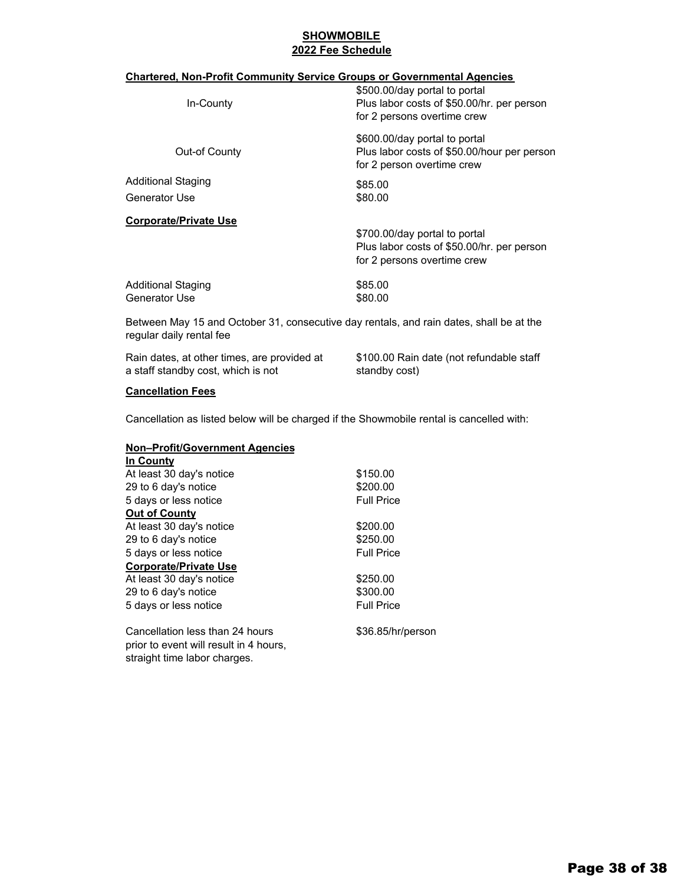# SHOWMOBILE
## 2022 Fee Schedule

**Chartered, Non-Profit Community Service Groups or Governmental Agencies**

| | |
|---|---|
| In-County | \$500.00/day portal to portal<br>Plus labor costs of \$50.00/hr. per person for 2 persons overtime crew |
| Out-of County | \$600.00/day portal to portal<br>Plus labor costs of \$50.00/hour per person for 2 person overtime crew |
| Additional Staging | \$85.00 |
| Generator Use | \$80.00 |

**Corporate/Private Use**

| | |
|---|---|
| | \$700.00/day portal to portal<br>Plus labor costs of \$50.00/hr. per person for 2 persons overtime crew |
| Additional Staging | \$85.00 |
| Generator Use | \$80.00 |

Between May 15 and October 31, consecutive day rentals, and rain dates, shall be at the regular daily rental fee

| | |
|---|---|
| Rain dates, at other times, are provided at a staff standby cost, which is not | \$100.00 Rain date (not refundable staff standby cost) |

**Cancellation Fees**

Cancellation as listed below will be charged if the Showmobile rental is cancelled with:

| | |
|---|---|
| **Non–Profit/Government Agencies** | |
| **In County** | |
| At least 30 day's notice | \$150.00 |
| 29 to 6 day's notice | \$200.00 |
| 5 days or less notice | Full Price |
| **Out of County** | |
| At least 30 day's notice | \$200.00 |
| 29 to 6 day's notice | \$250.00 |
| 5 days or less notice | Full Price |
| **Corporate/Private Use** | |
| At least 30 day's notice | \$250.00 |
| 29 to 6 day's notice | \$300.00 |
| 5 days or less notice | Full Price |
| Cancellation less than 24 hours prior to event will result in 4 hours, straight time labor charges. | \$36.85/hr/person |